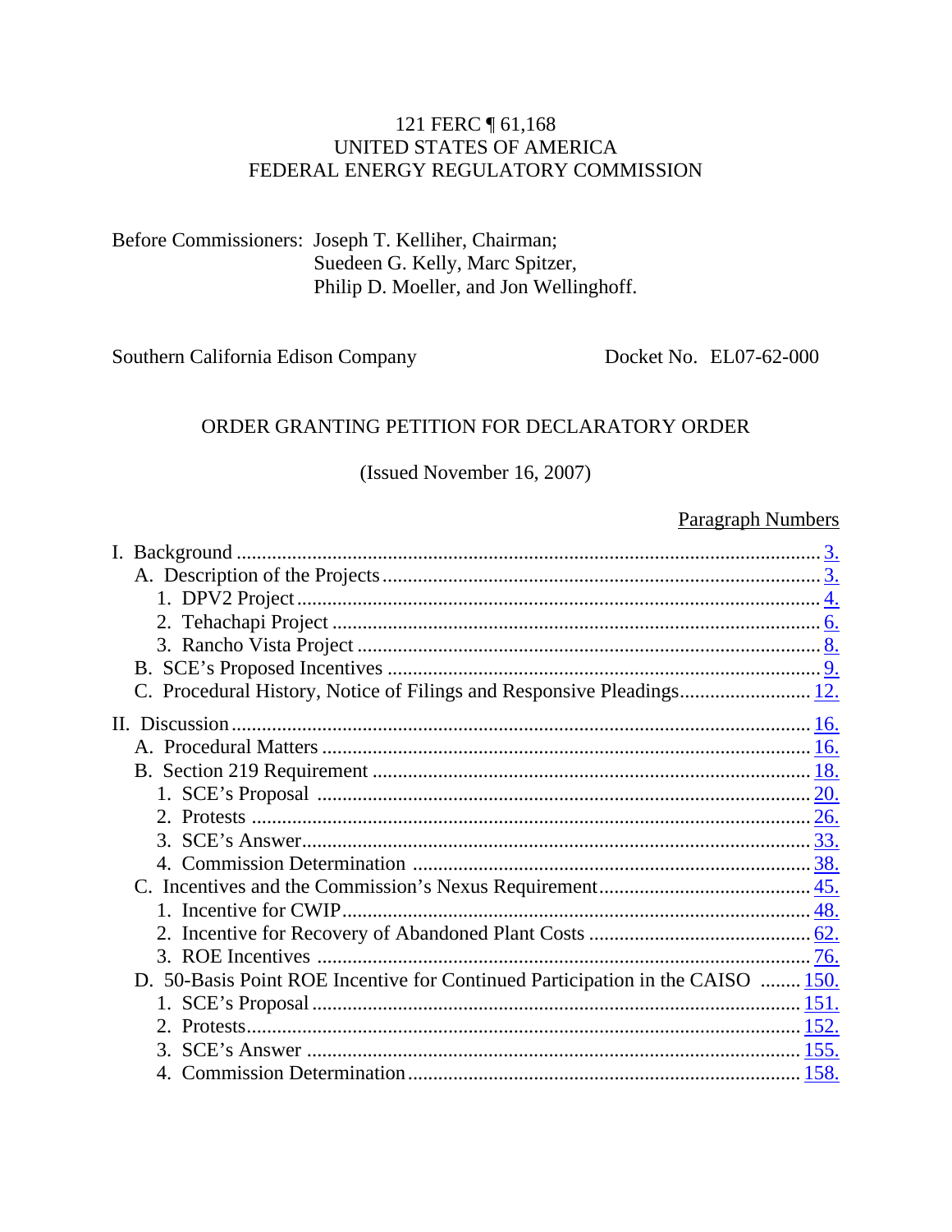121 FERC ¶ 61,168
UNITED STATES OF AMERICA
FEDERAL ENERGY REGULATORY COMMISSION

Before Commissioners: Joseph T. Kelliher, Chairman;
Suedeen G. Kelly, Marc Spitzer,
Philip D. Moeller, and Jon Wellinghoff.

Southern California Edison Company — Docket No. EL07-62-000

ORDER GRANTING PETITION FOR DECLARATORY ORDER

(Issued November 16, 2007)

| | Paragraph Numbers |
|---|---|
| I. Background | 3. |
| A. Description of the Projects | 3. |
| 1. DPV2 Project | 4. |
| 2. Tehachapi Project | 6. |
| 3. Rancho Vista Project | 8. |
| B. SCE's Proposed Incentives | 9. |
| C. Procedural History, Notice of Filings and Responsive Pleadings | 12. |
| II. Discussion | 16. |
| A. Procedural Matters | 16. |
| B. Section 219 Requirement | 18. |
| 1. SCE's Proposal | 20. |
| 2. Protests | 26. |
| 3. SCE's Answer | 33. |
| 4. Commission Determination | 38. |
| C. Incentives and the Commission's Nexus Requirement | 45. |
| 1. Incentive for CWIP | 48. |
| 2. Incentive for Recovery of Abandoned Plant Costs | 62. |
| 3. ROE Incentives | 76. |
| D. 50-Basis Point ROE Incentive for Continued Participation in the CAISO | 150. |
| 1. SCE's Proposal | 151. |
| 2. Protests | 152. |
| 3. SCE's Answer | 155. |
| 4. Commission Determination | 158. |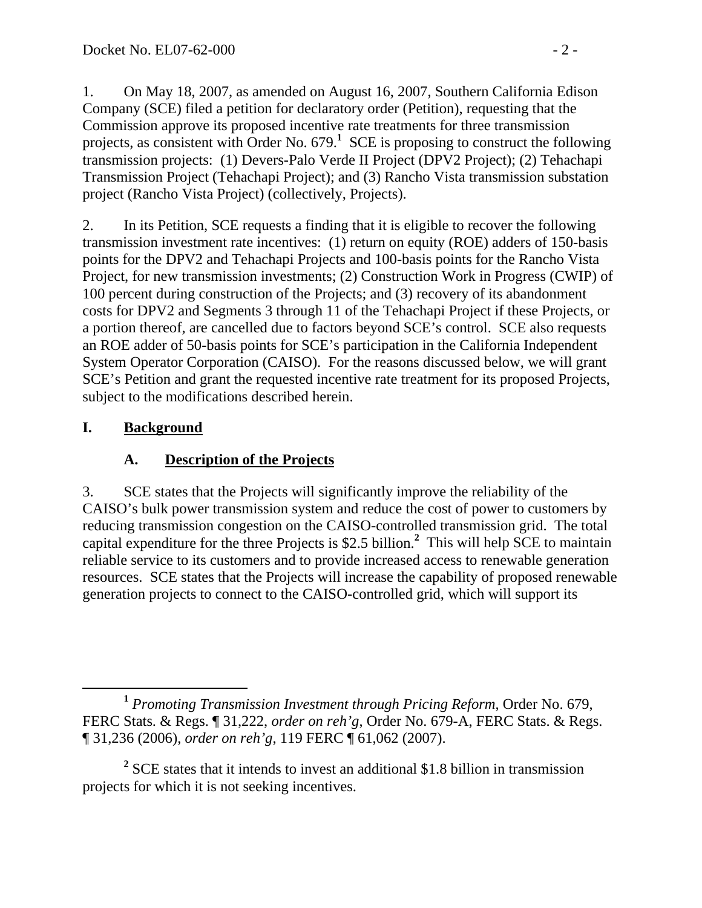1. On May 18, 2007, as amended on August 16, 2007, Southern California Edison Company (SCE) filed a petition for declaratory order (Petition), requesting that the Commission approve its proposed incentive rate treatments for three transmission projects, as consistent with Order No. 679.[1] SCE is proposing to construct the following transmission projects: (1) Devers-Palo Verde II Project (DPV2 Project); (2) Tehachapi Transmission Project (Tehachapi Project); and (3) Rancho Vista transmission substation project (Rancho Vista Project) (collectively, Projects).

2. In its Petition, SCE requests a finding that it is eligible to recover the following transmission investment rate incentives: (1) return on equity (ROE) adders of 150-basis points for the DPV2 and Tehachapi Projects and 100-basis points for the Rancho Vista Project, for new transmission investments; (2) Construction Work in Progress (CWIP) of 100 percent during construction of the Projects; and (3) recovery of its abandonment costs for DPV2 and Segments 3 through 11 of the Tehachapi Project if these Projects, or a portion thereof, are cancelled due to factors beyond SCE's control. SCE also requests an ROE adder of 50-basis points for SCE's participation in the California Independent System Operator Corporation (CAISO). For the reasons discussed below, we will grant SCE's Petition and grant the requested incentive rate treatment for its proposed Projects, subject to the modifications described herein.

# I. Background

## A. Description of the Projects

3. SCE states that the Projects will significantly improve the reliability of the CAISO's bulk power transmission system and reduce the cost of power to customers by reducing transmission congestion on the CAISO-controlled transmission grid. The total capital expenditure for the three Projects is $2.5 billion.[2] This will help SCE to maintain reliable service to its customers and to provide increased access to renewable generation resources. SCE states that the Projects will increase the capability of proposed renewable generation projects to connect to the CAISO-controlled grid, which will support its

---

[1] *Promoting Transmission Investment through Pricing Reform*, Order No. 679, FERC Stats. & Regs. ¶ 31,222, *order on reh'g*, Order No. 679-A, FERC Stats. & Regs. ¶ 31,236 (2006), *order on reh'g*, 119 FERC ¶ 61,062 (2007).

[2] SCE states that it intends to invest an additional $1.8 billion in transmission projects for which it is not seeking incentives.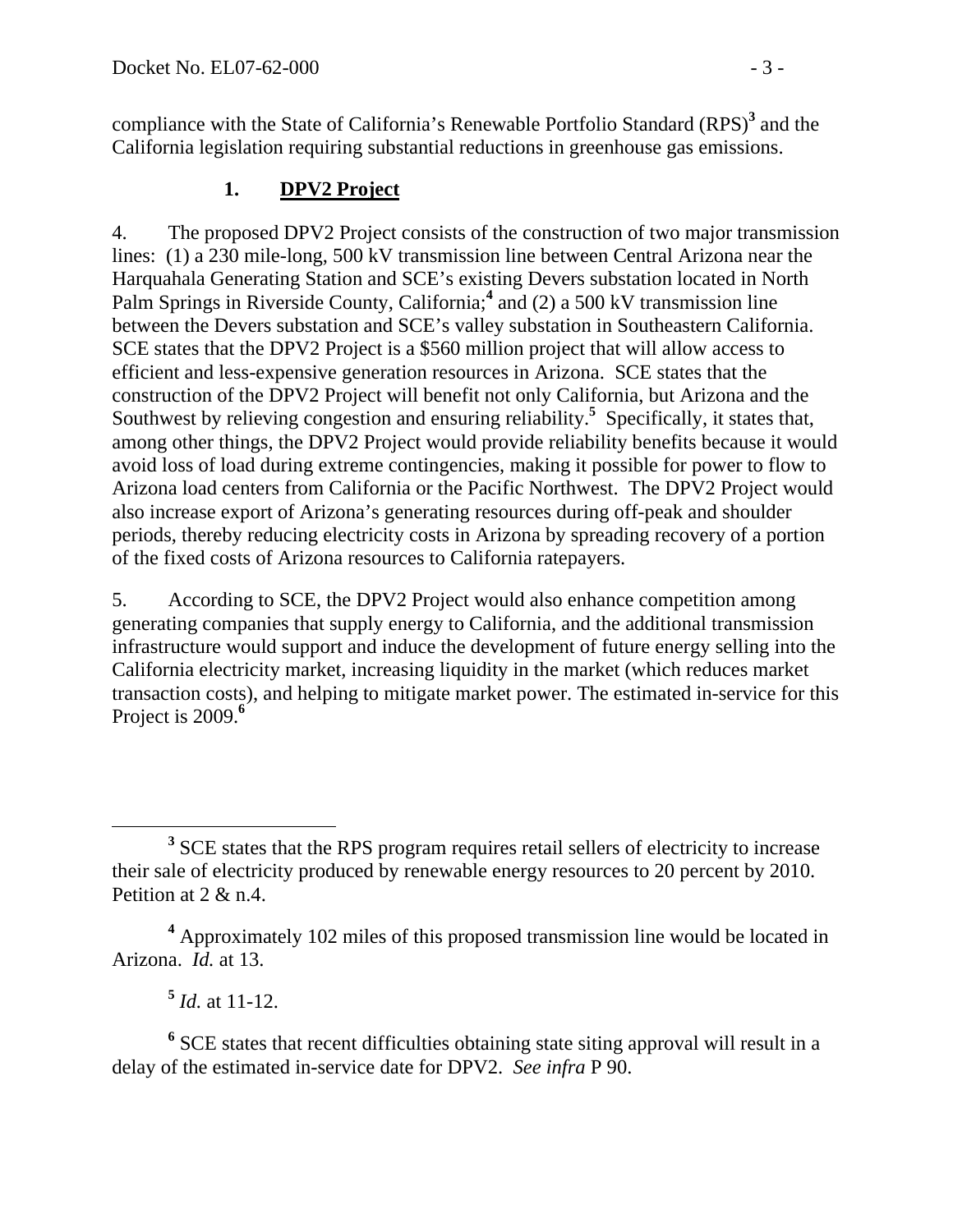compliance with the State of California's Renewable Portfolio Standard (RPS)[3] and the California legislation requiring substantial reductions in greenhouse gas emissions.

### 1. **DPV2 Project**

4. The proposed DPV2 Project consists of the construction of two major transmission lines: (1) a 230 mile-long, 500 kV transmission line between Central Arizona near the Harquahala Generating Station and SCE's existing Devers substation located in North Palm Springs in Riverside County, California;[4] and (2) a 500 kV transmission line between the Devers substation and SCE's valley substation in Southeastern California. SCE states that the DPV2 Project is a $560 million project that will allow access to efficient and less-expensive generation resources in Arizona. SCE states that the construction of the DPV2 Project will benefit not only California, but Arizona and the Southwest by relieving congestion and ensuring reliability.[5] Specifically, it states that, among other things, the DPV2 Project would provide reliability benefits because it would avoid loss of load during extreme contingencies, making it possible for power to flow to Arizona load centers from California or the Pacific Northwest. The DPV2 Project would also increase export of Arizona's generating resources during off-peak and shoulder periods, thereby reducing electricity costs in Arizona by spreading recovery of a portion of the fixed costs of Arizona resources to California ratepayers.

5. According to SCE, the DPV2 Project would also enhance competition among generating companies that supply energy to California, and the additional transmission infrastructure would support and induce the development of future energy selling into the California electricity market, increasing liquidity in the market (which reduces market transaction costs), and helping to mitigate market power. The estimated in-service for this Project is 2009.[6]

---

[3] SCE states that the RPS program requires retail sellers of electricity to increase their sale of electricity produced by renewable energy resources to 20 percent by 2010. Petition at 2 & n.4.

[4] Approximately 102 miles of this proposed transmission line would be located in Arizona. *Id.* at 13.

[5] *Id.* at 11-12.

[6] SCE states that recent difficulties obtaining state siting approval will result in a delay of the estimated in-service date for DPV2. *See infra* P 90.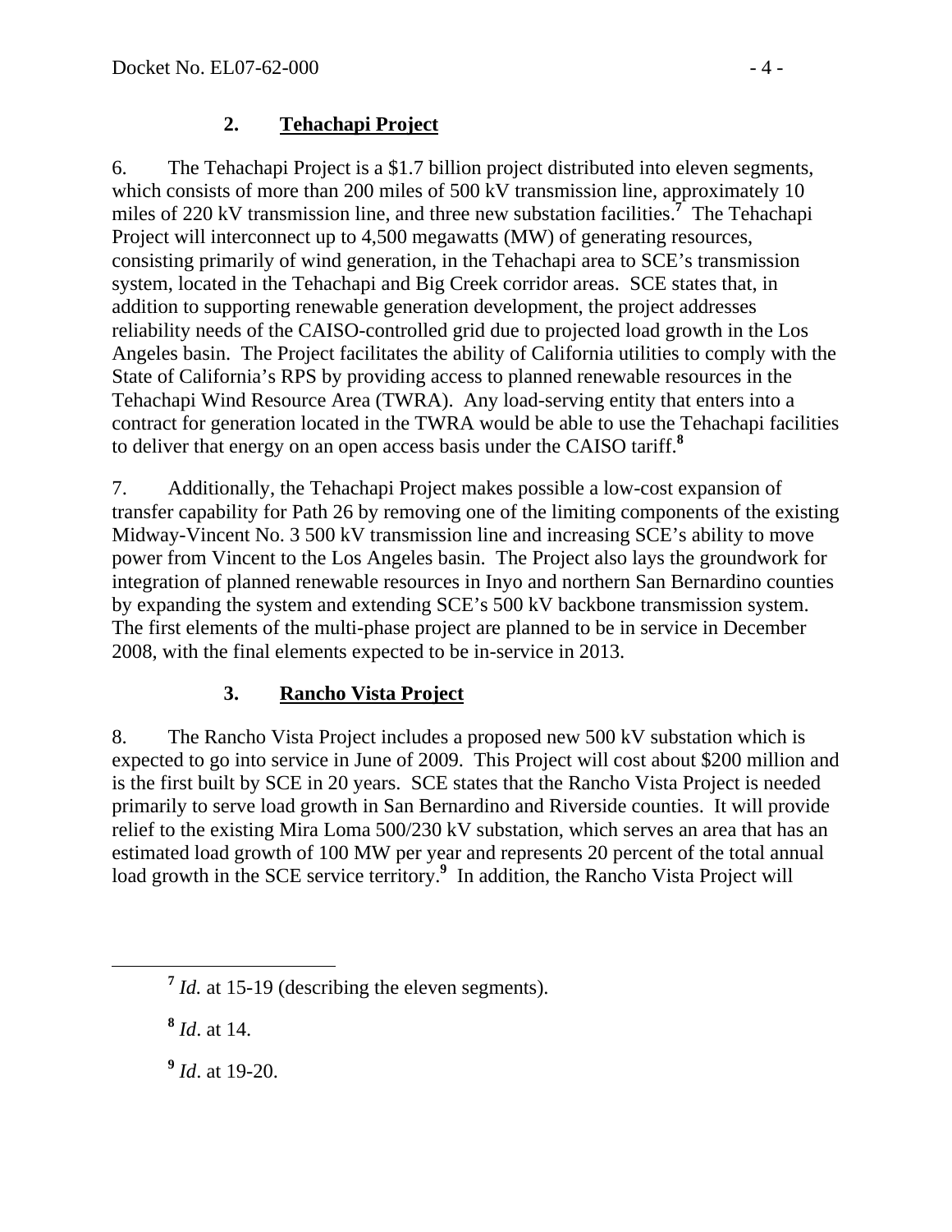### 2. **Tehachapi Project**

6. The Tehachapi Project is a $1.7 billion project distributed into eleven segments, which consists of more than 200 miles of 500 kV transmission line, approximately 10 miles of 220 kV transmission line, and three new substation facilities.[7] The Tehachapi Project will interconnect up to 4,500 megawatts (MW) of generating resources, consisting primarily of wind generation, in the Tehachapi area to SCE's transmission system, located in the Tehachapi and Big Creek corridor areas. SCE states that, in addition to supporting renewable generation development, the project addresses reliability needs of the CAISO-controlled grid due to projected load growth in the Los Angeles basin. The Project facilitates the ability of California utilities to comply with the State of California's RPS by providing access to planned renewable resources in the Tehachapi Wind Resource Area (TWRA). Any load-serving entity that enters into a contract for generation located in the TWRA would be able to use the Tehachapi facilities to deliver that energy on an open access basis under the CAISO tariff.[8]

7. Additionally, the Tehachapi Project makes possible a low-cost expansion of transfer capability for Path 26 by removing one of the limiting components of the existing Midway-Vincent No. 3 500 kV transmission line and increasing SCE's ability to move power from Vincent to the Los Angeles basin. The Project also lays the groundwork for integration of planned renewable resources in Inyo and northern San Bernardino counties by expanding the system and extending SCE's 500 kV backbone transmission system. The first elements of the multi-phase project are planned to be in service in December 2008, with the final elements expected to be in-service in 2013.

### 3. **Rancho Vista Project**

8. The Rancho Vista Project includes a proposed new 500 kV substation which is expected to go into service in June of 2009. This Project will cost about $200 million and is the first built by SCE in 20 years. SCE states that the Rancho Vista Project is needed primarily to serve load growth in San Bernardino and Riverside counties. It will provide relief to the existing Mira Loma 500/230 kV substation, which serves an area that has an estimated load growth of 100 MW per year and represents 20 percent of the total annual load growth in the SCE service territory.[9] In addition, the Rancho Vista Project will

---

[7] *Id.* at 15-19 (describing the eleven segments).

[8] *Id*. at 14.

[9] *Id*. at 19-20.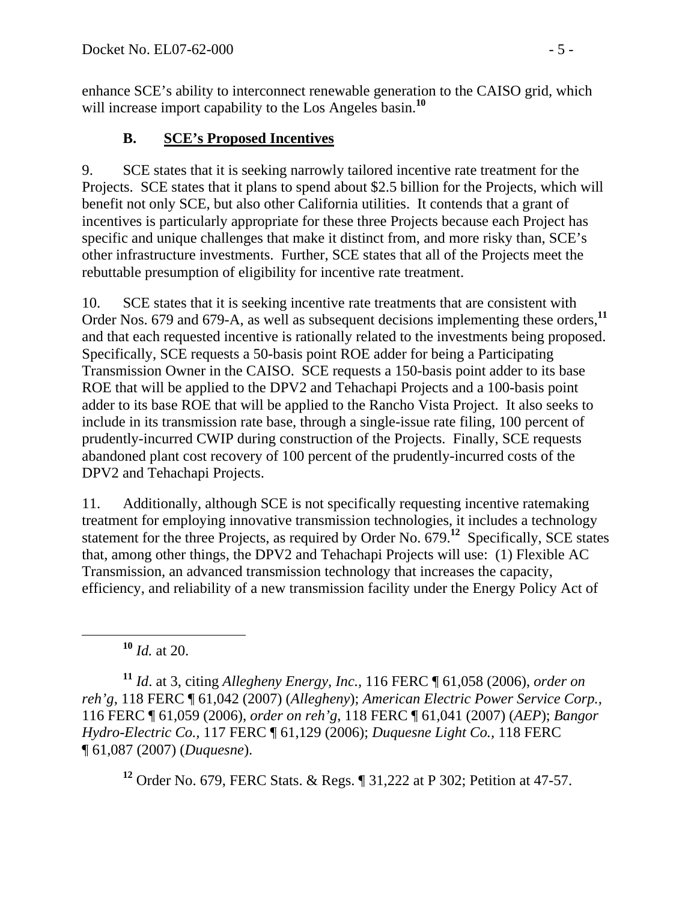enhance SCE's ability to interconnect renewable generation to the CAISO grid, which will increase import capability to the Los Angeles basin.[10]

### B. SCE's Proposed Incentives

9. SCE states that it is seeking narrowly tailored incentive rate treatment for the Projects. SCE states that it plans to spend about $2.5 billion for the Projects, which will benefit not only SCE, but also other California utilities. It contends that a grant of incentives is particularly appropriate for these three Projects because each Project has specific and unique challenges that make it distinct from, and more risky than, SCE's other infrastructure investments. Further, SCE states that all of the Projects meet the rebuttable presumption of eligibility for incentive rate treatment.

10. SCE states that it is seeking incentive rate treatments that are consistent with Order Nos. 679 and 679-A, as well as subsequent decisions implementing these orders,[11] and that each requested incentive is rationally related to the investments being proposed. Specifically, SCE requests a 50-basis point ROE adder for being a Participating Transmission Owner in the CAISO. SCE requests a 150-basis point adder to its base ROE that will be applied to the DPV2 and Tehachapi Projects and a 100-basis point adder to its base ROE that will be applied to the Rancho Vista Project. It also seeks to include in its transmission rate base, through a single-issue rate filing, 100 percent of prudently-incurred CWIP during construction of the Projects. Finally, SCE requests abandoned plant cost recovery of 100 percent of the prudently-incurred costs of the DPV2 and Tehachapi Projects.

11. Additionally, although SCE is not specifically requesting incentive ratemaking treatment for employing innovative transmission technologies, it includes a technology statement for the three Projects, as required by Order No. 679.[12] Specifically, SCE states that, among other things, the DPV2 and Tehachapi Projects will use: (1) Flexible AC Transmission, an advanced transmission technology that increases the capacity, efficiency, and reliability of a new transmission facility under the Energy Policy Act of

---

[10] *Id.* at 20.

[11] *Id*. at 3, citing *Allegheny Energy, Inc.,* 116 FERC ¶ 61,058 (2006), *order on reh'g*, 118 FERC ¶ 61,042 (2007) (*Allegheny*); *American Electric Power Service Corp.,* 116 FERC ¶ 61,059 (2006), *order on reh'g*, 118 FERC ¶ 61,041 (2007) (*AEP*); *Bangor Hydro-Electric Co.,* 117 FERC ¶ 61,129 (2006); *Duquesne Light Co.,* 118 FERC ¶ 61,087 (2007) (*Duquesne*).

[12] Order No. 679, FERC Stats. & Regs. ¶ 31,222 at P 302; Petition at 47-57.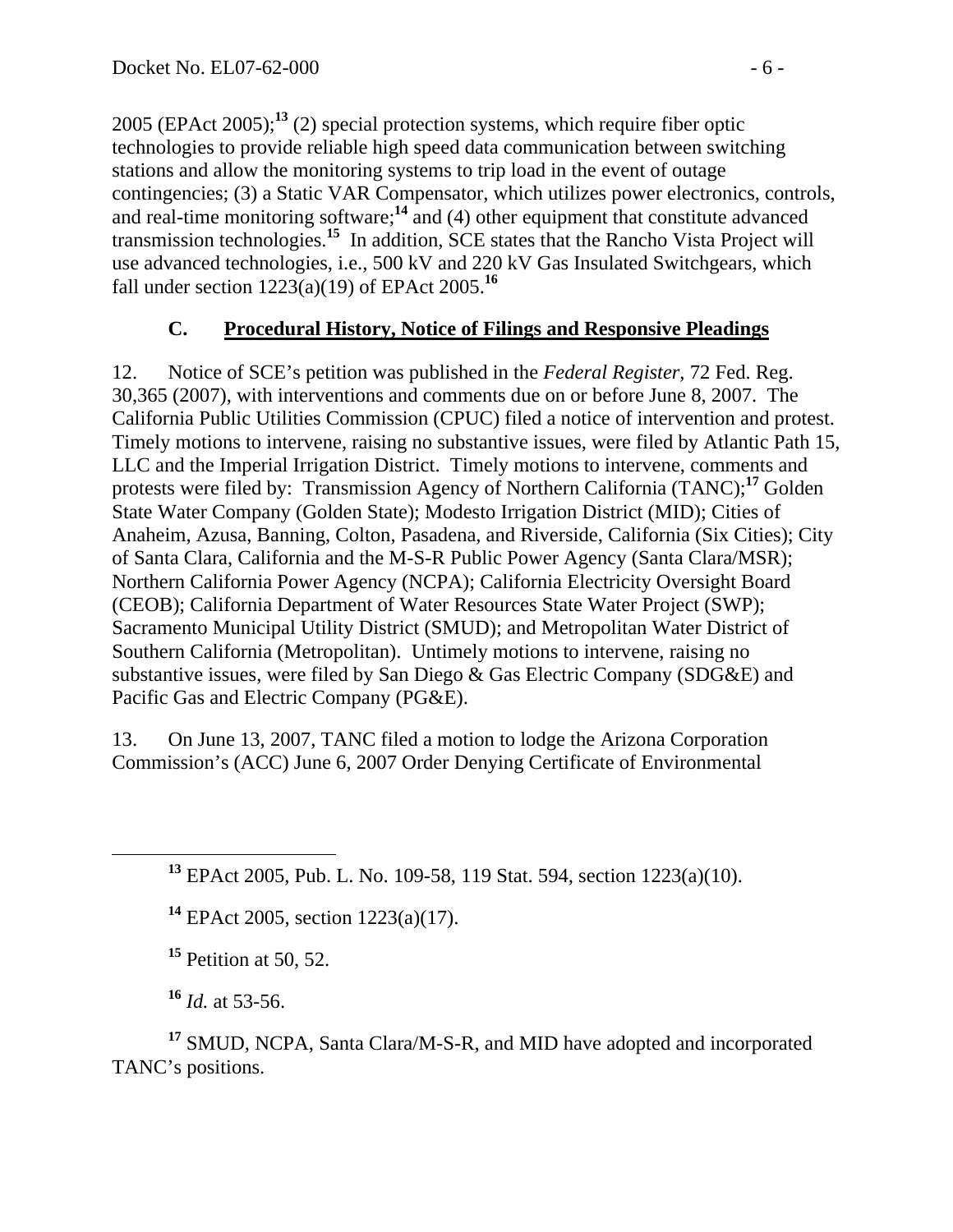2005 (EPAct 2005);[13] (2) special protection systems, which require fiber optic technologies to provide reliable high speed data communication between switching stations and allow the monitoring systems to trip load in the event of outage contingencies; (3) a Static VAR Compensator, which utilizes power electronics, controls, and real-time monitoring software;[14] and (4) other equipment that constitute advanced transmission technologies.[15] In addition, SCE states that the Rancho Vista Project will use advanced technologies, i.e., 500 kV and 220 kV Gas Insulated Switchgears, which fall under section 1223(a)(19) of EPAct 2005.[16]

### C. Procedural History, Notice of Filings and Responsive Pleadings

12. Notice of SCE's petition was published in the *Federal Register*, 72 Fed. Reg. 30,365 (2007), with interventions and comments due on or before June 8, 2007. The California Public Utilities Commission (CPUC) filed a notice of intervention and protest. Timely motions to intervene, raising no substantive issues, were filed by Atlantic Path 15, LLC and the Imperial Irrigation District. Timely motions to intervene, comments and protests were filed by: Transmission Agency of Northern California (TANC);[17] Golden State Water Company (Golden State); Modesto Irrigation District (MID); Cities of Anaheim, Azusa, Banning, Colton, Pasadena, and Riverside, California (Six Cities); City of Santa Clara, California and the M-S-R Public Power Agency (Santa Clara/MSR); Northern California Power Agency (NCPA); California Electricity Oversight Board (CEOB); California Department of Water Resources State Water Project (SWP); Sacramento Municipal Utility District (SMUD); and Metropolitan Water District of Southern California (Metropolitan). Untimely motions to intervene, raising no substantive issues, were filed by San Diego & Gas Electric Company (SDG&E) and Pacific Gas and Electric Company (PG&E).

13. On June 13, 2007, TANC filed a motion to lodge the Arizona Corporation Commission's (ACC) June 6, 2007 Order Denying Certificate of Environmental

---

[13] EPAct 2005, Pub. L. No. 109-58, 119 Stat. 594, section 1223(a)(10).

[14] EPAct 2005, section 1223(a)(17).

[15] Petition at 50, 52.

[16] *Id.* at 53-56.

[17] SMUD, NCPA, Santa Clara/M-S-R, and MID have adopted and incorporated TANC's positions.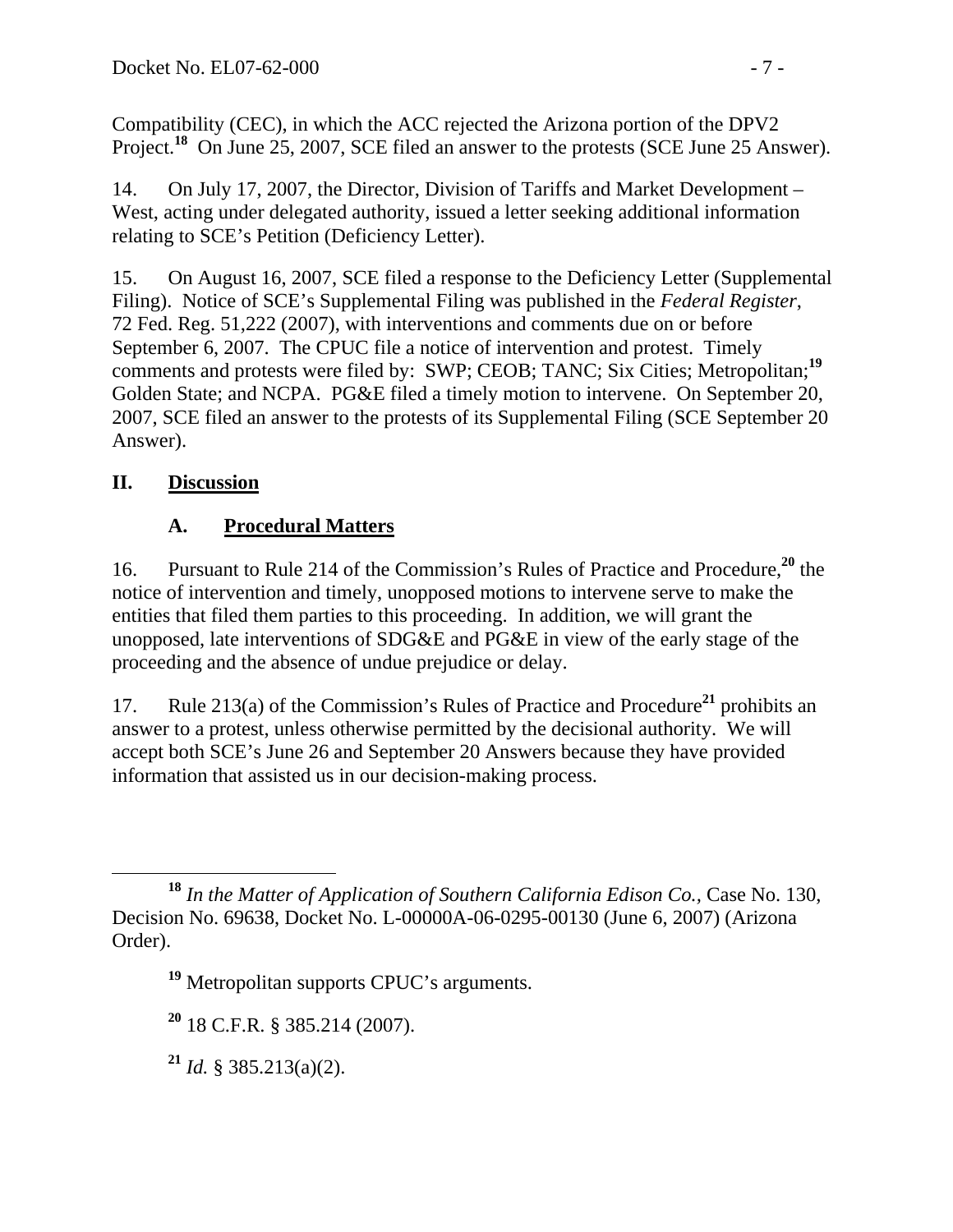Compatibility (CEC), in which the ACC rejected the Arizona portion of the DPV2 Project.[18] On June 25, 2007, SCE filed an answer to the protests (SCE June 25 Answer).

14. On July 17, 2007, the Director, Division of Tariffs and Market Development – West, acting under delegated authority, issued a letter seeking additional information relating to SCE's Petition (Deficiency Letter).

15. On August 16, 2007, SCE filed a response to the Deficiency Letter (Supplemental Filing). Notice of SCE's Supplemental Filing was published in the *Federal Register*, 72 Fed. Reg. 51,222 (2007), with interventions and comments due on or before September 6, 2007. The CPUC file a notice of intervention and protest. Timely comments and protests were filed by: SWP; CEOB; TANC; Six Cities; Metropolitan;[19] Golden State; and NCPA. PG&E filed a timely motion to intervene. On September 20, 2007, SCE filed an answer to the protests of its Supplemental Filing (SCE September 20 Answer).

## II. Discussion

### A. Procedural Matters

16. Pursuant to Rule 214 of the Commission's Rules of Practice and Procedure,[20] the notice of intervention and timely, unopposed motions to intervene serve to make the entities that filed them parties to this proceeding. In addition, we will grant the unopposed, late interventions of SDG&E and PG&E in view of the early stage of the proceeding and the absence of undue prejudice or delay.

17. Rule 213(a) of the Commission's Rules of Practice and Procedure[21] prohibits an answer to a protest, unless otherwise permitted by the decisional authority. We will accept both SCE's June 26 and September 20 Answers because they have provided information that assisted us in our decision-making process.

---

[18] *In the Matter of Application of Southern California Edison Co.*, Case No. 130, Decision No. 69638, Docket No. L-00000A-06-0295-00130 (June 6, 2007) (Arizona Order).

[19] Metropolitan supports CPUC's arguments.

[20] 18 C.F.R. § 385.214 (2007).

[21] *Id.* § 385.213(a)(2).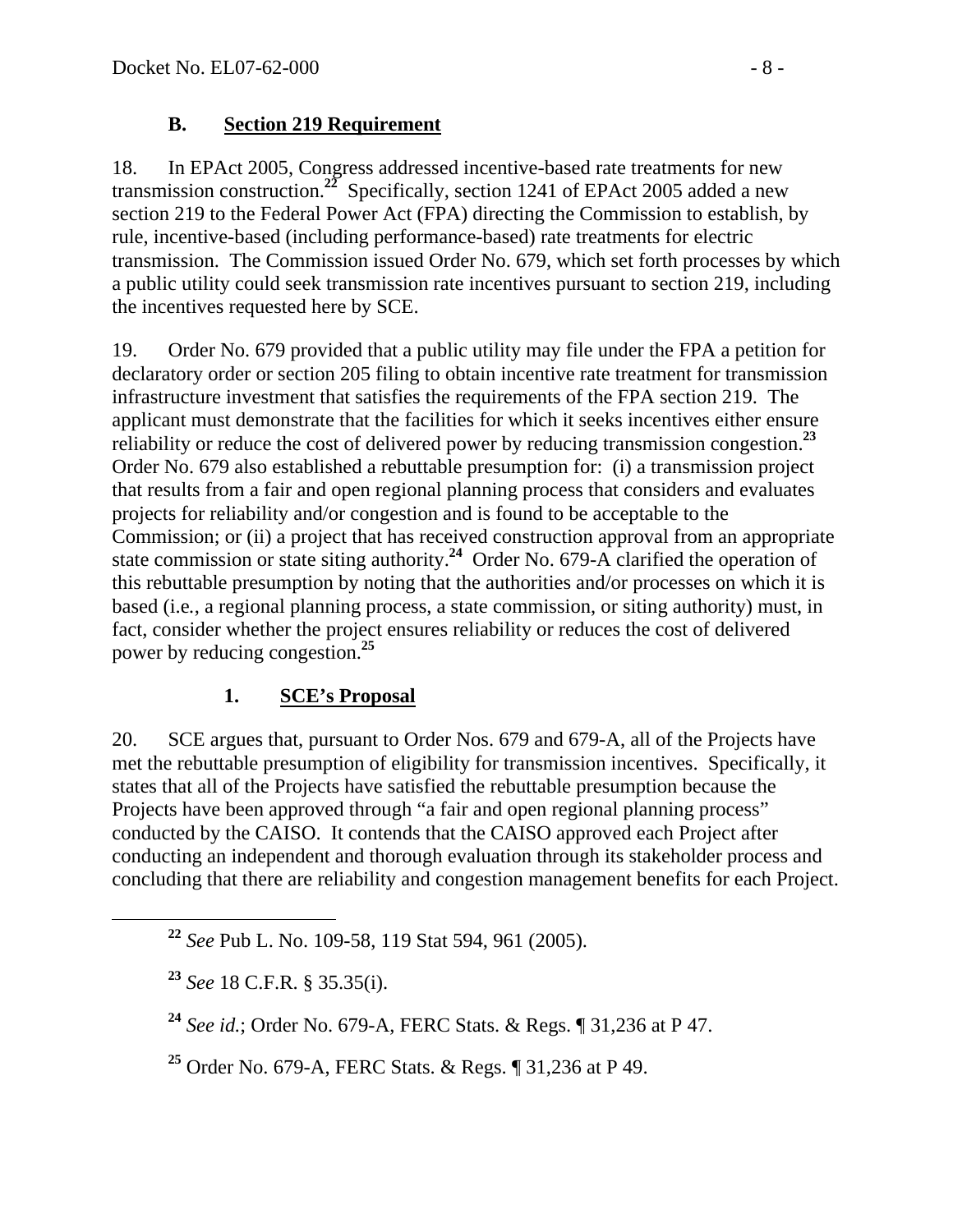### B. Section 219 Requirement

18. In EPAct 2005, Congress addressed incentive-based rate treatments for new transmission construction.[22] Specifically, section 1241 of EPAct 2005 added a new section 219 to the Federal Power Act (FPA) directing the Commission to establish, by rule, incentive-based (including performance-based) rate treatments for electric transmission. The Commission issued Order No. 679, which set forth processes by which a public utility could seek transmission rate incentives pursuant to section 219, including the incentives requested here by SCE.

19. Order No. 679 provided that a public utility may file under the FPA a petition for declaratory order or section 205 filing to obtain incentive rate treatment for transmission infrastructure investment that satisfies the requirements of the FPA section 219. The applicant must demonstrate that the facilities for which it seeks incentives either ensure reliability or reduce the cost of delivered power by reducing transmission congestion.[23] Order No. 679 also established a rebuttable presumption for: (i) a transmission project that results from a fair and open regional planning process that considers and evaluates projects for reliability and/or congestion and is found to be acceptable to the Commission; or (ii) a project that has received construction approval from an appropriate state commission or state siting authority.[24] Order No. 679-A clarified the operation of this rebuttable presumption by noting that the authorities and/or processes on which it is based (i.e., a regional planning process, a state commission, or siting authority) must, in fact, consider whether the project ensures reliability or reduces the cost of delivered power by reducing congestion.[25]

#### 1. SCE's Proposal

20. SCE argues that, pursuant to Order Nos. 679 and 679-A, all of the Projects have met the rebuttable presumption of eligibility for transmission incentives. Specifically, it states that all of the Projects have satisfied the rebuttable presumption because the Projects have been approved through "a fair and open regional planning process" conducted by the CAISO. It contends that the CAISO approved each Project after conducting an independent and thorough evaluation through its stakeholder process and concluding that there are reliability and congestion management benefits for each Project.

---

[22] *See* Pub L. No. 109-58, 119 Stat 594, 961 (2005).

[23] *See* 18 C.F.R. § 35.35(i).

[24] *See id.*; Order No. 679-A, FERC Stats. & Regs. ¶ 31,236 at P 47.

[25] Order No. 679-A, FERC Stats. & Regs. ¶ 31,236 at P 49.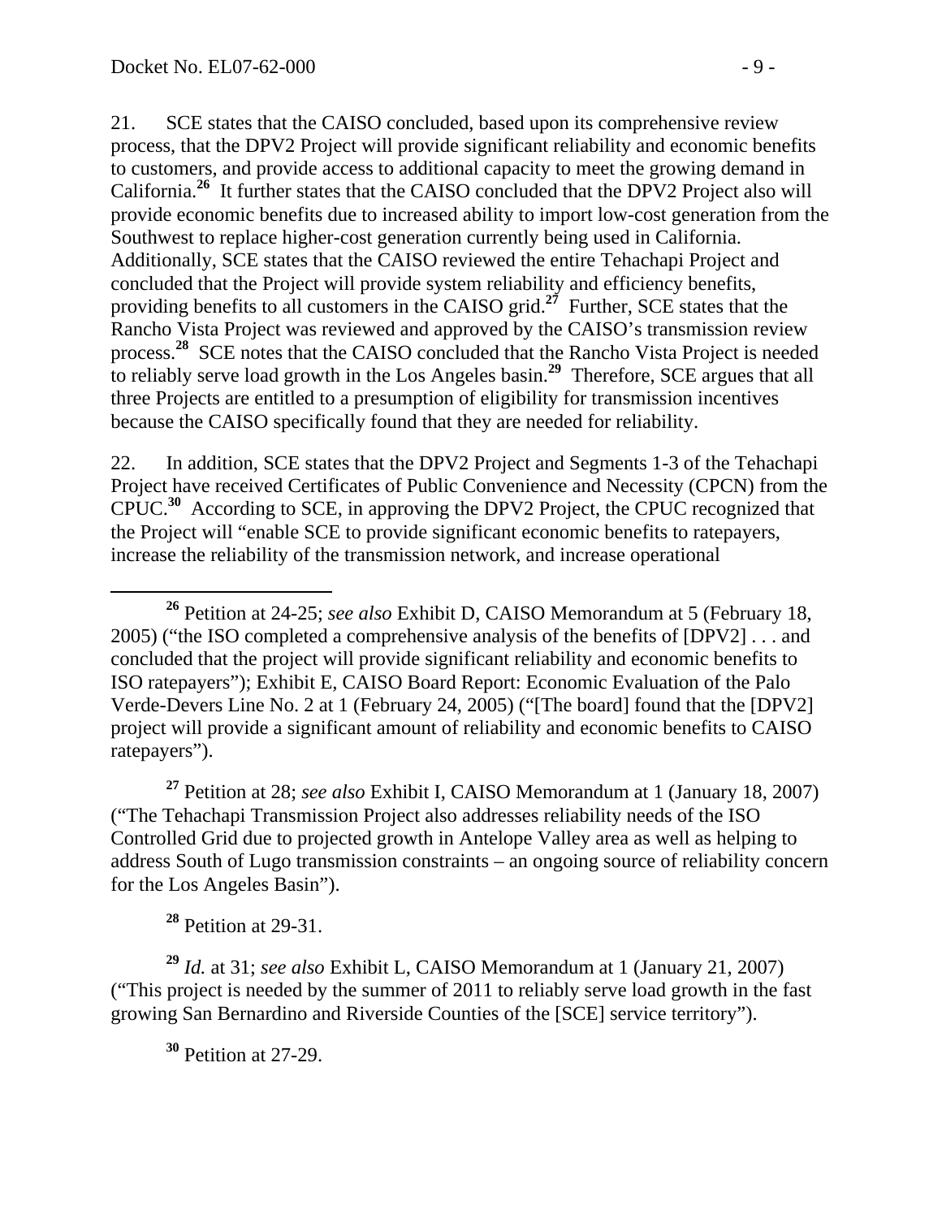21. SCE states that the CAISO concluded, based upon its comprehensive review process, that the DPV2 Project will provide significant reliability and economic benefits to customers, and provide access to additional capacity to meet the growing demand in California.[26] It further states that the CAISO concluded that the DPV2 Project also will provide economic benefits due to increased ability to import low-cost generation from the Southwest to replace higher-cost generation currently being used in California. Additionally, SCE states that the CAISO reviewed the entire Tehachapi Project and concluded that the Project will provide system reliability and efficiency benefits, providing benefits to all customers in the CAISO grid.[27] Further, SCE states that the Rancho Vista Project was reviewed and approved by the CAISO's transmission review process.[28] SCE notes that the CAISO concluded that the Rancho Vista Project is needed to reliably serve load growth in the Los Angeles basin.[29] Therefore, SCE argues that all three Projects are entitled to a presumption of eligibility for transmission incentives because the CAISO specifically found that they are needed for reliability.

22. In addition, SCE states that the DPV2 Project and Segments 1-3 of the Tehachapi Project have received Certificates of Public Convenience and Necessity (CPCN) from the CPUC.[30] According to SCE, in approving the DPV2 Project, the CPUC recognized that the Project will "enable SCE to provide significant economic benefits to ratepayers, increase the reliability of the transmission network, and increase operational

---

[26] Petition at 24-25; *see also* Exhibit D, CAISO Memorandum at 5 (February 18, 2005) ("the ISO completed a comprehensive analysis of the benefits of [DPV2] . . . and concluded that the project will provide significant reliability and economic benefits to ISO ratepayers"); Exhibit E, CAISO Board Report: Economic Evaluation of the Palo Verde-Devers Line No. 2 at 1 (February 24, 2005) ("[The board] found that the [DPV2] project will provide a significant amount of reliability and economic benefits to CAISO ratepayers").

[27] Petition at 28; *see also* Exhibit I, CAISO Memorandum at 1 (January 18, 2007) ("The Tehachapi Transmission Project also addresses reliability needs of the ISO Controlled Grid due to projected growth in Antelope Valley area as well as helping to address South of Lugo transmission constraints – an ongoing source of reliability concern for the Los Angeles Basin").

[28] Petition at 29-31.

[29] *Id.* at 31; *see also* Exhibit L, CAISO Memorandum at 1 (January 21, 2007) ("This project is needed by the summer of 2011 to reliably serve load growth in the fast growing San Bernardino and Riverside Counties of the [SCE] service territory").

[30] Petition at 27-29.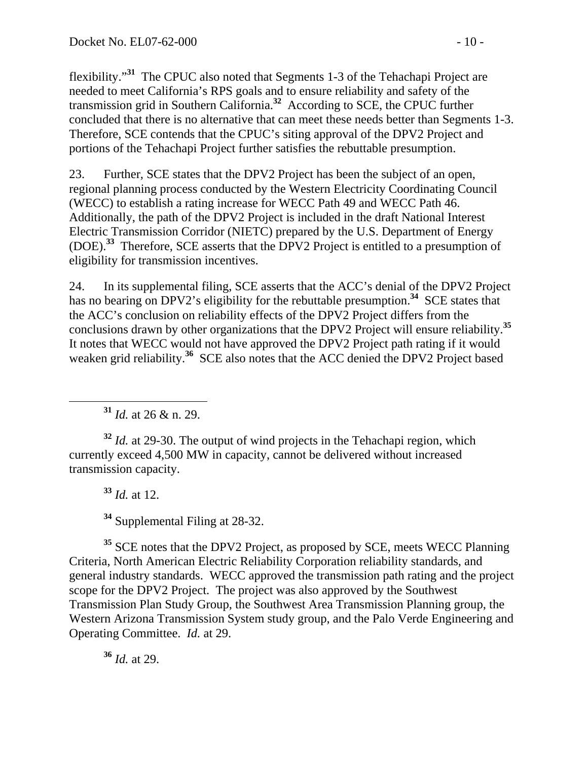flexibility."[31] The CPUC also noted that Segments 1-3 of the Tehachapi Project are needed to meet California's RPS goals and to ensure reliability and safety of the transmission grid in Southern California.[32] According to SCE, the CPUC further concluded that there is no alternative that can meet these needs better than Segments 1-3. Therefore, SCE contends that the CPUC's siting approval of the DPV2 Project and portions of the Tehachapi Project further satisfies the rebuttable presumption.

23. Further, SCE states that the DPV2 Project has been the subject of an open, regional planning process conducted by the Western Electricity Coordinating Council (WECC) to establish a rating increase for WECC Path 49 and WECC Path 46. Additionally, the path of the DPV2 Project is included in the draft National Interest Electric Transmission Corridor (NIETC) prepared by the U.S. Department of Energy (DOE).[33] Therefore, SCE asserts that the DPV2 Project is entitled to a presumption of eligibility for transmission incentives.

24. In its supplemental filing, SCE asserts that the ACC's denial of the DPV2 Project has no bearing on DPV2's eligibility for the rebuttable presumption.[34] SCE states that the ACC's conclusion on reliability effects of the DPV2 Project differs from the conclusions drawn by other organizations that the DPV2 Project will ensure reliability.[35] It notes that WECC would not have approved the DPV2 Project path rating if it would weaken grid reliability.[36] SCE also notes that the ACC denied the DPV2 Project based

---

[31] *Id.* at 26 & n. 29.

[32] *Id.* at 29-30. The output of wind projects in the Tehachapi region, which currently exceed 4,500 MW in capacity, cannot be delivered without increased transmission capacity.

[33] *Id.* at 12.

[34] Supplemental Filing at 28-32.

[35] SCE notes that the DPV2 Project, as proposed by SCE, meets WECC Planning Criteria, North American Electric Reliability Corporation reliability standards, and general industry standards. WECC approved the transmission path rating and the project scope for the DPV2 Project. The project was also approved by the Southwest Transmission Plan Study Group, the Southwest Area Transmission Planning group, the Western Arizona Transmission System study group, and the Palo Verde Engineering and Operating Committee. *Id.* at 29.

[36] *Id.* at 29.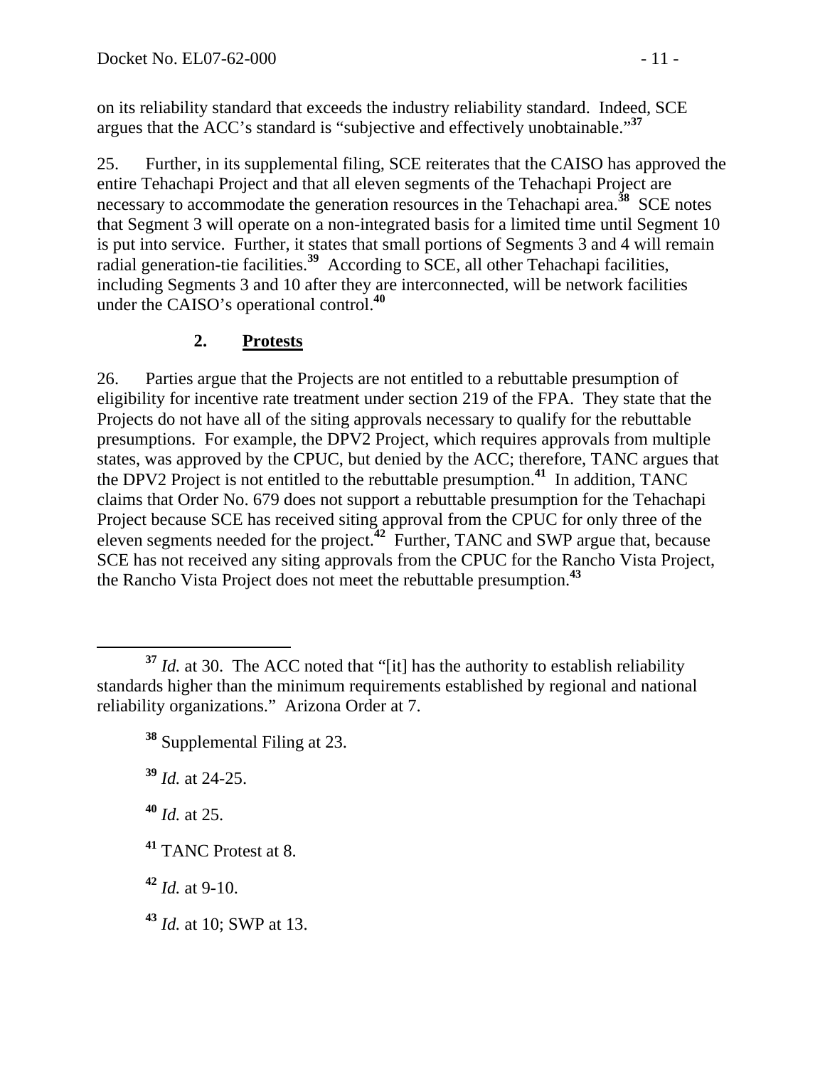on its reliability standard that exceeds the industry reliability standard. Indeed, SCE argues that the ACC's standard is "subjective and effectively unobtainable."[37]

25. Further, in its supplemental filing, SCE reiterates that the CAISO has approved the entire Tehachapi Project and that all eleven segments of the Tehachapi Project are necessary to accommodate the generation resources in the Tehachapi area.[38] SCE notes that Segment 3 will operate on a non-integrated basis for a limited time until Segment 10 is put into service. Further, it states that small portions of Segments 3 and 4 will remain radial generation-tie facilities.[39] According to SCE, all other Tehachapi facilities, including Segments 3 and 10 after they are interconnected, will be network facilities under the CAISO's operational control.[40]

### 2. **Protests**

26. Parties argue that the Projects are not entitled to a rebuttable presumption of eligibility for incentive rate treatment under section 219 of the FPA. They state that the Projects do not have all of the siting approvals necessary to qualify for the rebuttable presumptions. For example, the DPV2 Project, which requires approvals from multiple states, was approved by the CPUC, but denied by the ACC; therefore, TANC argues that the DPV2 Project is not entitled to the rebuttable presumption.[41] In addition, TANC claims that Order No. 679 does not support a rebuttable presumption for the Tehachapi Project because SCE has received siting approval from the CPUC for only three of the eleven segments needed for the project.[42] Further, TANC and SWP argue that, because SCE has not received any siting approvals from the CPUC for the Rancho Vista Project, the Rancho Vista Project does not meet the rebuttable presumption.[43]

---

[37] *Id.* at 30. The ACC noted that "[it] has the authority to establish reliability standards higher than the minimum requirements established by regional and national reliability organizations." Arizona Order at 7.

[38] Supplemental Filing at 23.

[39] *Id.* at 24-25.

[40] *Id.* at 25.

[41] TANC Protest at 8.

[42] *Id.* at 9-10.

[43] *Id.* at 10; SWP at 13.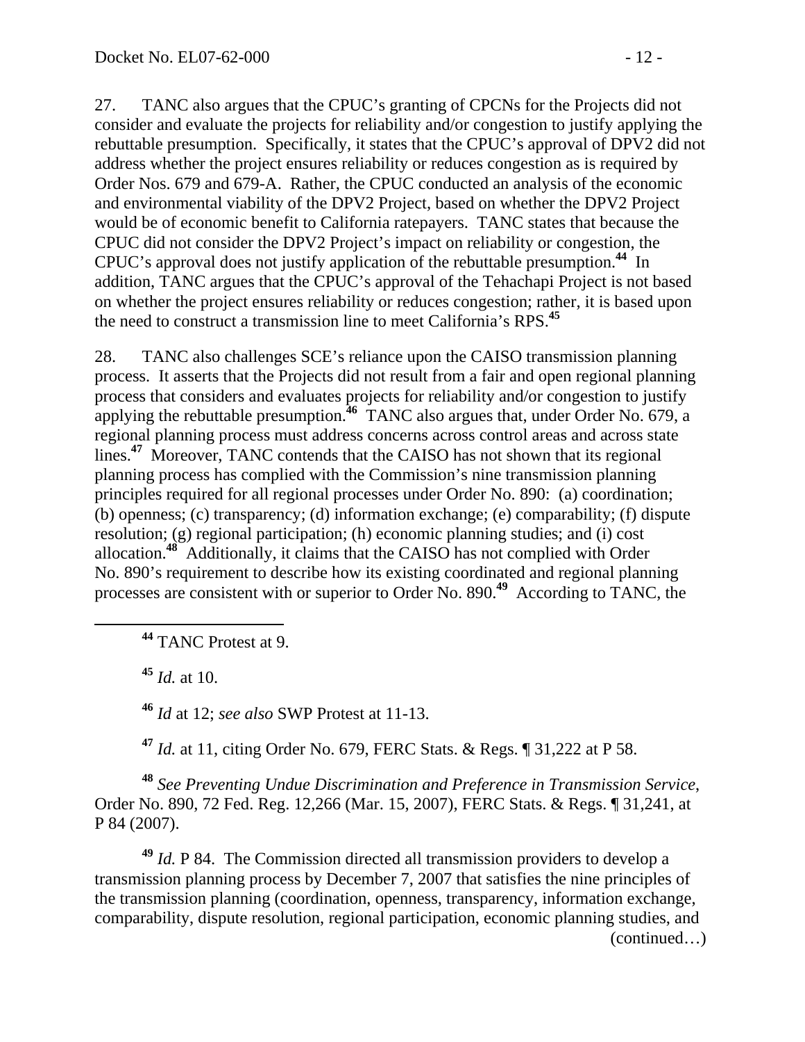27. TANC also argues that the CPUC's granting of CPCNs for the Projects did not consider and evaluate the projects for reliability and/or congestion to justify applying the rebuttable presumption. Specifically, it states that the CPUC's approval of DPV2 did not address whether the project ensures reliability or reduces congestion as is required by Order Nos. 679 and 679-A. Rather, the CPUC conducted an analysis of the economic and environmental viability of the DPV2 Project, based on whether the DPV2 Project would be of economic benefit to California ratepayers. TANC states that because the CPUC did not consider the DPV2 Project's impact on reliability or congestion, the CPUC's approval does not justify application of the rebuttable presumption.[44] In addition, TANC argues that the CPUC's approval of the Tehachapi Project is not based on whether the project ensures reliability or reduces congestion; rather, it is based upon the need to construct a transmission line to meet California's RPS.[45]

28. TANC also challenges SCE's reliance upon the CAISO transmission planning process. It asserts that the Projects did not result from a fair and open regional planning process that considers and evaluates projects for reliability and/or congestion to justify applying the rebuttable presumption.[46] TANC also argues that, under Order No. 679, a regional planning process must address concerns across control areas and across state lines.[47] Moreover, TANC contends that the CAISO has not shown that its regional planning process has complied with the Commission's nine transmission planning principles required for all regional processes under Order No. 890: (a) coordination; (b) openness; (c) transparency; (d) information exchange; (e) comparability; (f) dispute resolution; (g) regional participation; (h) economic planning studies; and (i) cost allocation.[48] Additionally, it claims that the CAISO has not complied with Order No. 890's requirement to describe how its existing coordinated and regional planning processes are consistent with or superior to Order No. 890.[49] According to TANC, the

---

[44] TANC Protest at 9.

[45] *Id.* at 10.

[46] *Id* at 12; *see also* SWP Protest at 11-13.

[47] *Id.* at 11, citing Order No. 679, FERC Stats. & Regs. ¶ 31,222 at P 58.

[48] *See Preventing Undue Discrimination and Preference in Transmission Service*, Order No. 890, 72 Fed. Reg. 12,266 (Mar. 15, 2007), FERC Stats. & Regs. ¶ 31,241, at P 84 (2007).

[49] *Id.* P 84. The Commission directed all transmission providers to develop a transmission planning process by December 7, 2007 that satisfies the nine principles of the transmission planning (coordination, openness, transparency, information exchange, comparability, dispute resolution, regional participation, economic planning studies, and (continued…)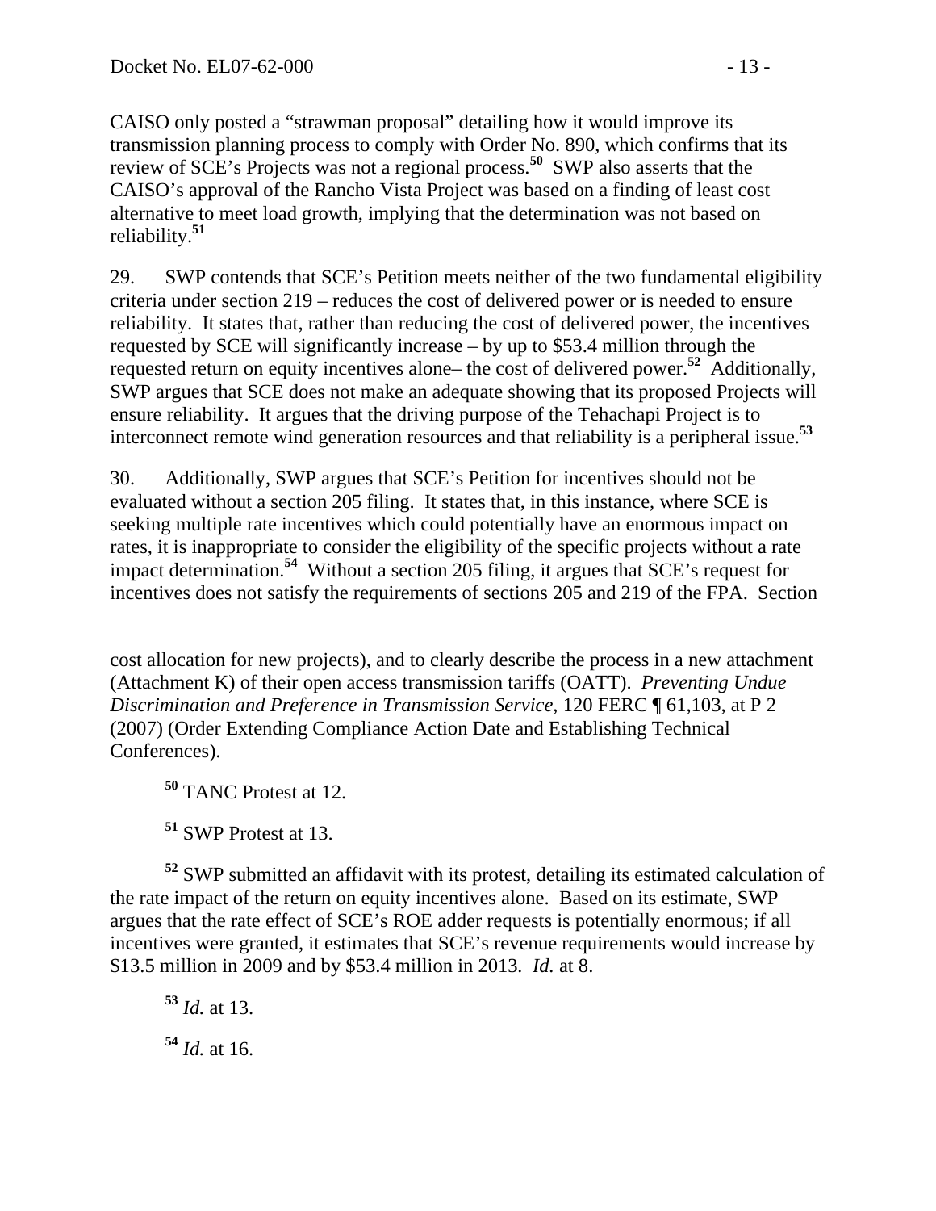CAISO only posted a "strawman proposal" detailing how it would improve its transmission planning process to comply with Order No. 890, which confirms that its review of SCE's Projects was not a regional process.[50] SWP also asserts that the CAISO's approval of the Rancho Vista Project was based on a finding of least cost alternative to meet load growth, implying that the determination was not based on reliability.[51]

29. SWP contends that SCE's Petition meets neither of the two fundamental eligibility criteria under section 219 – reduces the cost of delivered power or is needed to ensure reliability. It states that, rather than reducing the cost of delivered power, the incentives requested by SCE will significantly increase – by up to $53.4 million through the requested return on equity incentives alone– the cost of delivered power.[52] Additionally, SWP argues that SCE does not make an adequate showing that its proposed Projects will ensure reliability. It argues that the driving purpose of the Tehachapi Project is to interconnect remote wind generation resources and that reliability is a peripheral issue.[53]

30. Additionally, SWP argues that SCE's Petition for incentives should not be evaluated without a section 205 filing. It states that, in this instance, where SCE is seeking multiple rate incentives which could potentially have an enormous impact on rates, it is inappropriate to consider the eligibility of the specific projects without a rate impact determination.[54] Without a section 205 filing, it argues that SCE's request for incentives does not satisfy the requirements of sections 205 and 219 of the FPA. Section

---

cost allocation for new projects), and to clearly describe the process in a new attachment (Attachment K) of their open access transmission tariffs (OATT). *Preventing Undue Discrimination and Preference in Transmission Service*, 120 FERC ¶ 61,103, at P 2 (2007) (Order Extending Compliance Action Date and Establishing Technical Conferences).

[50] TANC Protest at 12.

[51] SWP Protest at 13.

[52] SWP submitted an affidavit with its protest, detailing its estimated calculation of the rate impact of the return on equity incentives alone. Based on its estimate, SWP argues that the rate effect of SCE's ROE adder requests is potentially enormous; if all incentives were granted, it estimates that SCE's revenue requirements would increase by $13.5 million in 2009 and by $53.4 million in 2013. *Id.* at 8.

[53] *Id.* at 13.

[54] *Id.* at 16.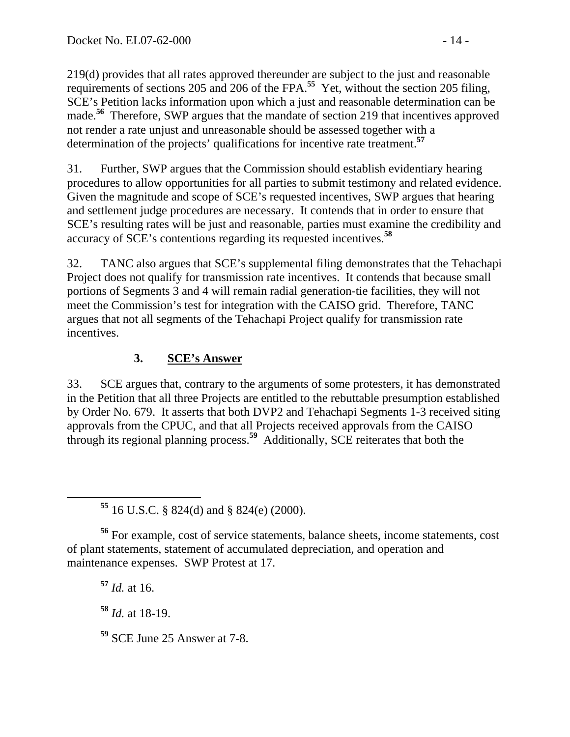219(d) provides that all rates approved thereunder are subject to the just and reasonable requirements of sections 205 and 206 of the FPA.[55] Yet, without the section 205 filing, SCE's Petition lacks information upon which a just and reasonable determination can be made.[56] Therefore, SWP argues that the mandate of section 219 that incentives approved not render a rate unjust and unreasonable should be assessed together with a determination of the projects' qualifications for incentive rate treatment.[57]

31. Further, SWP argues that the Commission should establish evidentiary hearing procedures to allow opportunities for all parties to submit testimony and related evidence. Given the magnitude and scope of SCE's requested incentives, SWP argues that hearing and settlement judge procedures are necessary. It contends that in order to ensure that SCE's resulting rates will be just and reasonable, parties must examine the credibility and accuracy of SCE's contentions regarding its requested incentives.[58]

32. TANC also argues that SCE's supplemental filing demonstrates that the Tehachapi Project does not qualify for transmission rate incentives. It contends that because small portions of Segments 3 and 4 will remain radial generation-tie facilities, they will not meet the Commission's test for integration with the CAISO grid. Therefore, TANC argues that not all segments of the Tehachapi Project qualify for transmission rate incentives.

### 3. SCE's Answer

33. SCE argues that, contrary to the arguments of some protesters, it has demonstrated in the Petition that all three Projects are entitled to the rebuttable presumption established by Order No. 679. It asserts that both DVP2 and Tehachapi Segments 1-3 received siting approvals from the CPUC, and that all Projects received approvals from the CAISO through its regional planning process.[59] Additionally, SCE reiterates that both the

---

[55] 16 U.S.C. § 824(d) and § 824(e) (2000).

[56] For example, cost of service statements, balance sheets, income statements, cost of plant statements, statement of accumulated depreciation, and operation and maintenance expenses. SWP Protest at 17.

[57] *Id.* at 16.

[58] *Id.* at 18-19.

[59] SCE June 25 Answer at 7-8.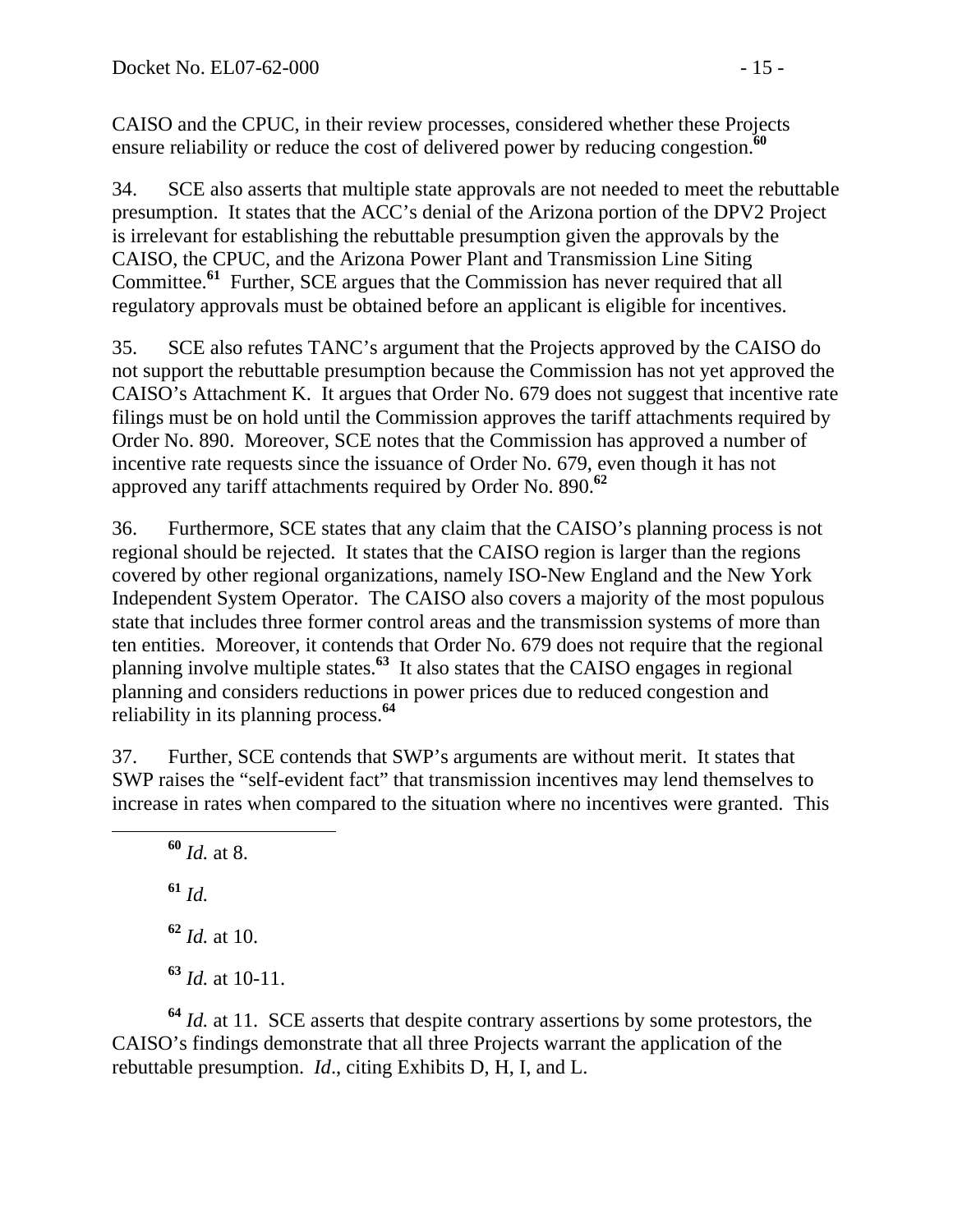CAISO and the CPUC, in their review processes, considered whether these Projects ensure reliability or reduce the cost of delivered power by reducing congestion.[60]

34. SCE also asserts that multiple state approvals are not needed to meet the rebuttable presumption. It states that the ACC's denial of the Arizona portion of the DPV2 Project is irrelevant for establishing the rebuttable presumption given the approvals by the CAISO, the CPUC, and the Arizona Power Plant and Transmission Line Siting Committee.[61] Further, SCE argues that the Commission has never required that all regulatory approvals must be obtained before an applicant is eligible for incentives.

35. SCE also refutes TANC's argument that the Projects approved by the CAISO do not support the rebuttable presumption because the Commission has not yet approved the CAISO's Attachment K. It argues that Order No. 679 does not suggest that incentive rate filings must be on hold until the Commission approves the tariff attachments required by Order No. 890. Moreover, SCE notes that the Commission has approved a number of incentive rate requests since the issuance of Order No. 679, even though it has not approved any tariff attachments required by Order No. 890.[62]

36. Furthermore, SCE states that any claim that the CAISO's planning process is not regional should be rejected. It states that the CAISO region is larger than the regions covered by other regional organizations, namely ISO-New England and the New York Independent System Operator. The CAISO also covers a majority of the most populous state that includes three former control areas and the transmission systems of more than ten entities. Moreover, it contends that Order No. 679 does not require that the regional planning involve multiple states.[63] It also states that the CAISO engages in regional planning and considers reductions in power prices due to reduced congestion and reliability in its planning process.[64]

37. Further, SCE contends that SWP's arguments are without merit. It states that SWP raises the "self-evident fact" that transmission incentives may lend themselves to increase in rates when compared to the situation where no incentives were granted. This

---

[60] *Id.* at 8.

[61] *Id.*

[62] *Id.* at 10.

[63] *Id.* at 10-11.

[64] *Id.* at 11. SCE asserts that despite contrary assertions by some protestors, the CAISO's findings demonstrate that all three Projects warrant the application of the rebuttable presumption. *Id*., citing Exhibits D, H, I, and L.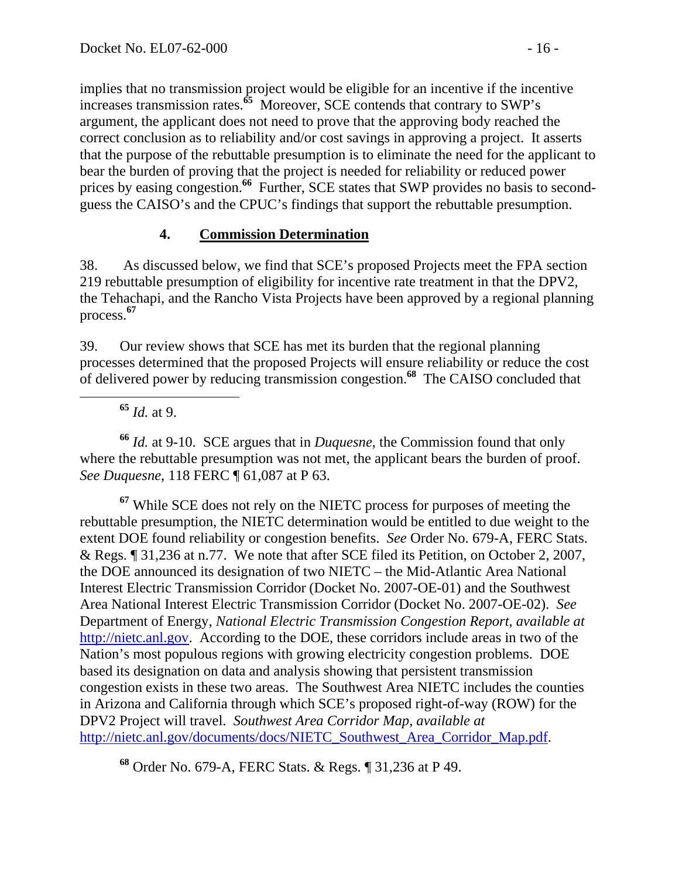implies that no transmission project would be eligible for an incentive if the incentive increases transmission rates.[65] Moreover, SCE contends that contrary to SWP's argument, the applicant does not need to prove that the approving body reached the correct conclusion as to reliability and/or cost savings in approving a project. It asserts that the purpose of the rebuttable presumption is to eliminate the need for the applicant to bear the burden of proving that the project is needed for reliability or reduced power prices by easing congestion.[66] Further, SCE states that SWP provides no basis to second-guess the CAISO's and the CPUC's findings that support the rebuttable presumption.

### 4. Commission Determination

38. As discussed below, we find that SCE's proposed Projects meet the FPA section 219 rebuttable presumption of eligibility for incentive rate treatment in that the DPV2, the Tehachapi, and the Rancho Vista Projects have been approved by a regional planning process.[67]

39. Our review shows that SCE has met its burden that the regional planning processes determined that the proposed Projects will ensure reliability or reduce the cost of delivered power by reducing transmission congestion.[68] The CAISO concluded that

---

[65] *Id.* at 9.

[66] *Id.* at 9-10. SCE argues that in *Duquesne*, the Commission found that only where the rebuttable presumption was not met, the applicant bears the burden of proof. *See Duquesne*, 118 FERC ¶ 61,087 at P 63.

[67] While SCE does not rely on the NIETC process for purposes of meeting the rebuttable presumption, the NIETC determination would be entitled to due weight to the extent DOE found reliability or congestion benefits. *See* Order No. 679-A, FERC Stats. & Regs. ¶ 31,236 at n.77. We note that after SCE filed its Petition, on October 2, 2007, the DOE announced its designation of two NIETC – the Mid-Atlantic Area National Interest Electric Transmission Corridor (Docket No. 2007-OE-01) and the Southwest Area National Interest Electric Transmission Corridor (Docket No. 2007-OE-02). *See* Department of Energy, *National Electric Transmission Congestion Report*, *available at* http://nietc.anl.gov. According to the DOE, these corridors include areas in two of the Nation's most populous regions with growing electricity congestion problems. DOE based its designation on data and analysis showing that persistent transmission congestion exists in these two areas. The Southwest Area NIETC includes the counties in Arizona and California through which SCE's proposed right-of-way (ROW) for the DPV2 Project will travel. *Southwest Area Corridor Map*, *available at* http://nietc.anl.gov/documents/docs/NIETC_Southwest_Area_Corridor_Map.pdf.

[68] Order No. 679-A, FERC Stats. & Regs. ¶ 31,236 at P 49.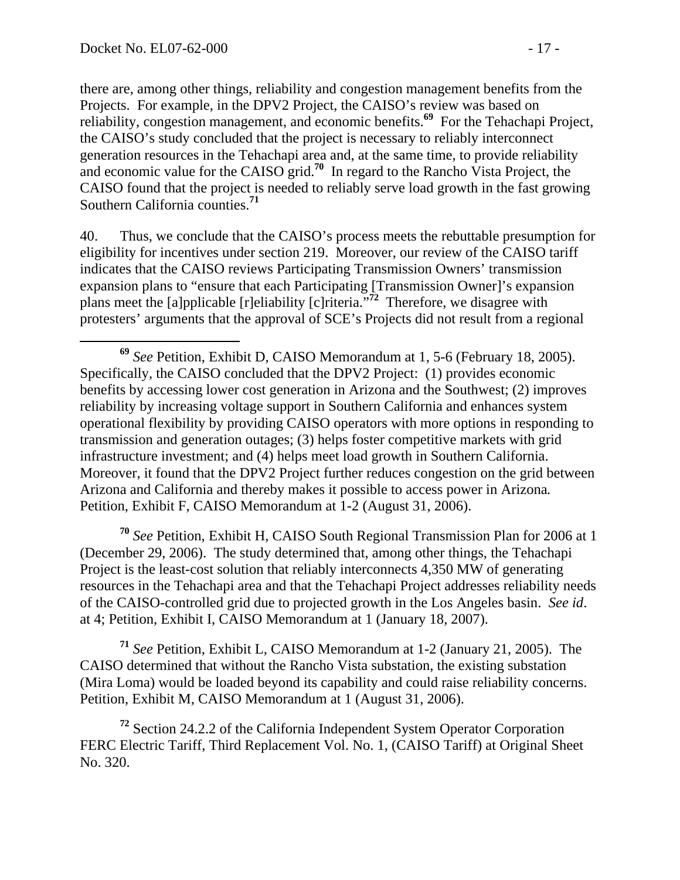there are, among other things, reliability and congestion management benefits from the Projects. For example, in the DPV2 Project, the CAISO's review was based on reliability, congestion management, and economic benefits.[69] For the Tehachapi Project, the CAISO's study concluded that the project is necessary to reliably interconnect generation resources in the Tehachapi area and, at the same time, to provide reliability and economic value for the CAISO grid.[70] In regard to the Rancho Vista Project, the CAISO found that the project is needed to reliably serve load growth in the fast growing Southern California counties.[71]

40. Thus, we conclude that the CAISO's process meets the rebuttable presumption for eligibility for incentives under section 219. Moreover, our review of the CAISO tariff indicates that the CAISO reviews Participating Transmission Owners' transmission expansion plans to "ensure that each Participating [Transmission Owner]'s expansion plans meet the [a]pplicable [r]eliability [c]riteria."[72] Therefore, we disagree with protesters' arguments that the approval of SCE's Projects did not result from a regional

---

[69] *See* Petition, Exhibit D, CAISO Memorandum at 1, 5-6 (February 18, 2005). Specifically, the CAISO concluded that the DPV2 Project: (1) provides economic benefits by accessing lower cost generation in Arizona and the Southwest; (2) improves reliability by increasing voltage support in Southern California and enhances system operational flexibility by providing CAISO operators with more options in responding to transmission and generation outages; (3) helps foster competitive markets with grid infrastructure investment; and (4) helps meet load growth in Southern California. Moreover, it found that the DPV2 Project further reduces congestion on the grid between Arizona and California and thereby makes it possible to access power in Arizona. Petition, Exhibit F, CAISO Memorandum at 1-2 (August 31, 2006).

[70] *See* Petition, Exhibit H, CAISO South Regional Transmission Plan for 2006 at 1 (December 29, 2006). The study determined that, among other things, the Tehachapi Project is the least-cost solution that reliably interconnects 4,350 MW of generating resources in the Tehachapi area and that the Tehachapi Project addresses reliability needs of the CAISO-controlled grid due to projected growth in the Los Angeles basin. *See id.* at 4; Petition, Exhibit I, CAISO Memorandum at 1 (January 18, 2007).

[71] *See* Petition, Exhibit L, CAISO Memorandum at 1-2 (January 21, 2005). The CAISO determined that without the Rancho Vista substation, the existing substation (Mira Loma) would be loaded beyond its capability and could raise reliability concerns. Petition, Exhibit M, CAISO Memorandum at 1 (August 31, 2006).

[72] Section 24.2.2 of the California Independent System Operator Corporation FERC Electric Tariff, Third Replacement Vol. No. 1, (CAISO Tariff) at Original Sheet No. 320.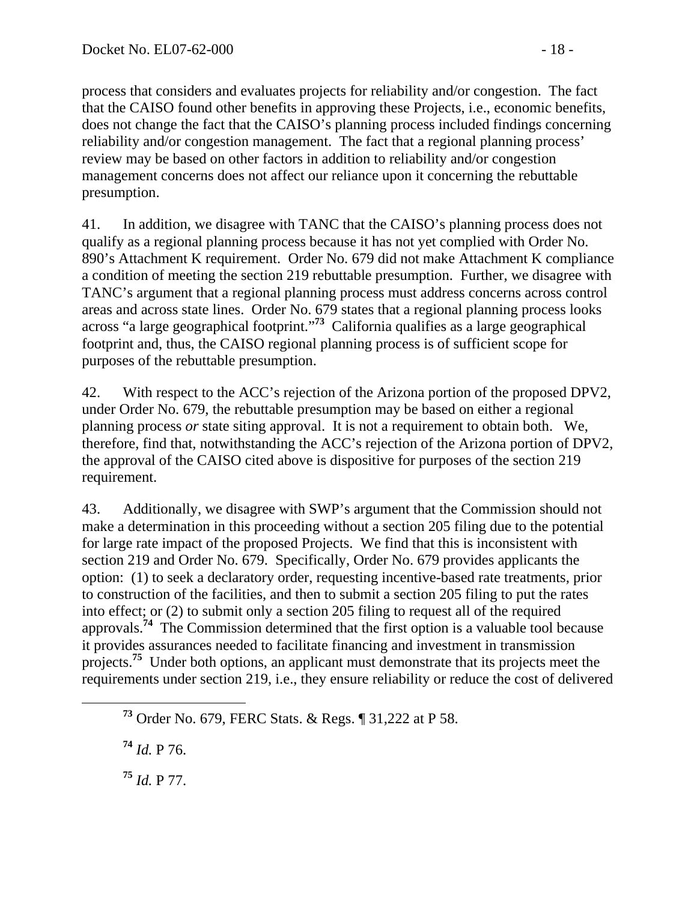process that considers and evaluates projects for reliability and/or congestion. The fact that the CAISO found other benefits in approving these Projects, i.e., economic benefits, does not change the fact that the CAISO's planning process included findings concerning reliability and/or congestion management. The fact that a regional planning process' review may be based on other factors in addition to reliability and/or congestion management concerns does not affect our reliance upon it concerning the rebuttable presumption.

41. In addition, we disagree with TANC that the CAISO's planning process does not qualify as a regional planning process because it has not yet complied with Order No. 890's Attachment K requirement. Order No. 679 did not make Attachment K compliance a condition of meeting the section 219 rebuttable presumption. Further, we disagree with TANC's argument that a regional planning process must address concerns across control areas and across state lines. Order No. 679 states that a regional planning process looks across "a large geographical footprint."[73] California qualifies as a large geographical footprint and, thus, the CAISO regional planning process is of sufficient scope for purposes of the rebuttable presumption.

42. With respect to the ACC's rejection of the Arizona portion of the proposed DPV2, under Order No. 679, the rebuttable presumption may be based on either a regional planning process *or* state siting approval. It is not a requirement to obtain both. We, therefore, find that, notwithstanding the ACC's rejection of the Arizona portion of DPV2, the approval of the CAISO cited above is dispositive for purposes of the section 219 requirement.

43. Additionally, we disagree with SWP's argument that the Commission should not make a determination in this proceeding without a section 205 filing due to the potential for large rate impact of the proposed Projects. We find that this is inconsistent with section 219 and Order No. 679. Specifically, Order No. 679 provides applicants the option: (1) to seek a declaratory order, requesting incentive-based rate treatments, prior to construction of the facilities, and then to submit a section 205 filing to put the rates into effect; or (2) to submit only a section 205 filing to request all of the required approvals.[74] The Commission determined that the first option is a valuable tool because it provides assurances needed to facilitate financing and investment in transmission projects.[75] Under both options, an applicant must demonstrate that its projects meet the requirements under section 219, i.e., they ensure reliability or reduce the cost of delivered

[73] Order No. 679, FERC Stats. & Regs. ¶ 31,222 at P 58.

[74] *Id.* P 76.

[75] *Id.* P 77.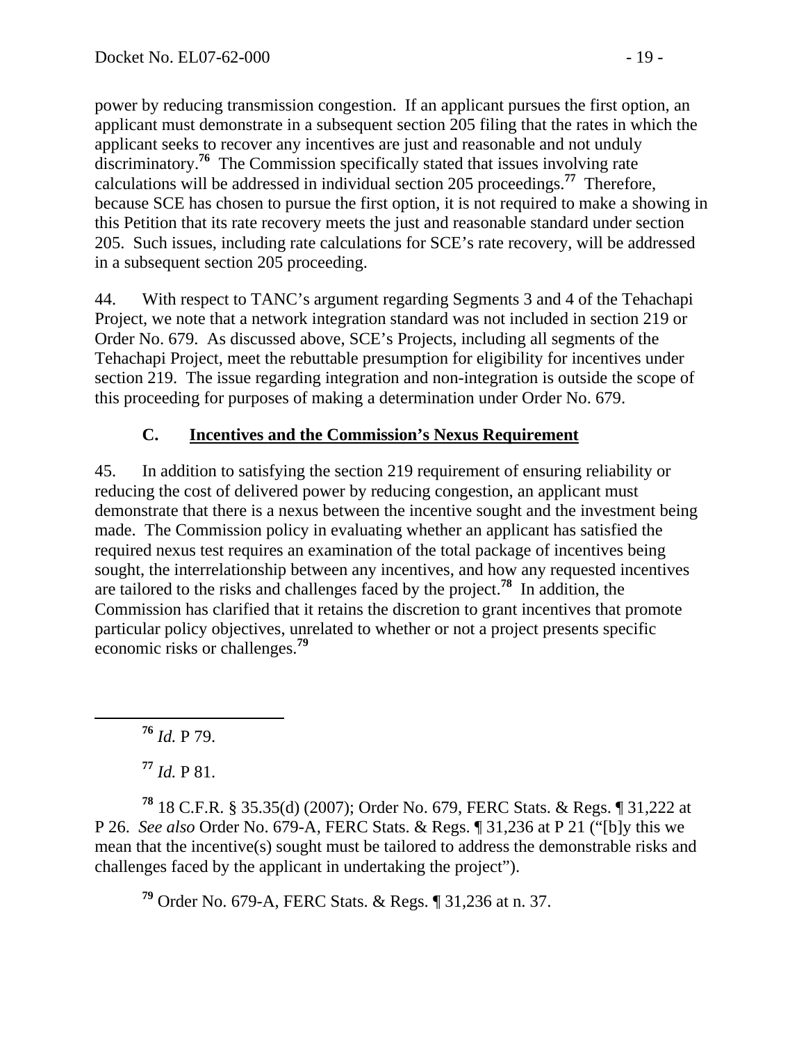power by reducing transmission congestion. If an applicant pursues the first option, an applicant must demonstrate in a subsequent section 205 filing that the rates in which the applicant seeks to recover any incentives are just and reasonable and not unduly discriminatory.[76] The Commission specifically stated that issues involving rate calculations will be addressed in individual section 205 proceedings.[77] Therefore, because SCE has chosen to pursue the first option, it is not required to make a showing in this Petition that its rate recovery meets the just and reasonable standard under section 205. Such issues, including rate calculations for SCE's rate recovery, will be addressed in a subsequent section 205 proceeding.

44. With respect to TANC's argument regarding Segments 3 and 4 of the Tehachapi Project, we note that a network integration standard was not included in section 219 or Order No. 679. As discussed above, SCE's Projects, including all segments of the Tehachapi Project, meet the rebuttable presumption for eligibility for incentives under section 219. The issue regarding integration and non-integration is outside the scope of this proceeding for purposes of making a determination under Order No. 679.

### C. Incentives and the Commission's Nexus Requirement

45. In addition to satisfying the section 219 requirement of ensuring reliability or reducing the cost of delivered power by reducing congestion, an applicant must demonstrate that there is a nexus between the incentive sought and the investment being made. The Commission policy in evaluating whether an applicant has satisfied the required nexus test requires an examination of the total package of incentives being sought, the interrelationship between any incentives, and how any requested incentives are tailored to the risks and challenges faced by the project.[78] In addition, the Commission has clarified that it retains the discretion to grant incentives that promote particular policy objectives, unrelated to whether or not a project presents specific economic risks or challenges.[79]

---

[76] *Id.* P 79.

[77] *Id.* P 81.

[78] 18 C.F.R. § 35.35(d) (2007); Order No. 679, FERC Stats. & Regs. ¶ 31,222 at P 26. *See also* Order No. 679-A, FERC Stats. & Regs. ¶ 31,236 at P 21 ("[b]y this we mean that the incentive(s) sought must be tailored to address the demonstrable risks and challenges faced by the applicant in undertaking the project").

[79] Order No. 679-A, FERC Stats. & Regs. ¶ 31,236 at n. 37.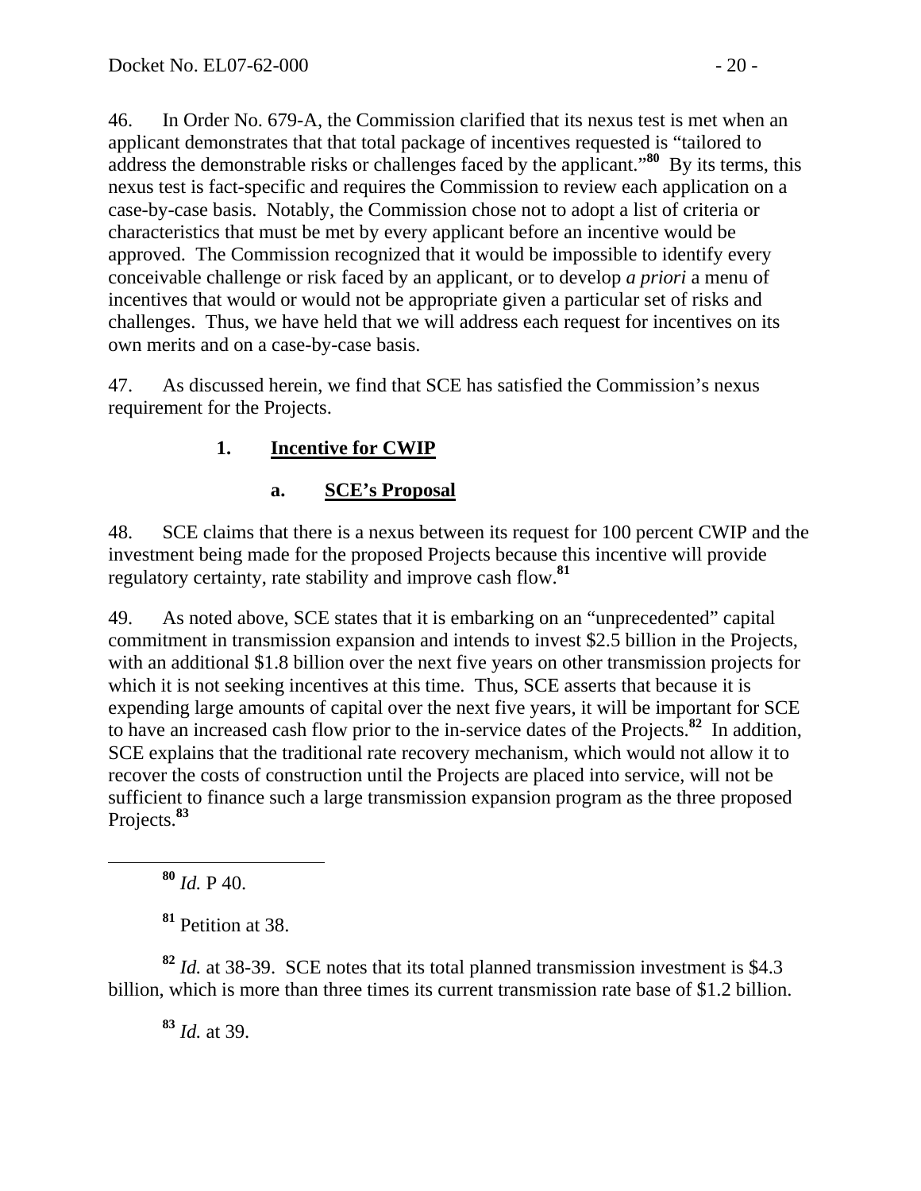46. In Order No. 679-A, the Commission clarified that its nexus test is met when an applicant demonstrates that that total package of incentives requested is "tailored to address the demonstrable risks or challenges faced by the applicant."[80] By its terms, this nexus test is fact-specific and requires the Commission to review each application on a case-by-case basis. Notably, the Commission chose not to adopt a list of criteria or characteristics that must be met by every applicant before an incentive would be approved. The Commission recognized that it would be impossible to identify every conceivable challenge or risk faced by an applicant, or to develop *a priori* a menu of incentives that would or would not be appropriate given a particular set of risks and challenges. Thus, we have held that we will address each request for incentives on its own merits and on a case-by-case basis.

47. As discussed herein, we find that SCE has satisfied the Commission's nexus requirement for the Projects.

### 1. **Incentive for CWIP**

#### a. **SCE's Proposal**

48. SCE claims that there is a nexus between its request for 100 percent CWIP and the investment being made for the proposed Projects because this incentive will provide regulatory certainty, rate stability and improve cash flow.[81]

49. As noted above, SCE states that it is embarking on an "unprecedented" capital commitment in transmission expansion and intends to invest \$2.5 billion in the Projects, with an additional \$1.8 billion over the next five years on other transmission projects for which it is not seeking incentives at this time. Thus, SCE asserts that because it is expending large amounts of capital over the next five years, it will be important for SCE to have an increased cash flow prior to the in-service dates of the Projects.[82] In addition, SCE explains that the traditional rate recovery mechanism, which would not allow it to recover the costs of construction until the Projects are placed into service, will not be sufficient to finance such a large transmission expansion program as the three proposed Projects.[83]

---

[80] *Id.* P 40.

[81] Petition at 38.

[82] *Id.* at 38-39. SCE notes that its total planned transmission investment is \$4.3 billion, which is more than three times its current transmission rate base of \$1.2 billion.

[83] *Id.* at 39.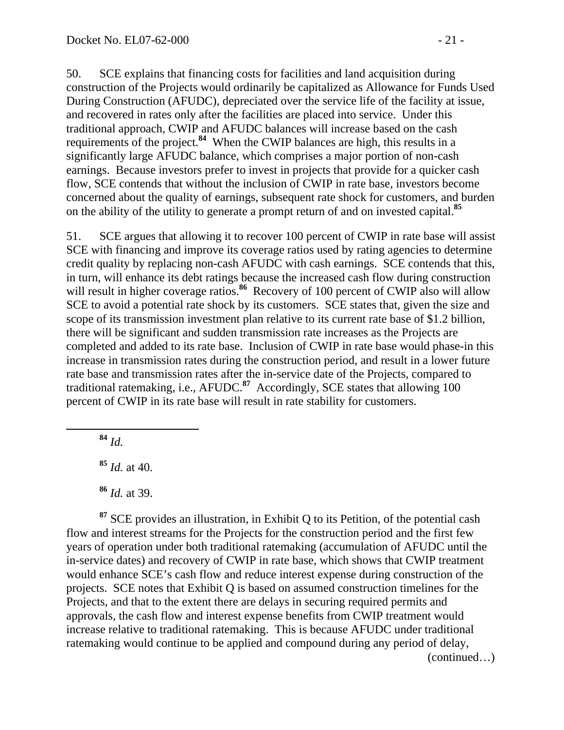50. SCE explains that financing costs for facilities and land acquisition during construction of the Projects would ordinarily be capitalized as Allowance for Funds Used During Construction (AFUDC), depreciated over the service life of the facility at issue, and recovered in rates only after the facilities are placed into service. Under this traditional approach, CWIP and AFUDC balances will increase based on the cash requirements of the project.[84] When the CWIP balances are high, this results in a significantly large AFUDC balance, which comprises a major portion of non-cash earnings. Because investors prefer to invest in projects that provide for a quicker cash flow, SCE contends that without the inclusion of CWIP in rate base, investors become concerned about the quality of earnings, subsequent rate shock for customers, and burden on the ability of the utility to generate a prompt return of and on invested capital.[85]

51. SCE argues that allowing it to recover 100 percent of CWIP in rate base will assist SCE with financing and improve its coverage ratios used by rating agencies to determine credit quality by replacing non-cash AFUDC with cash earnings. SCE contends that this, in turn, will enhance its debt ratings because the increased cash flow during construction will result in higher coverage ratios.[86] Recovery of 100 percent of CWIP also will allow SCE to avoid a potential rate shock by its customers. SCE states that, given the size and scope of its transmission investment plan relative to its current rate base of $1.2 billion, there will be significant and sudden transmission rate increases as the Projects are completed and added to its rate base. Inclusion of CWIP in rate base would phase-in this increase in transmission rates during the construction period, and result in a lower future rate base and transmission rates after the in-service date of the Projects, compared to traditional ratemaking, i.e., AFUDC.[87] Accordingly, SCE states that allowing 100 percent of CWIP in its rate base will result in rate stability for customers.

---

[84] *Id.*

[85] *Id.* at 40.

[86] *Id.* at 39.

[87] SCE provides an illustration, in Exhibit Q to its Petition, of the potential cash flow and interest streams for the Projects for the construction period and the first few years of operation under both traditional ratemaking (accumulation of AFUDC until the in-service dates) and recovery of CWIP in rate base, which shows that CWIP treatment would enhance SCE's cash flow and reduce interest expense during construction of the projects. SCE notes that Exhibit Q is based on assumed construction timelines for the Projects, and that to the extent there are delays in securing required permits and approvals, the cash flow and interest expense benefits from CWIP treatment would increase relative to traditional ratemaking. This is because AFUDC under traditional ratemaking would continue to be applied and compound during any period of delay,

(continued…)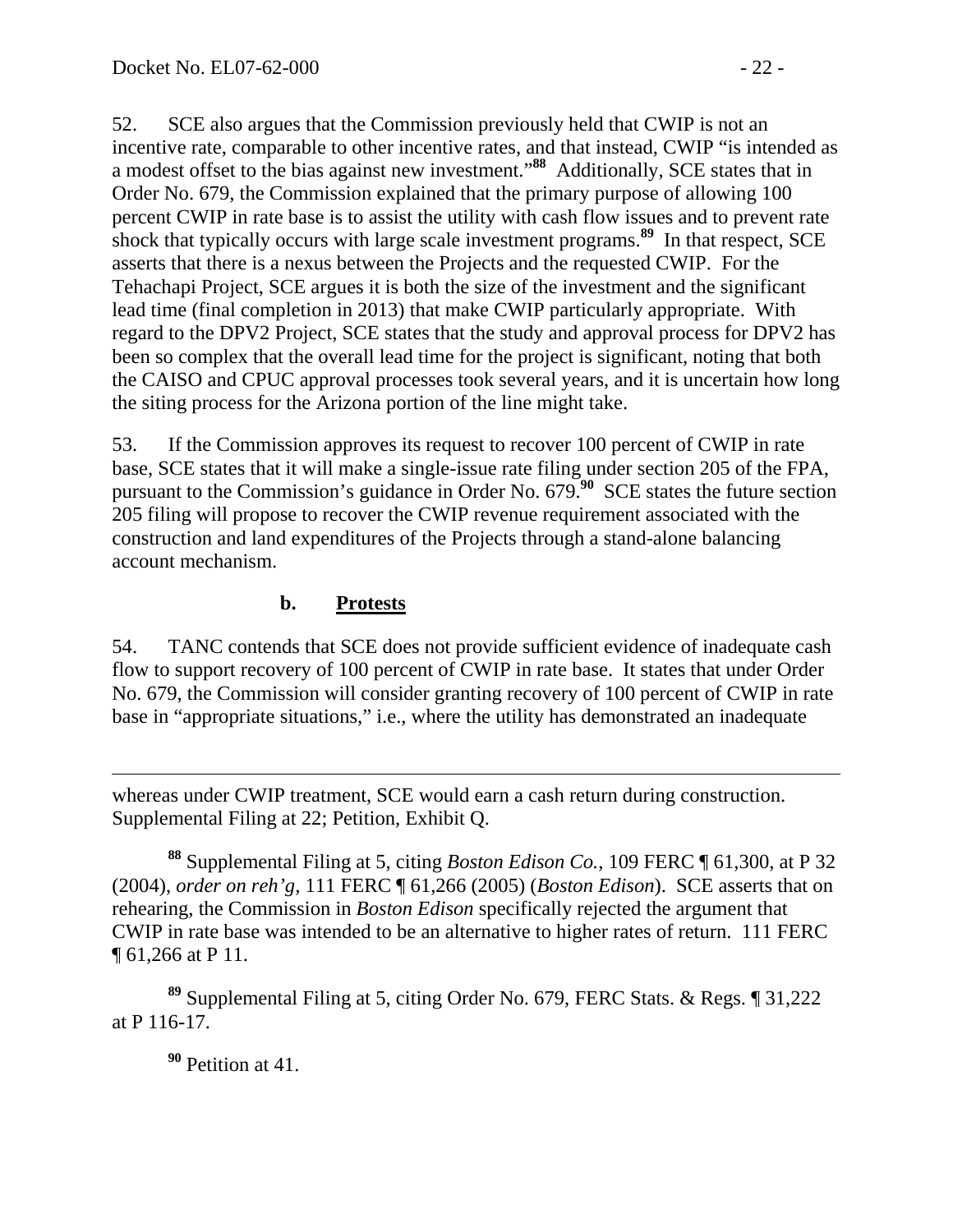52. SCE also argues that the Commission previously held that CWIP is not an incentive rate, comparable to other incentive rates, and that instead, CWIP "is intended as a modest offset to the bias against new investment."[88] Additionally, SCE states that in Order No. 679, the Commission explained that the primary purpose of allowing 100 percent CWIP in rate base is to assist the utility with cash flow issues and to prevent rate shock that typically occurs with large scale investment programs.[89] In that respect, SCE asserts that there is a nexus between the Projects and the requested CWIP. For the Tehachapi Project, SCE argues it is both the size of the investment and the significant lead time (final completion in 2013) that make CWIP particularly appropriate. With regard to the DPV2 Project, SCE states that the study and approval process for DPV2 has been so complex that the overall lead time for the project is significant, noting that both the CAISO and CPUC approval processes took several years, and it is uncertain how long the siting process for the Arizona portion of the line might take.

53. If the Commission approves its request to recover 100 percent of CWIP in rate base, SCE states that it will make a single-issue rate filing under section 205 of the FPA, pursuant to the Commission's guidance in Order No. 679.[90] SCE states the future section 205 filing will propose to recover the CWIP revenue requirement associated with the construction and land expenditures of the Projects through a stand-alone balancing account mechanism.

### b. Protests

54. TANC contends that SCE does not provide sufficient evidence of inadequate cash flow to support recovery of 100 percent of CWIP in rate base. It states that under Order No. 679, the Commission will consider granting recovery of 100 percent of CWIP in rate base in "appropriate situations," i.e., where the utility has demonstrated an inadequate

---

whereas under CWIP treatment, SCE would earn a cash return during construction. Supplemental Filing at 22; Petition, Exhibit Q.

[88] Supplemental Filing at 5, citing *Boston Edison Co.*, 109 FERC ¶ 61,300, at P 32 (2004), *order on reh'g,* 111 FERC ¶ 61,266 (2005) (*Boston Edison*). SCE asserts that on rehearing, the Commission in *Boston Edison* specifically rejected the argument that CWIP in rate base was intended to be an alternative to higher rates of return. 111 FERC ¶ 61,266 at P 11.

[89] Supplemental Filing at 5, citing Order No. 679, FERC Stats. & Regs. ¶ 31,222 at P 116-17.

[90] Petition at 41.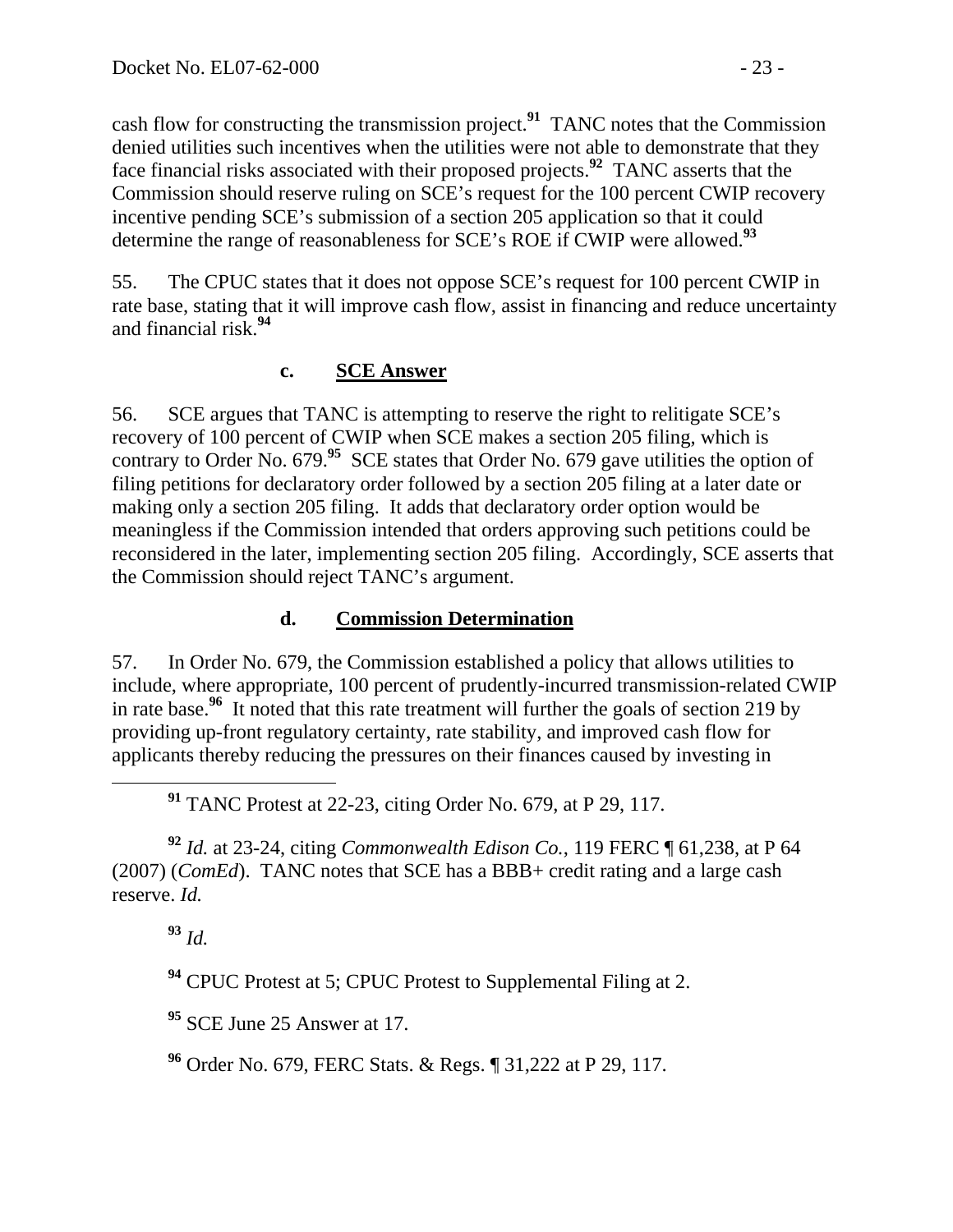cash flow for constructing the transmission project.[91] TANC notes that the Commission denied utilities such incentives when the utilities were not able to demonstrate that they face financial risks associated with their proposed projects.[92] TANC asserts that the Commission should reserve ruling on SCE's request for the 100 percent CWIP recovery incentive pending SCE's submission of a section 205 application so that it could determine the range of reasonableness for SCE's ROE if CWIP were allowed.[93]

55. The CPUC states that it does not oppose SCE's request for 100 percent CWIP in rate base, stating that it will improve cash flow, assist in financing and reduce uncertainty and financial risk.[94]

#### c. SCE Answer

56. SCE argues that TANC is attempting to reserve the right to relitigate SCE's recovery of 100 percent of CWIP when SCE makes a section 205 filing, which is contrary to Order No. 679.[95] SCE states that Order No. 679 gave utilities the option of filing petitions for declaratory order followed by a section 205 filing at a later date or making only a section 205 filing. It adds that declaratory order option would be meaningless if the Commission intended that orders approving such petitions could be reconsidered in the later, implementing section 205 filing. Accordingly, SCE asserts that the Commission should reject TANC's argument.

#### d. Commission Determination

57. In Order No. 679, the Commission established a policy that allows utilities to include, where appropriate, 100 percent of prudently-incurred transmission-related CWIP in rate base.[96] It noted that this rate treatment will further the goals of section 219 by providing up-front regulatory certainty, rate stability, and improved cash flow for applicants thereby reducing the pressures on their finances caused by investing in

---

[91] TANC Protest at 22-23, citing Order No. 679, at P 29, 117.

[92] *Id.* at 23-24, citing *Commonwealth Edison Co.*, 119 FERC ¶ 61,238, at P 64 (2007) (*ComEd*). TANC notes that SCE has a BBB+ credit rating and a large cash reserve. *Id.*

[93] *Id.*

[94] CPUC Protest at 5; CPUC Protest to Supplemental Filing at 2.

[95] SCE June 25 Answer at 17.

[96] Order No. 679, FERC Stats. & Regs. ¶ 31,222 at P 29, 117.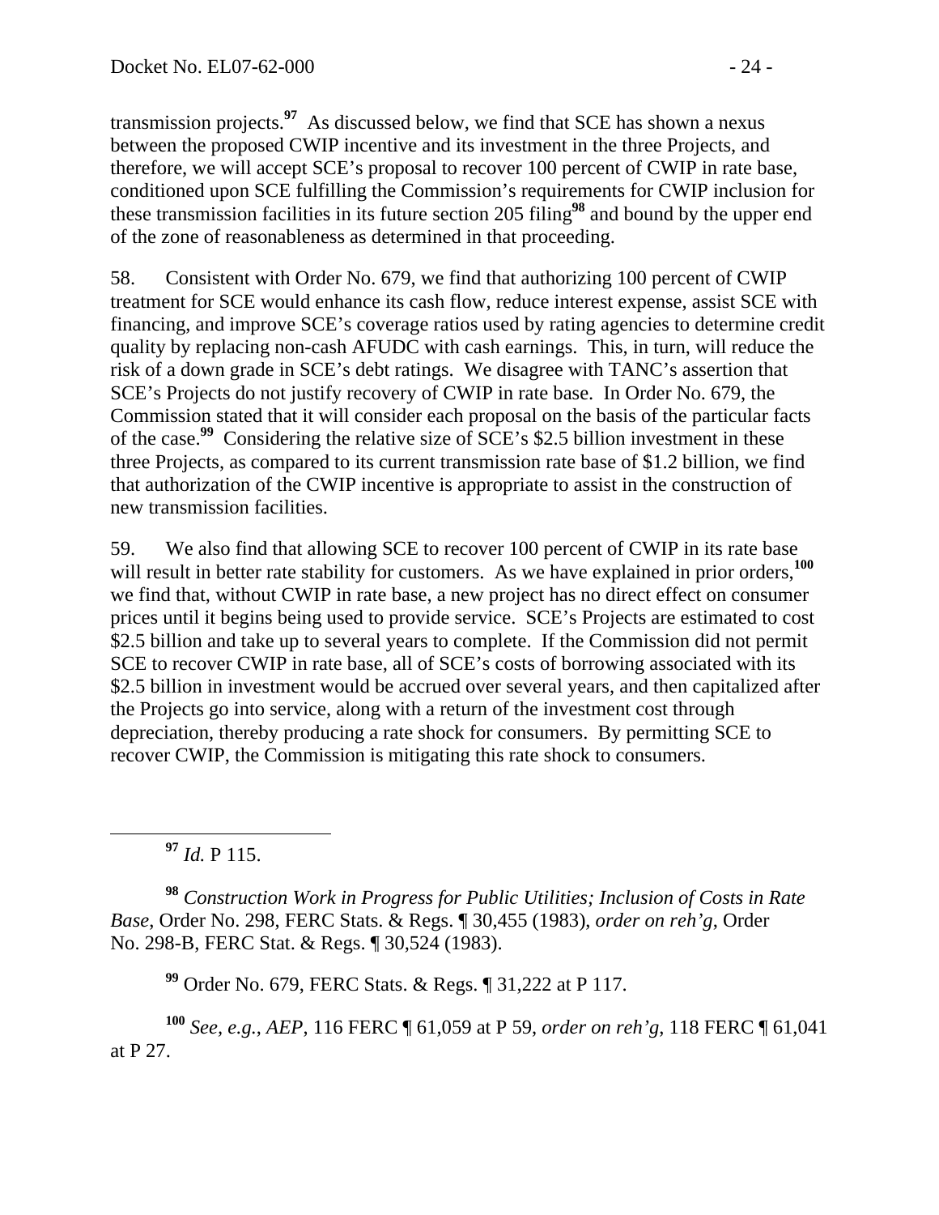transmission projects.[97] As discussed below, we find that SCE has shown a nexus between the proposed CWIP incentive and its investment in the three Projects, and therefore, we will accept SCE's proposal to recover 100 percent of CWIP in rate base, conditioned upon SCE fulfilling the Commission's requirements for CWIP inclusion for these transmission facilities in its future section 205 filing[98] and bound by the upper end of the zone of reasonableness as determined in that proceeding.

58. Consistent with Order No. 679, we find that authorizing 100 percent of CWIP treatment for SCE would enhance its cash flow, reduce interest expense, assist SCE with financing, and improve SCE's coverage ratios used by rating agencies to determine credit quality by replacing non-cash AFUDC with cash earnings. This, in turn, will reduce the risk of a down grade in SCE's debt ratings. We disagree with TANC's assertion that SCE's Projects do not justify recovery of CWIP in rate base. In Order No. 679, the Commission stated that it will consider each proposal on the basis of the particular facts of the case.[99] Considering the relative size of SCE's $2.5 billion investment in these three Projects, as compared to its current transmission rate base of $1.2 billion, we find that authorization of the CWIP incentive is appropriate to assist in the construction of new transmission facilities.

59. We also find that allowing SCE to recover 100 percent of CWIP in its rate base will result in better rate stability for customers. As we have explained in prior orders,[100] we find that, without CWIP in rate base, a new project has no direct effect on consumer prices until it begins being used to provide service. SCE's Projects are estimated to cost $2.5 billion and take up to several years to complete. If the Commission did not permit SCE to recover CWIP in rate base, all of SCE's costs of borrowing associated with its $2.5 billion in investment would be accrued over several years, and then capitalized after the Projects go into service, along with a return of the investment cost through depreciation, thereby producing a rate shock for consumers. By permitting SCE to recover CWIP, the Commission is mitigating this rate shock to consumers.

---

[97] *Id.* P 115.

[98] *Construction Work in Progress for Public Utilities; Inclusion of Costs in Rate Base*, Order No. 298, FERC Stats. & Regs. ¶ 30,455 (1983), *order on reh'g*, Order No. 298-B, FERC Stat. & Regs. ¶ 30,524 (1983).

[99] Order No. 679, FERC Stats. & Regs. ¶ 31,222 at P 117.

[100] *See, e.g.*, *AEP*, 116 FERC ¶ 61,059 at P 59, *order on reh'g*, 118 FERC ¶ 61,041 at P 27.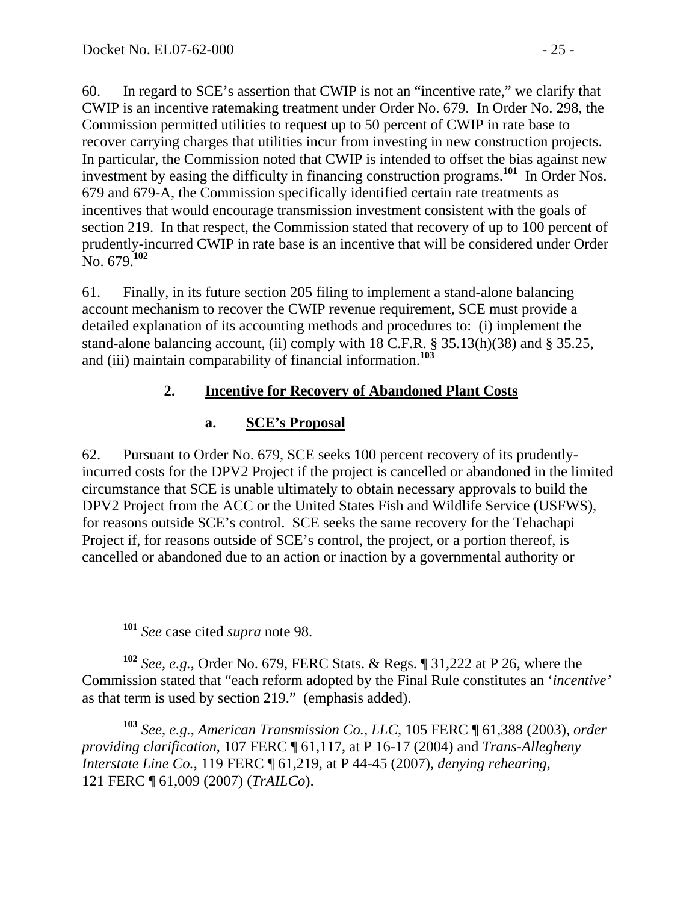60. In regard to SCE's assertion that CWIP is not an "incentive rate," we clarify that CWIP is an incentive ratemaking treatment under Order No. 679. In Order No. 298, the Commission permitted utilities to request up to 50 percent of CWIP in rate base to recover carrying charges that utilities incur from investing in new construction projects. In particular, the Commission noted that CWIP is intended to offset the bias against new investment by easing the difficulty in financing construction programs.[101] In Order Nos. 679 and 679-A, the Commission specifically identified certain rate treatments as incentives that would encourage transmission investment consistent with the goals of section 219. In that respect, the Commission stated that recovery of up to 100 percent of prudently-incurred CWIP in rate base is an incentive that will be considered under Order No. 679.[102]

61. Finally, in its future section 205 filing to implement a stand-alone balancing account mechanism to recover the CWIP revenue requirement, SCE must provide a detailed explanation of its accounting methods and procedures to: (i) implement the stand-alone balancing account, (ii) comply with 18 C.F.R. § 35.13(h)(38) and § 35.25, and (iii) maintain comparability of financial information.[103]

### 2. <u>Incentive for Recovery of Abandoned Plant Costs</u>

#### a. <u>SCE's Proposal</u>

62. Pursuant to Order No. 679, SCE seeks 100 percent recovery of its prudently-incurred costs for the DPV2 Project if the project is cancelled or abandoned in the limited circumstance that SCE is unable ultimately to obtain necessary approvals to build the DPV2 Project from the ACC or the United States Fish and Wildlife Service (USFWS), for reasons outside SCE's control. SCE seeks the same recovery for the Tehachapi Project if, for reasons outside of SCE's control, the project, or a portion thereof, is cancelled or abandoned due to an action or inaction by a governmental authority or

---

[101] *See* case cited *supra* note 98.

[102] *See, e.g.*, Order No. 679, FERC Stats. & Regs. ¶ 31,222 at P 26, where the Commission stated that "each reform adopted by the Final Rule constitutes an '*incentive'* as that term is used by section 219." (emphasis added).

[103] *See*, *e.g.*, *American Transmission Co., LLC*, 105 FERC ¶ 61,388 (2003), *order providing clarification*, 107 FERC ¶ 61,117, at P 16-17 (2004) and *Trans-Allegheny Interstate Line Co.*, 119 FERC ¶ 61,219, at P 44-45 (2007), *denying rehearing*, 121 FERC ¶ 61,009 (2007) (*TrAILCo*).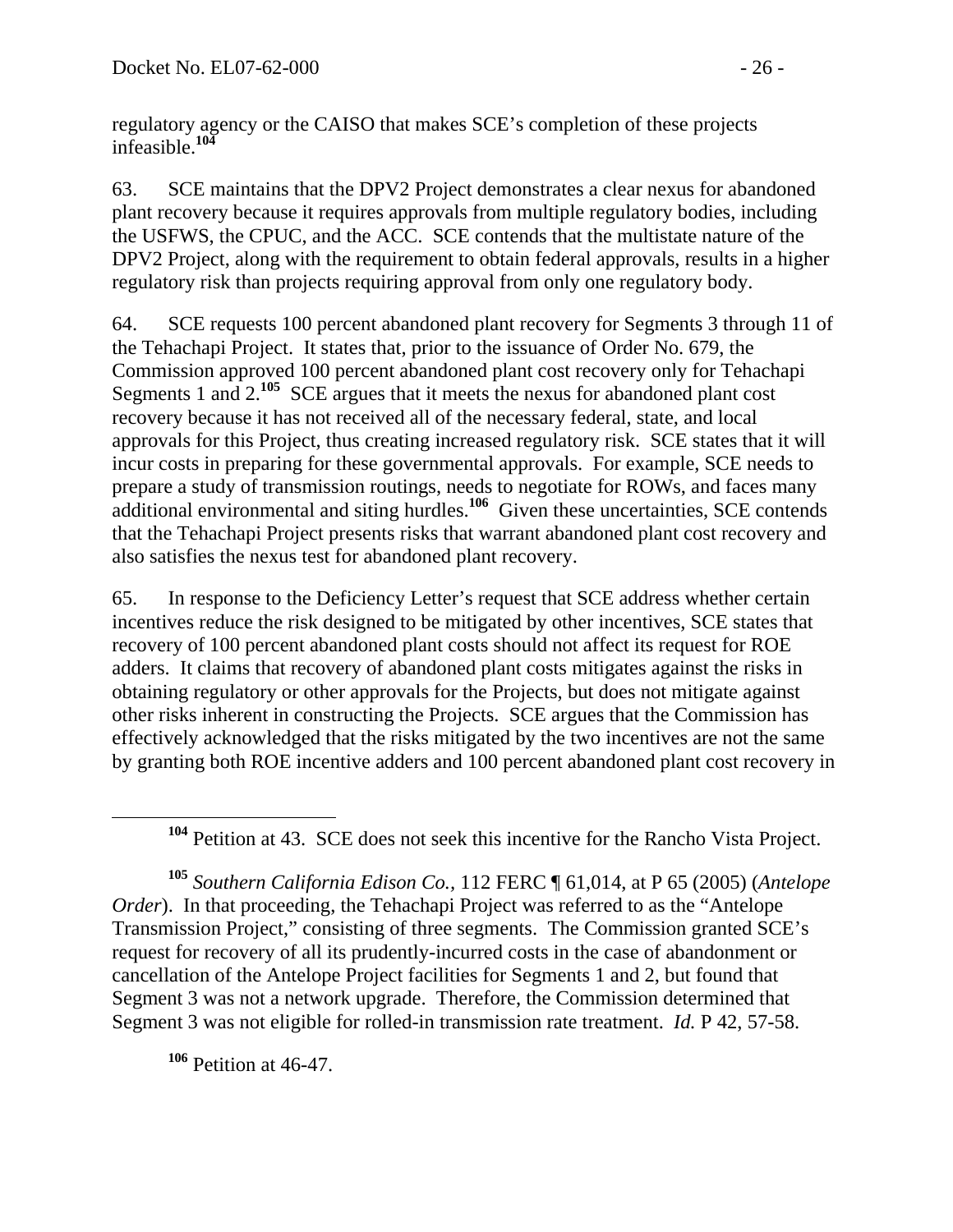regulatory agency or the CAISO that makes SCE's completion of these projects infeasible.[104]

63. SCE maintains that the DPV2 Project demonstrates a clear nexus for abandoned plant recovery because it requires approvals from multiple regulatory bodies, including the USFWS, the CPUC, and the ACC. SCE contends that the multistate nature of the DPV2 Project, along with the requirement to obtain federal approvals, results in a higher regulatory risk than projects requiring approval from only one regulatory body.

64. SCE requests 100 percent abandoned plant recovery for Segments 3 through 11 of the Tehachapi Project. It states that, prior to the issuance of Order No. 679, the Commission approved 100 percent abandoned plant cost recovery only for Tehachapi Segments 1 and 2.[105] SCE argues that it meets the nexus for abandoned plant cost recovery because it has not received all of the necessary federal, state, and local approvals for this Project, thus creating increased regulatory risk. SCE states that it will incur costs in preparing for these governmental approvals. For example, SCE needs to prepare a study of transmission routings, needs to negotiate for ROWs, and faces many additional environmental and siting hurdles.[106] Given these uncertainties, SCE contends that the Tehachapi Project presents risks that warrant abandoned plant cost recovery and also satisfies the nexus test for abandoned plant recovery.

65. In response to the Deficiency Letter's request that SCE address whether certain incentives reduce the risk designed to be mitigated by other incentives, SCE states that recovery of 100 percent abandoned plant costs should not affect its request for ROE adders. It claims that recovery of abandoned plant costs mitigates against the risks in obtaining regulatory or other approvals for the Projects, but does not mitigate against other risks inherent in constructing the Projects. SCE argues that the Commission has effectively acknowledged that the risks mitigated by the two incentives are not the same by granting both ROE incentive adders and 100 percent abandoned plant cost recovery in

---

[104] Petition at 43. SCE does not seek this incentive for the Rancho Vista Project.

[105] *Southern California Edison Co.*, 112 FERC ¶ 61,014, at P 65 (2005) (*Antelope Order*). In that proceeding, the Tehachapi Project was referred to as the "Antelope Transmission Project," consisting of three segments. The Commission granted SCE's request for recovery of all its prudently-incurred costs in the case of abandonment or cancellation of the Antelope Project facilities for Segments 1 and 2, but found that Segment 3 was not a network upgrade. Therefore, the Commission determined that Segment 3 was not eligible for rolled-in transmission rate treatment. *Id.* P 42, 57-58.

[106] Petition at 46-47.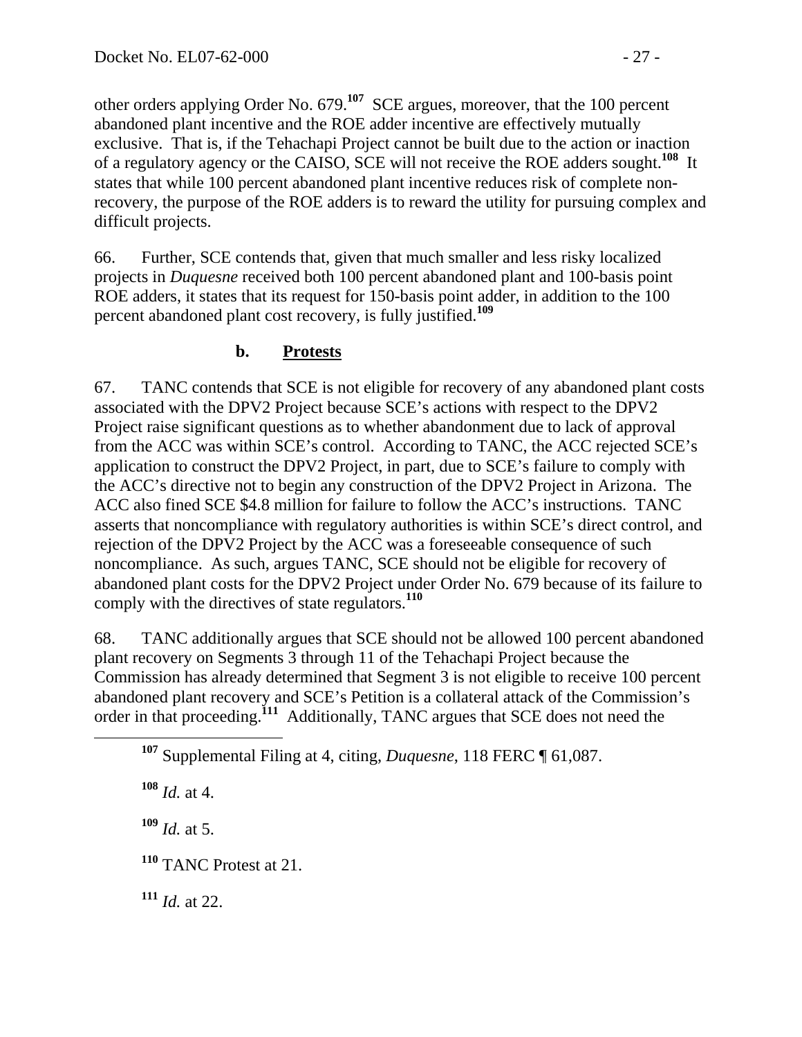other orders applying Order No. 679.[107] SCE argues, moreover, that the 100 percent abandoned plant incentive and the ROE adder incentive are effectively mutually exclusive. That is, if the Tehachapi Project cannot be built due to the action or inaction of a regulatory agency or the CAISO, SCE will not receive the ROE adders sought.[108] It states that while 100 percent abandoned plant incentive reduces risk of complete non-recovery, the purpose of the ROE adders is to reward the utility for pursuing complex and difficult projects.

66. Further, SCE contends that, given that much smaller and less risky localized projects in *Duquesne* received both 100 percent abandoned plant and 100-basis point ROE adders, it states that its request for 150-basis point adder, in addition to the 100 percent abandoned plant cost recovery, is fully justified.[109]

### b. Protests

67. TANC contends that SCE is not eligible for recovery of any abandoned plant costs associated with the DPV2 Project because SCE's actions with respect to the DPV2 Project raise significant questions as to whether abandonment due to lack of approval from the ACC was within SCE's control. According to TANC, the ACC rejected SCE's application to construct the DPV2 Project, in part, due to SCE's failure to comply with the ACC's directive not to begin any construction of the DPV2 Project in Arizona. The ACC also fined SCE $4.8 million for failure to follow the ACC's instructions. TANC asserts that noncompliance with regulatory authorities is within SCE's direct control, and rejection of the DPV2 Project by the ACC was a foreseeable consequence of such noncompliance. As such, argues TANC, SCE should not be eligible for recovery of abandoned plant costs for the DPV2 Project under Order No. 679 because of its failure to comply with the directives of state regulators.[110]

68. TANC additionally argues that SCE should not be allowed 100 percent abandoned plant recovery on Segments 3 through 11 of the Tehachapi Project because the Commission has already determined that Segment 3 is not eligible to receive 100 percent abandoned plant recovery and SCE's Petition is a collateral attack of the Commission's order in that proceeding.[111] Additionally, TANC argues that SCE does not need the

---

[107] Supplemental Filing at 4, citing, *Duquesne*, 118 FERC ¶ 61,087.

[108] *Id.* at 4.

[109] *Id.* at 5.

[110] TANC Protest at 21.

[111] *Id.* at 22.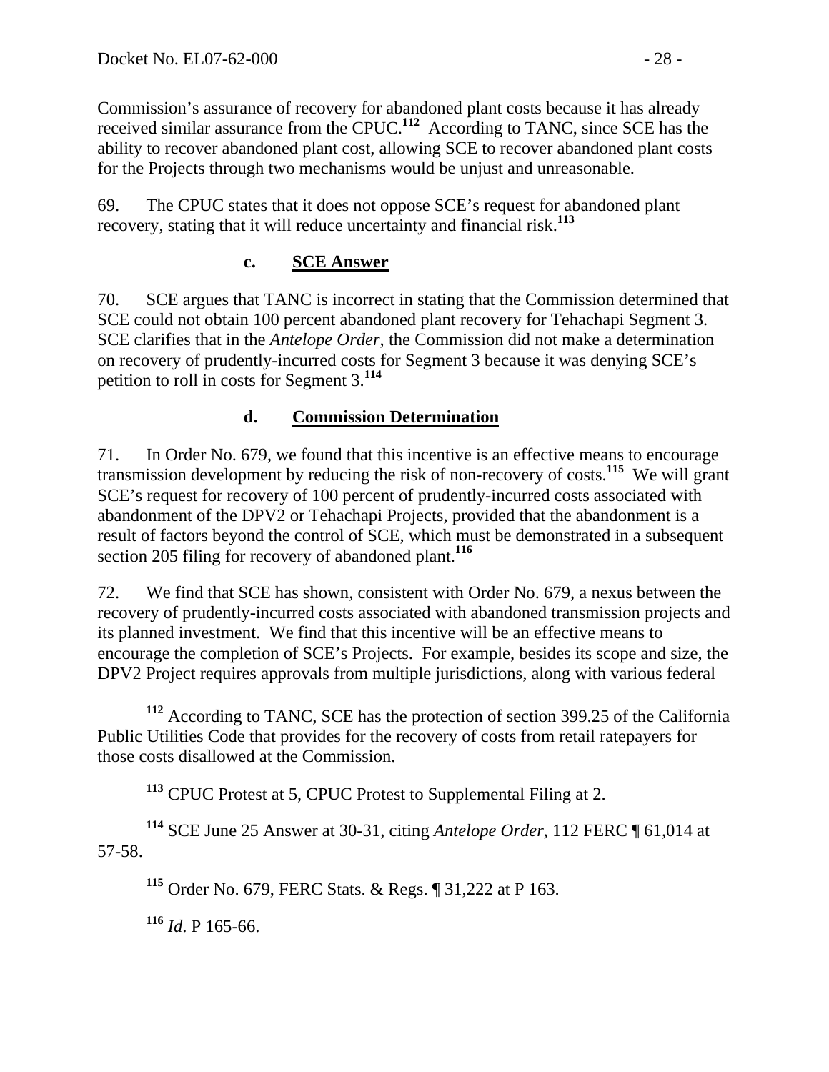Commission's assurance of recovery for abandoned plant costs because it has already received similar assurance from the CPUC.[112] According to TANC, since SCE has the ability to recover abandoned plant cost, allowing SCE to recover abandoned plant costs for the Projects through two mechanisms would be unjust and unreasonable.

69. The CPUC states that it does not oppose SCE's request for abandoned plant recovery, stating that it will reduce uncertainty and financial risk.[113]

### c. SCE Answer

70. SCE argues that TANC is incorrect in stating that the Commission determined that SCE could not obtain 100 percent abandoned plant recovery for Tehachapi Segment 3. SCE clarifies that in the *Antelope Order*, the Commission did not make a determination on recovery of prudently-incurred costs for Segment 3 because it was denying SCE's petition to roll in costs for Segment 3.[114]

### d. Commission Determination

71. In Order No. 679, we found that this incentive is an effective means to encourage transmission development by reducing the risk of non-recovery of costs.[115] We will grant SCE's request for recovery of 100 percent of prudently-incurred costs associated with abandonment of the DPV2 or Tehachapi Projects, provided that the abandonment is a result of factors beyond the control of SCE, which must be demonstrated in a subsequent section 205 filing for recovery of abandoned plant.[116]

72. We find that SCE has shown, consistent with Order No. 679, a nexus between the recovery of prudently-incurred costs associated with abandoned transmission projects and its planned investment. We find that this incentive will be an effective means to encourage the completion of SCE's Projects. For example, besides its scope and size, the DPV2 Project requires approvals from multiple jurisdictions, along with various federal

---

[112] According to TANC, SCE has the protection of section 399.25 of the California Public Utilities Code that provides for the recovery of costs from retail ratepayers for those costs disallowed at the Commission.

[113] CPUC Protest at 5, CPUC Protest to Supplemental Filing at 2.

[114] SCE June 25 Answer at 30-31, citing *Antelope Order*, 112 FERC ¶ 61,014 at 57-58.

[115] Order No. 679, FERC Stats. & Regs. ¶ 31,222 at P 163.

[116] *Id*. P 165-66.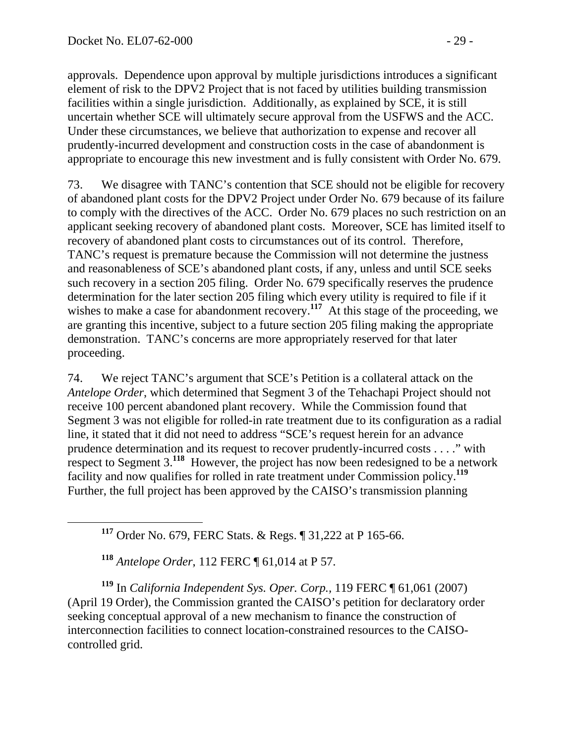approvals. Dependence upon approval by multiple jurisdictions introduces a significant element of risk to the DPV2 Project that is not faced by utilities building transmission facilities within a single jurisdiction. Additionally, as explained by SCE, it is still uncertain whether SCE will ultimately secure approval from the USFWS and the ACC. Under these circumstances, we believe that authorization to expense and recover all prudently-incurred development and construction costs in the case of abandonment is appropriate to encourage this new investment and is fully consistent with Order No. 679.

73. We disagree with TANC's contention that SCE should not be eligible for recovery of abandoned plant costs for the DPV2 Project under Order No. 679 because of its failure to comply with the directives of the ACC. Order No. 679 places no such restriction on an applicant seeking recovery of abandoned plant costs. Moreover, SCE has limited itself to recovery of abandoned plant costs to circumstances out of its control. Therefore, TANC's request is premature because the Commission will not determine the justness and reasonableness of SCE's abandoned plant costs, if any, unless and until SCE seeks such recovery in a section 205 filing. Order No. 679 specifically reserves the prudence determination for the later section 205 filing which every utility is required to file if it wishes to make a case for abandonment recovery.[117] At this stage of the proceeding, we are granting this incentive, subject to a future section 205 filing making the appropriate demonstration. TANC's concerns are more appropriately reserved for that later proceeding.

74. We reject TANC's argument that SCE's Petition is a collateral attack on the *Antelope Order*, which determined that Segment 3 of the Tehachapi Project should not receive 100 percent abandoned plant recovery. While the Commission found that Segment 3 was not eligible for rolled-in rate treatment due to its configuration as a radial line, it stated that it did not need to address "SCE's request herein for an advance prudence determination and its request to recover prudently-incurred costs . . . ." with respect to Segment 3.[118] However, the project has now been redesigned to be a network facility and now qualifies for rolled in rate treatment under Commission policy.[119] Further, the full project has been approved by the CAISO's transmission planning

---

[117] Order No. 679, FERC Stats. & Regs. ¶ 31,222 at P 165-66.

[118] *Antelope Order*, 112 FERC ¶ 61,014 at P 57.

[119] In *California Independent Sys. Oper. Corp.*, 119 FERC ¶ 61,061 (2007) (April 19 Order), the Commission granted the CAISO's petition for declaratory order seeking conceptual approval of a new mechanism to finance the construction of interconnection facilities to connect location-constrained resources to the CAISO-controlled grid.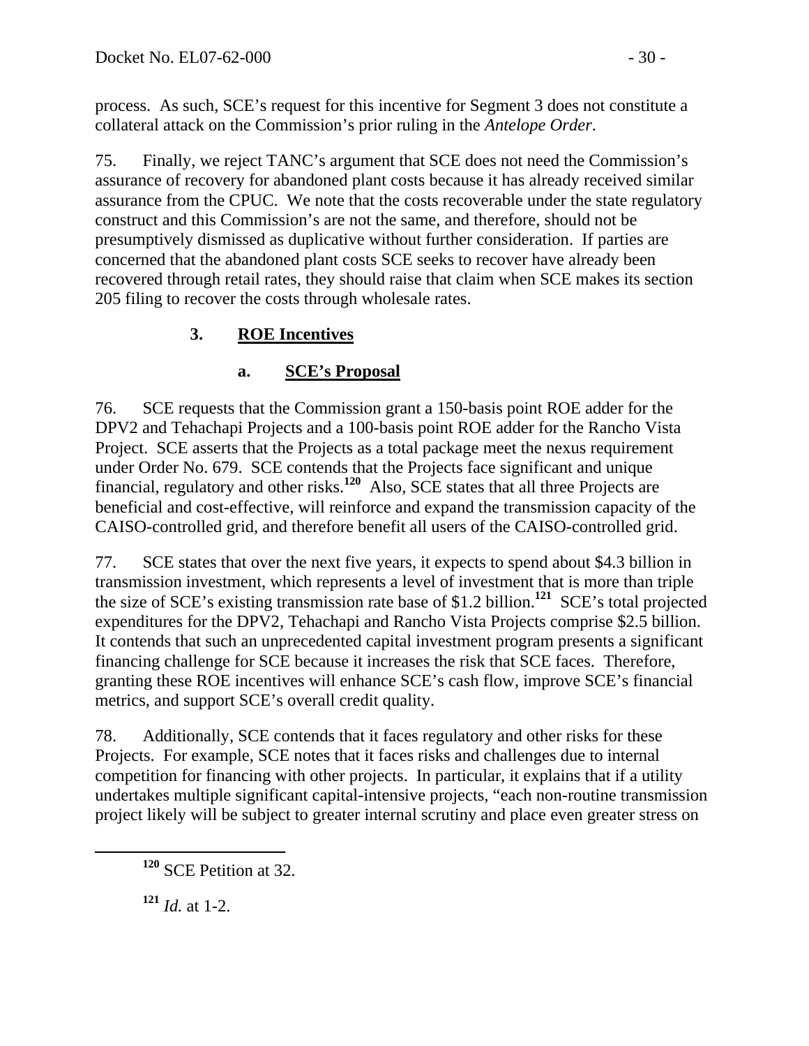process. As such, SCE's request for this incentive for Segment 3 does not constitute a collateral attack on the Commission's prior ruling in the *Antelope Order*.

75. Finally, we reject TANC's argument that SCE does not need the Commission's assurance of recovery for abandoned plant costs because it has already received similar assurance from the CPUC. We note that the costs recoverable under the state regulatory construct and this Commission's are not the same, and therefore, should not be presumptively dismissed as duplicative without further consideration. If parties are concerned that the abandoned plant costs SCE seeks to recover have already been recovered through retail rates, they should raise that claim when SCE makes its section 205 filing to recover the costs through wholesale rates.

### 3. ROE Incentives

#### a. SCE's Proposal

76. SCE requests that the Commission grant a 150-basis point ROE adder for the DPV2 and Tehachapi Projects and a 100-basis point ROE adder for the Rancho Vista Project. SCE asserts that the Projects as a total package meet the nexus requirement under Order No. 679. SCE contends that the Projects face significant and unique financial, regulatory and other risks.[120] Also, SCE states that all three Projects are beneficial and cost-effective, will reinforce and expand the transmission capacity of the CAISO-controlled grid, and therefore benefit all users of the CAISO-controlled grid.

77. SCE states that over the next five years, it expects to spend about $4.3 billion in transmission investment, which represents a level of investment that is more than triple the size of SCE's existing transmission rate base of $1.2 billion.[121] SCE's total projected expenditures for the DPV2, Tehachapi and Rancho Vista Projects comprise $2.5 billion. It contends that such an unprecedented capital investment program presents a significant financing challenge for SCE because it increases the risk that SCE faces. Therefore, granting these ROE incentives will enhance SCE's cash flow, improve SCE's financial metrics, and support SCE's overall credit quality.

78. Additionally, SCE contends that it faces regulatory and other risks for these Projects. For example, SCE notes that it faces risks and challenges due to internal competition for financing with other projects. In particular, it explains that if a utility undertakes multiple significant capital-intensive projects, "each non-routine transmission project likely will be subject to greater internal scrutiny and place even greater stress on

---

[120] SCE Petition at 32.

[121] *Id.* at 1-2.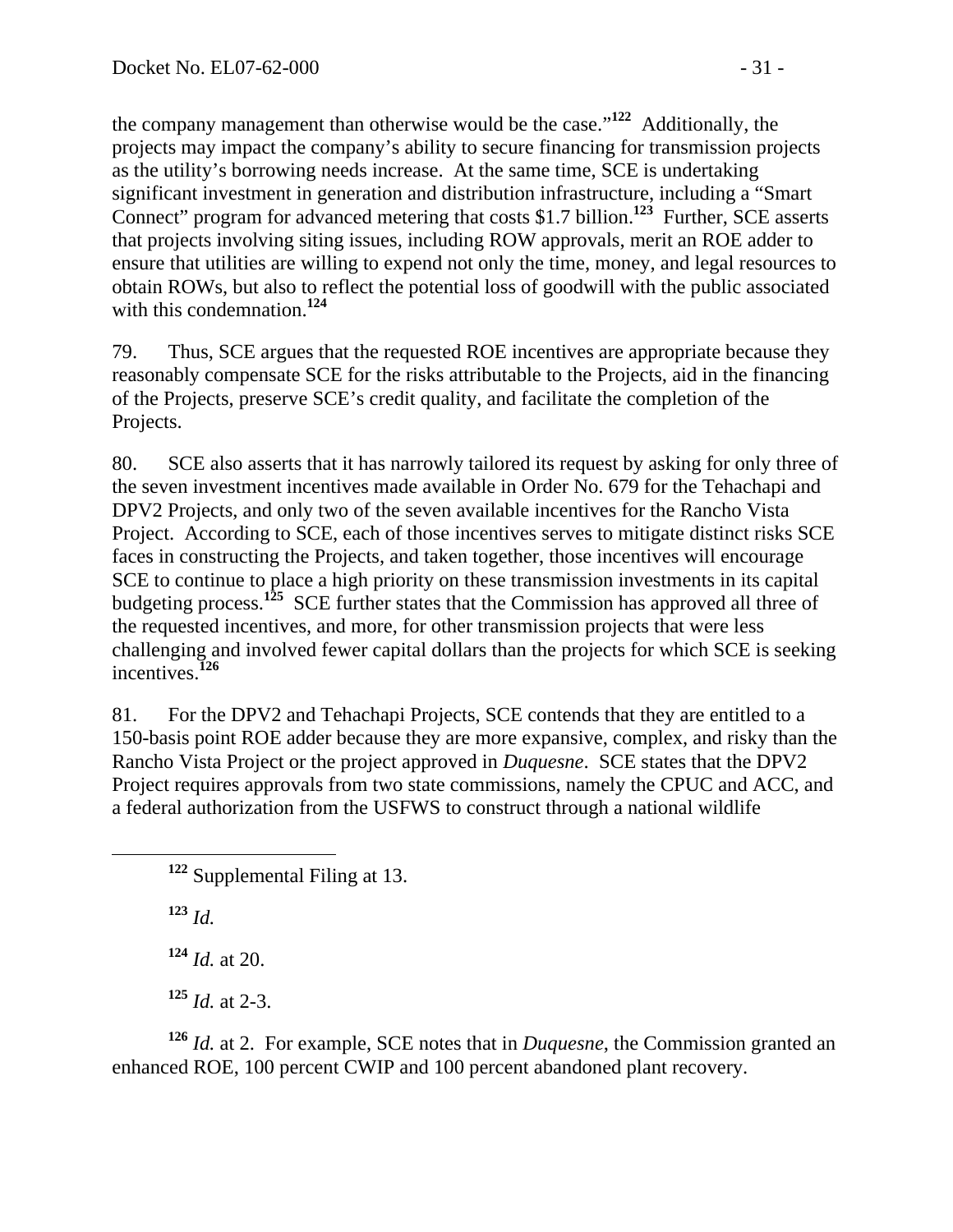the company management than otherwise would be the case."[122] Additionally, the projects may impact the company's ability to secure financing for transmission projects as the utility's borrowing needs increase. At the same time, SCE is undertaking significant investment in generation and distribution infrastructure, including a "Smart Connect" program for advanced metering that costs $1.7 billion.[123] Further, SCE asserts that projects involving siting issues, including ROW approvals, merit an ROE adder to ensure that utilities are willing to expend not only the time, money, and legal resources to obtain ROWs, but also to reflect the potential loss of goodwill with the public associated with this condemnation.[124]

79. Thus, SCE argues that the requested ROE incentives are appropriate because they reasonably compensate SCE for the risks attributable to the Projects, aid in the financing of the Projects, preserve SCE's credit quality, and facilitate the completion of the Projects.

80. SCE also asserts that it has narrowly tailored its request by asking for only three of the seven investment incentives made available in Order No. 679 for the Tehachapi and DPV2 Projects, and only two of the seven available incentives for the Rancho Vista Project. According to SCE, each of those incentives serves to mitigate distinct risks SCE faces in constructing the Projects, and taken together, those incentives will encourage SCE to continue to place a high priority on these transmission investments in its capital budgeting process.[125] SCE further states that the Commission has approved all three of the requested incentives, and more, for other transmission projects that were less challenging and involved fewer capital dollars than the projects for which SCE is seeking incentives.[126]

81. For the DPV2 and Tehachapi Projects, SCE contends that they are entitled to a 150-basis point ROE adder because they are more expansive, complex, and risky than the Rancho Vista Project or the project approved in *Duquesne*. SCE states that the DPV2 Project requires approvals from two state commissions, namely the CPUC and ACC, and a federal authorization from the USFWS to construct through a national wildlife

---

[122] Supplemental Filing at 13.

[123] *Id.*

[124] *Id.* at 20.

[125] *Id.* at 2-3.

[126] *Id.* at 2. For example, SCE notes that in *Duquesne*, the Commission granted an enhanced ROE, 100 percent CWIP and 100 percent abandoned plant recovery.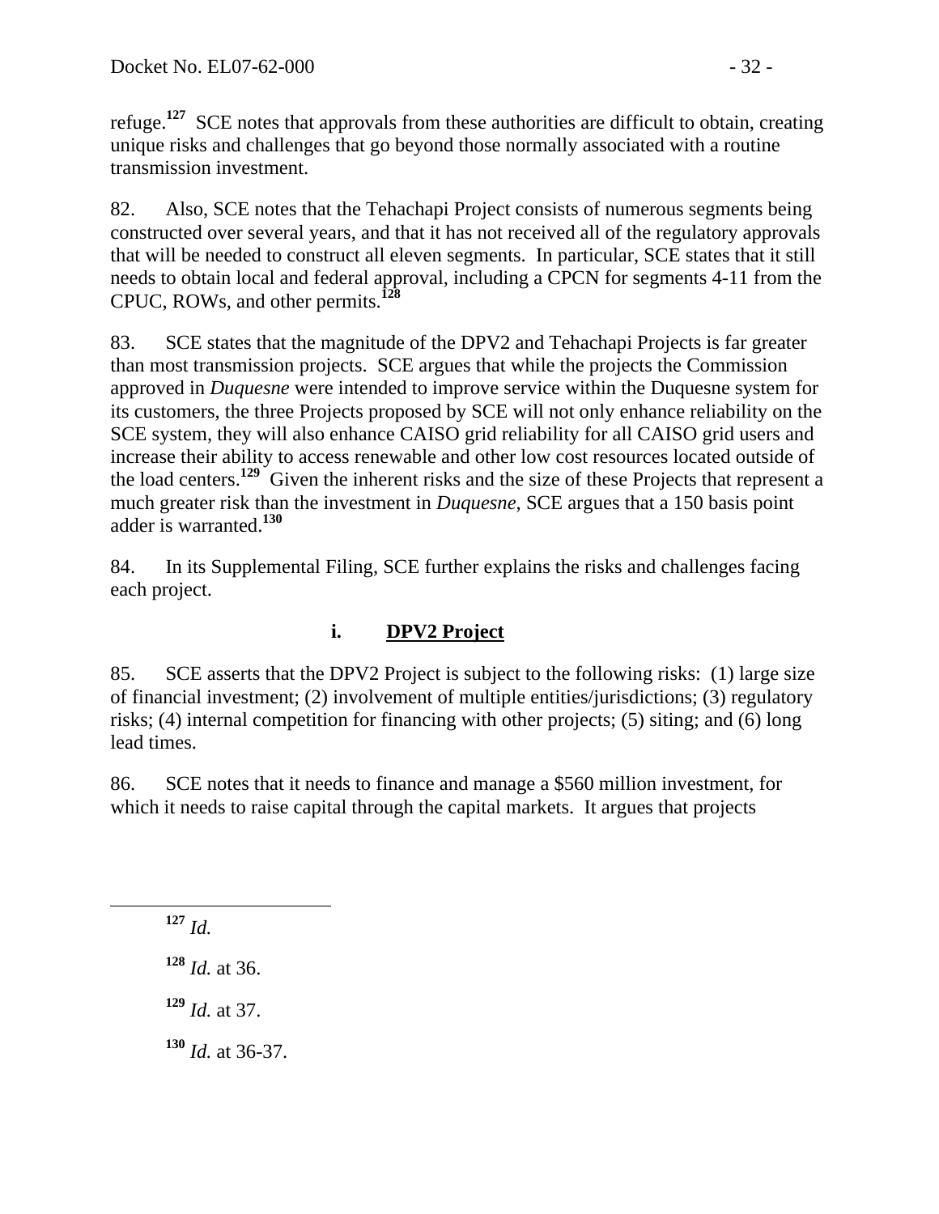refuge.[127] SCE notes that approvals from these authorities are difficult to obtain, creating unique risks and challenges that go beyond those normally associated with a routine transmission investment.

82. Also, SCE notes that the Tehachapi Project consists of numerous segments being constructed over several years, and that it has not received all of the regulatory approvals that will be needed to construct all eleven segments. In particular, SCE states that it still needs to obtain local and federal approval, including a CPCN for segments 4-11 from the CPUC, ROWs, and other permits.[128]

83. SCE states that the magnitude of the DPV2 and Tehachapi Projects is far greater than most transmission projects. SCE argues that while the projects the Commission approved in *Duquesne* were intended to improve service within the Duquesne system for its customers, the three Projects proposed by SCE will not only enhance reliability on the SCE system, they will also enhance CAISO grid reliability for all CAISO grid users and increase their ability to access renewable and other low cost resources located outside of the load centers.[129] Given the inherent risks and the size of these Projects that represent a much greater risk than the investment in *Duquesne*, SCE argues that a 150 basis point adder is warranted.[130]

84. In its Supplemental Filing, SCE further explains the risks and challenges facing each project.

#### i. DPV2 Project

85. SCE asserts that the DPV2 Project is subject to the following risks: (1) large size of financial investment; (2) involvement of multiple entities/jurisdictions; (3) regulatory risks; (4) internal competition for financing with other projects; (5) siting; and (6) long lead times.

86. SCE notes that it needs to finance and manage a $560 million investment, for which it needs to raise capital through the capital markets. It argues that projects

---

[127] *Id.*

[128] *Id.* at 36.

[129] *Id.* at 37.

[130] *Id.* at 36-37.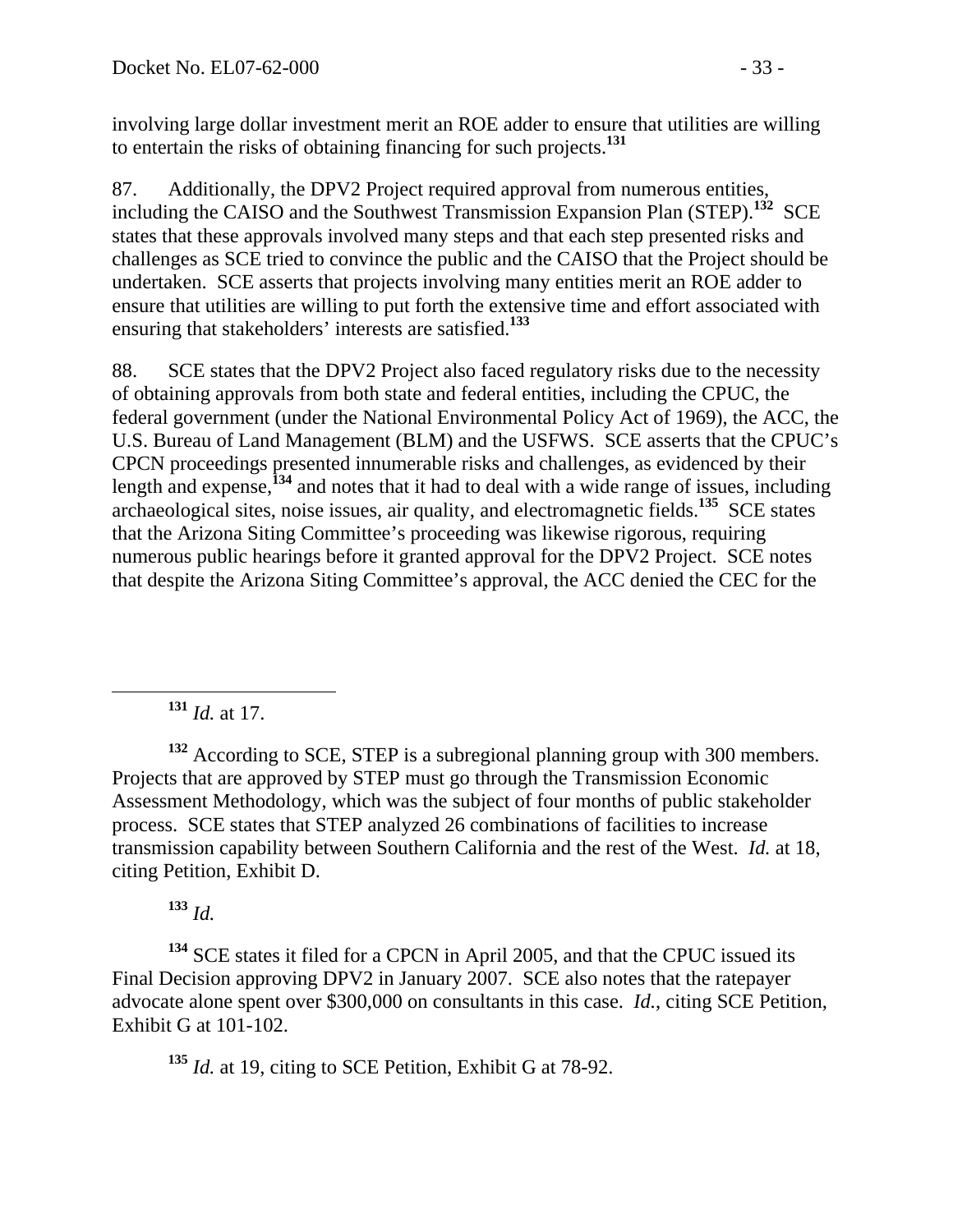involving large dollar investment merit an ROE adder to ensure that utilities are willing to entertain the risks of obtaining financing for such projects.[131]

87. Additionally, the DPV2 Project required approval from numerous entities, including the CAISO and the Southwest Transmission Expansion Plan (STEP).[132] SCE states that these approvals involved many steps and that each step presented risks and challenges as SCE tried to convince the public and the CAISO that the Project should be undertaken. SCE asserts that projects involving many entities merit an ROE adder to ensure that utilities are willing to put forth the extensive time and effort associated with ensuring that stakeholders' interests are satisfied.[133]

88. SCE states that the DPV2 Project also faced regulatory risks due to the necessity of obtaining approvals from both state and federal entities, including the CPUC, the federal government (under the National Environmental Policy Act of 1969), the ACC, the U.S. Bureau of Land Management (BLM) and the USFWS. SCE asserts that the CPUC's CPCN proceedings presented innumerable risks and challenges, as evidenced by their length and expense,[134] and notes that it had to deal with a wide range of issues, including archaeological sites, noise issues, air quality, and electromagnetic fields.[135] SCE states that the Arizona Siting Committee's proceeding was likewise rigorous, requiring numerous public hearings before it granted approval for the DPV2 Project. SCE notes that despite the Arizona Siting Committee's approval, the ACC denied the CEC for the

---

[131] *Id.* at 17.

[132] According to SCE, STEP is a subregional planning group with 300 members. Projects that are approved by STEP must go through the Transmission Economic Assessment Methodology, which was the subject of four months of public stakeholder process. SCE states that STEP analyzed 26 combinations of facilities to increase transmission capability between Southern California and the rest of the West. *Id.* at 18, citing Petition, Exhibit D.

[133] *Id.*

[134] SCE states it filed for a CPCN in April 2005, and that the CPUC issued its Final Decision approving DPV2 in January 2007. SCE also notes that the ratepayer advocate alone spent over $300,000 on consultants in this case. *Id.*, citing SCE Petition, Exhibit G at 101-102.

[135] *Id.* at 19, citing to SCE Petition, Exhibit G at 78-92.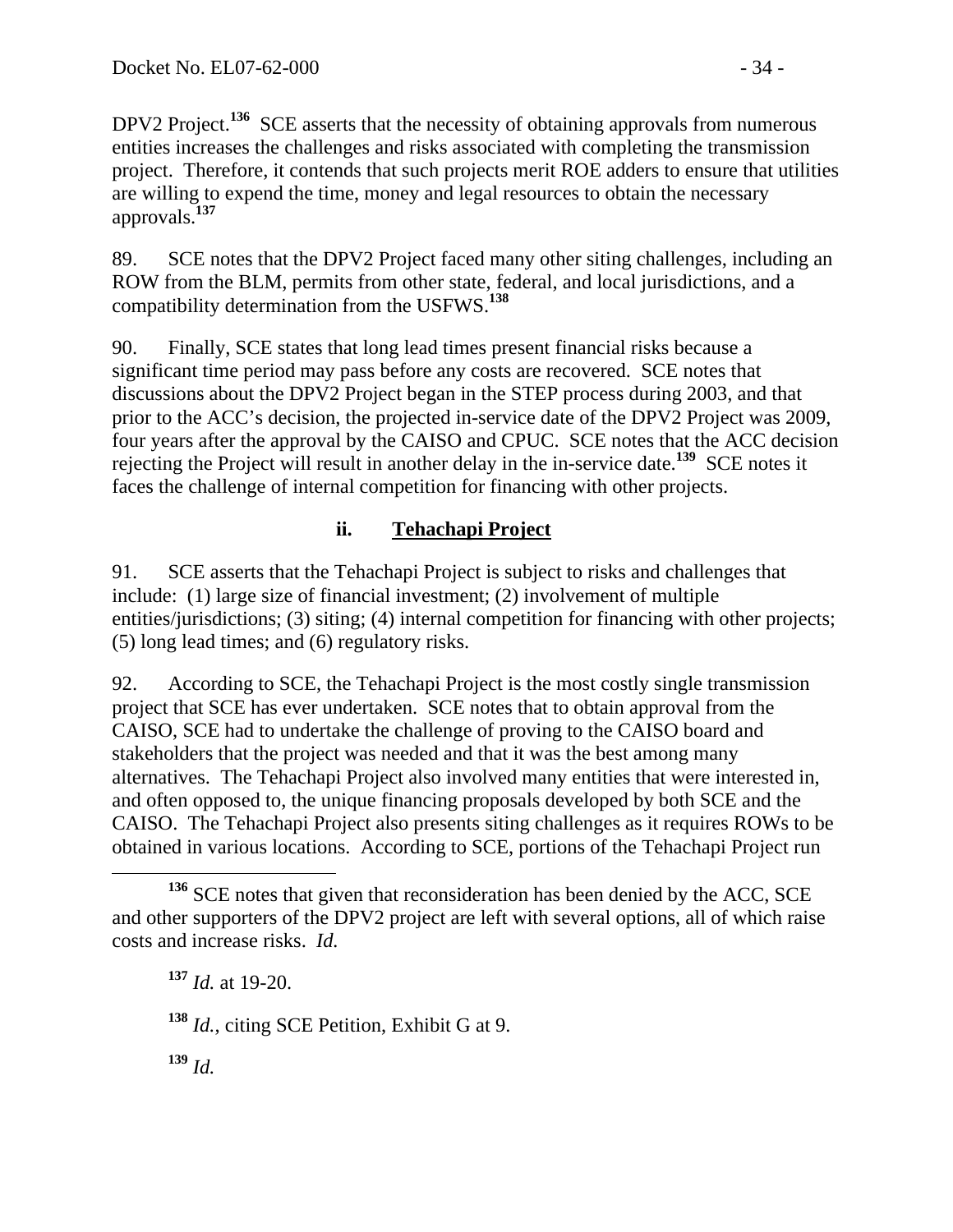DPV2 Project.[136] SCE asserts that the necessity of obtaining approvals from numerous entities increases the challenges and risks associated with completing the transmission project. Therefore, it contends that such projects merit ROE adders to ensure that utilities are willing to expend the time, money and legal resources to obtain the necessary approvals.[137]

89. SCE notes that the DPV2 Project faced many other siting challenges, including an ROW from the BLM, permits from other state, federal, and local jurisdictions, and a compatibility determination from the USFWS.[138]

90. Finally, SCE states that long lead times present financial risks because a significant time period may pass before any costs are recovered. SCE notes that discussions about the DPV2 Project began in the STEP process during 2003, and that prior to the ACC's decision, the projected in-service date of the DPV2 Project was 2009, four years after the approval by the CAISO and CPUC. SCE notes that the ACC decision rejecting the Project will result in another delay in the in-service date.[139] SCE notes it faces the challenge of internal competition for financing with other projects.

### ii. Tehachapi Project

91. SCE asserts that the Tehachapi Project is subject to risks and challenges that include: (1) large size of financial investment; (2) involvement of multiple entities/jurisdictions; (3) siting; (4) internal competition for financing with other projects; (5) long lead times; and (6) regulatory risks.

92. According to SCE, the Tehachapi Project is the most costly single transmission project that SCE has ever undertaken. SCE notes that to obtain approval from the CAISO, SCE had to undertake the challenge of proving to the CAISO board and stakeholders that the project was needed and that it was the best among many alternatives. The Tehachapi Project also involved many entities that were interested in, and often opposed to, the unique financing proposals developed by both SCE and the CAISO. The Tehachapi Project also presents siting challenges as it requires ROWs to be obtained in various locations. According to SCE, portions of the Tehachapi Project run

---

[136] SCE notes that given that reconsideration has been denied by the ACC, SCE and other supporters of the DPV2 project are left with several options, all of which raise costs and increase risks. *Id.*

[137] *Id.* at 19-20.

[138] *Id.*, citing SCE Petition, Exhibit G at 9.

[139] *Id.*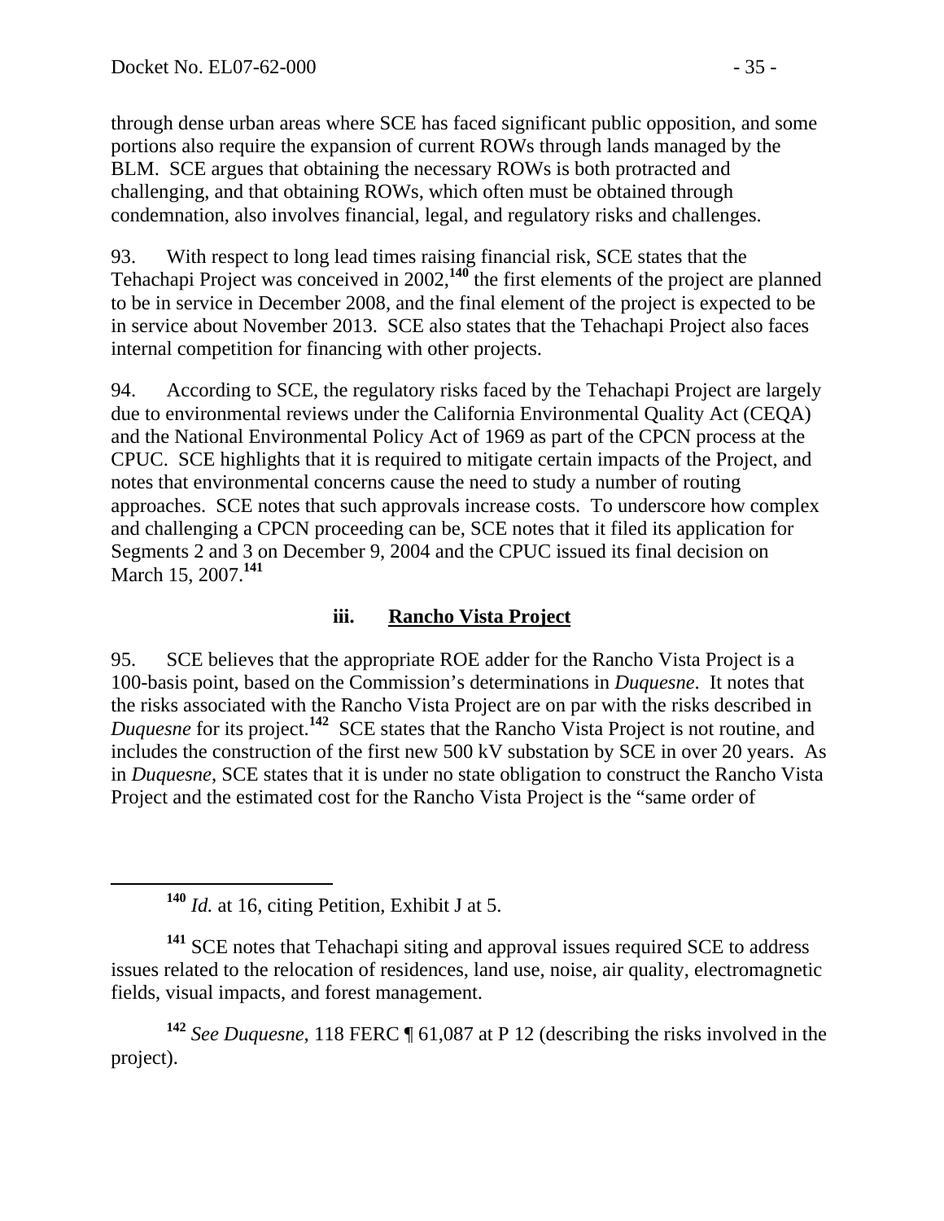through dense urban areas where SCE has faced significant public opposition, and some portions also require the expansion of current ROWs through lands managed by the BLM. SCE argues that obtaining the necessary ROWs is both protracted and challenging, and that obtaining ROWs, which often must be obtained through condemnation, also involves financial, legal, and regulatory risks and challenges.

93. With respect to long lead times raising financial risk, SCE states that the Tehachapi Project was conceived in 2002,[140] the first elements of the project are planned to be in service in December 2008, and the final element of the project is expected to be in service about November 2013. SCE also states that the Tehachapi Project also faces internal competition for financing with other projects.

94. According to SCE, the regulatory risks faced by the Tehachapi Project are largely due to environmental reviews under the California Environmental Quality Act (CEQA) and the National Environmental Policy Act of 1969 as part of the CPCN process at the CPUC. SCE highlights that it is required to mitigate certain impacts of the Project, and notes that environmental concerns cause the need to study a number of routing approaches. SCE notes that such approvals increase costs. To underscore how complex and challenging a CPCN proceeding can be, SCE notes that it filed its application for Segments 2 and 3 on December 9, 2004 and the CPUC issued its final decision on March 15, 2007.[141]

### iii. Rancho Vista Project

95. SCE believes that the appropriate ROE adder for the Rancho Vista Project is a 100-basis point, based on the Commission's determinations in *Duquesne*. It notes that the risks associated with the Rancho Vista Project are on par with the risks described in *Duquesne* for its project.[142] SCE states that the Rancho Vista Project is not routine, and includes the construction of the first new 500 kV substation by SCE in over 20 years. As in *Duquesne*, SCE states that it is under no state obligation to construct the Rancho Vista Project and the estimated cost for the Rancho Vista Project is the "same order of

---

[140] *Id.* at 16, citing Petition, Exhibit J at 5.

[141] SCE notes that Tehachapi siting and approval issues required SCE to address issues related to the relocation of residences, land use, noise, air quality, electromagnetic fields, visual impacts, and forest management.

[142] *See Duquesne*, 118 FERC ¶ 61,087 at P 12 (describing the risks involved in the project).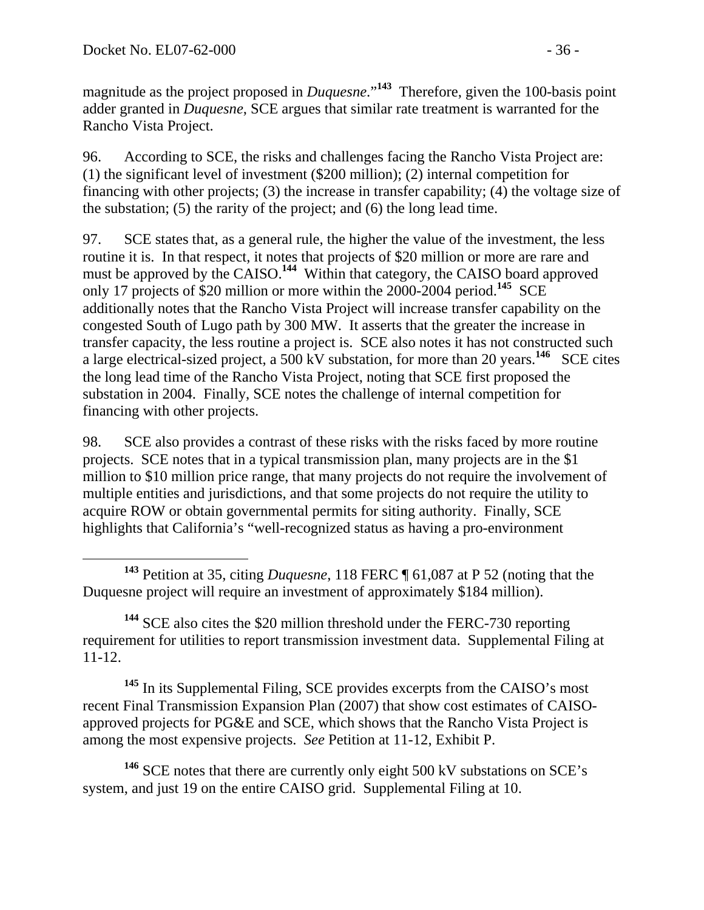magnitude as the project proposed in *Duquesne*."[143] Therefore, given the 100-basis point adder granted in *Duquesne*, SCE argues that similar rate treatment is warranted for the Rancho Vista Project.

96. According to SCE, the risks and challenges facing the Rancho Vista Project are: (1) the significant level of investment ($200 million); (2) internal competition for financing with other projects; (3) the increase in transfer capability; (4) the voltage size of the substation; (5) the rarity of the project; and (6) the long lead time.

97. SCE states that, as a general rule, the higher the value of the investment, the less routine it is. In that respect, it notes that projects of $20 million or more are rare and must be approved by the CAISO.[144] Within that category, the CAISO board approved only 17 projects of $20 million or more within the 2000-2004 period.[145] SCE additionally notes that the Rancho Vista Project will increase transfer capability on the congested South of Lugo path by 300 MW. It asserts that the greater the increase in transfer capacity, the less routine a project is. SCE also notes it has not constructed such a large electrical-sized project, a 500 kV substation, for more than 20 years.[146] SCE cites the long lead time of the Rancho Vista Project, noting that SCE first proposed the substation in 2004. Finally, SCE notes the challenge of internal competition for financing with other projects.

98. SCE also provides a contrast of these risks with the risks faced by more routine projects. SCE notes that in a typical transmission plan, many projects are in the $1 million to $10 million price range, that many projects do not require the involvement of multiple entities and jurisdictions, and that some projects do not require the utility to acquire ROW or obtain governmental permits for siting authority. Finally, SCE highlights that California's "well-recognized status as having a pro-environment

---

[143] Petition at 35, citing *Duquesne*, 118 FERC ¶ 61,087 at P 52 (noting that the Duquesne project will require an investment of approximately $184 million).

[144] SCE also cites the $20 million threshold under the FERC-730 reporting requirement for utilities to report transmission investment data. Supplemental Filing at 11-12.

[145] In its Supplemental Filing, SCE provides excerpts from the CAISO's most recent Final Transmission Expansion Plan (2007) that show cost estimates of CAISO-approved projects for PG&E and SCE, which shows that the Rancho Vista Project is among the most expensive projects. *See* Petition at 11-12, Exhibit P.

[146] SCE notes that there are currently only eight 500 kV substations on SCE's system, and just 19 on the entire CAISO grid. Supplemental Filing at 10.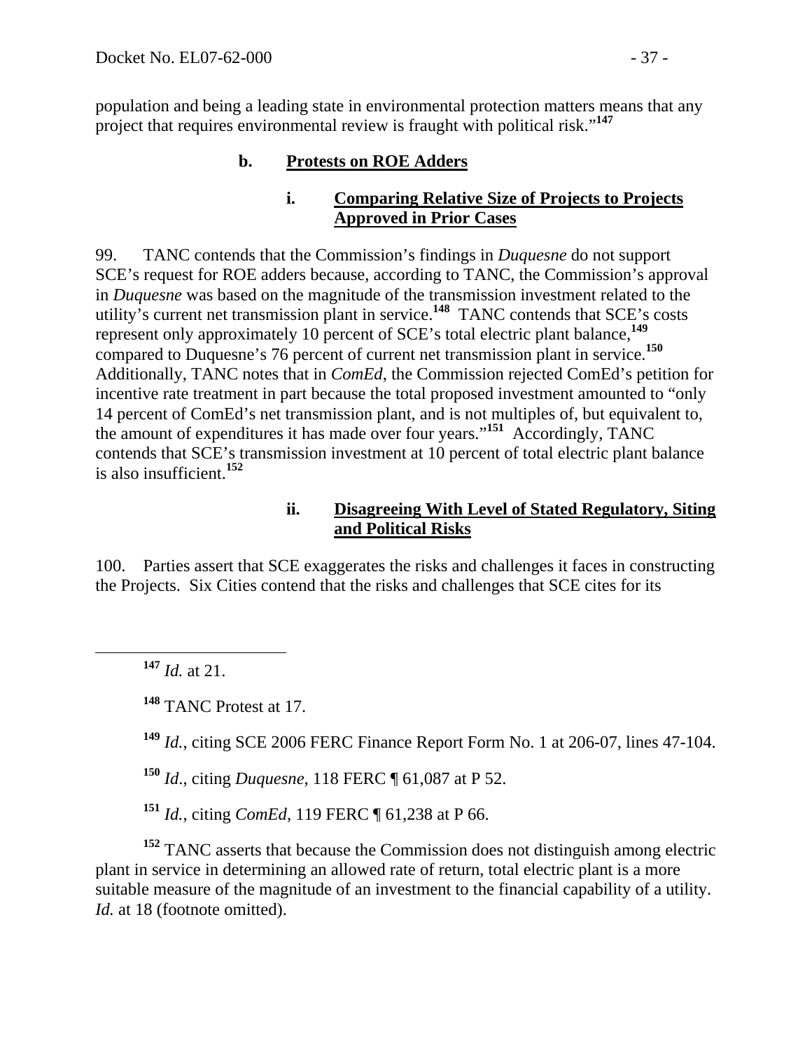population and being a leading state in environmental protection matters means that any project that requires environmental review is fraught with political risk."[147]

### b. Protests on ROE Adders

#### i. Comparing Relative Size of Projects to Projects Approved in Prior Cases

99. TANC contends that the Commission's findings in *Duquesne* do not support SCE's request for ROE adders because, according to TANC, the Commission's approval in *Duquesne* was based on the magnitude of the transmission investment related to the utility's current net transmission plant in service.[148] TANC contends that SCE's costs represent only approximately 10 percent of SCE's total electric plant balance,[149] compared to Duquesne's 76 percent of current net transmission plant in service.[150] Additionally, TANC notes that in *ComEd*, the Commission rejected ComEd's petition for incentive rate treatment in part because the total proposed investment amounted to "only 14 percent of ComEd's net transmission plant, and is not multiples of, but equivalent to, the amount of expenditures it has made over four years."[151] Accordingly, TANC contends that SCE's transmission investment at 10 percent of total electric plant balance is also insufficient.[152]

#### ii. Disagreeing With Level of Stated Regulatory, Siting and Political Risks

100. Parties assert that SCE exaggerates the risks and challenges it faces in constructing the Projects. Six Cities contend that the risks and challenges that SCE cites for its

---

[147] *Id.* at 21.

[148] TANC Protest at 17.

[149] *Id.*, citing SCE 2006 FERC Finance Report Form No. 1 at 206-07, lines 47-104.

[150] *Id*., citing *Duquesne*, 118 FERC ¶ 61,087 at P 52.

[151] *Id.*, citing *ComEd*, 119 FERC ¶ 61,238 at P 66.

[152] TANC asserts that because the Commission does not distinguish among electric plant in service in determining an allowed rate of return, total electric plant is a more suitable measure of the magnitude of an investment to the financial capability of a utility. *Id.* at 18 (footnote omitted).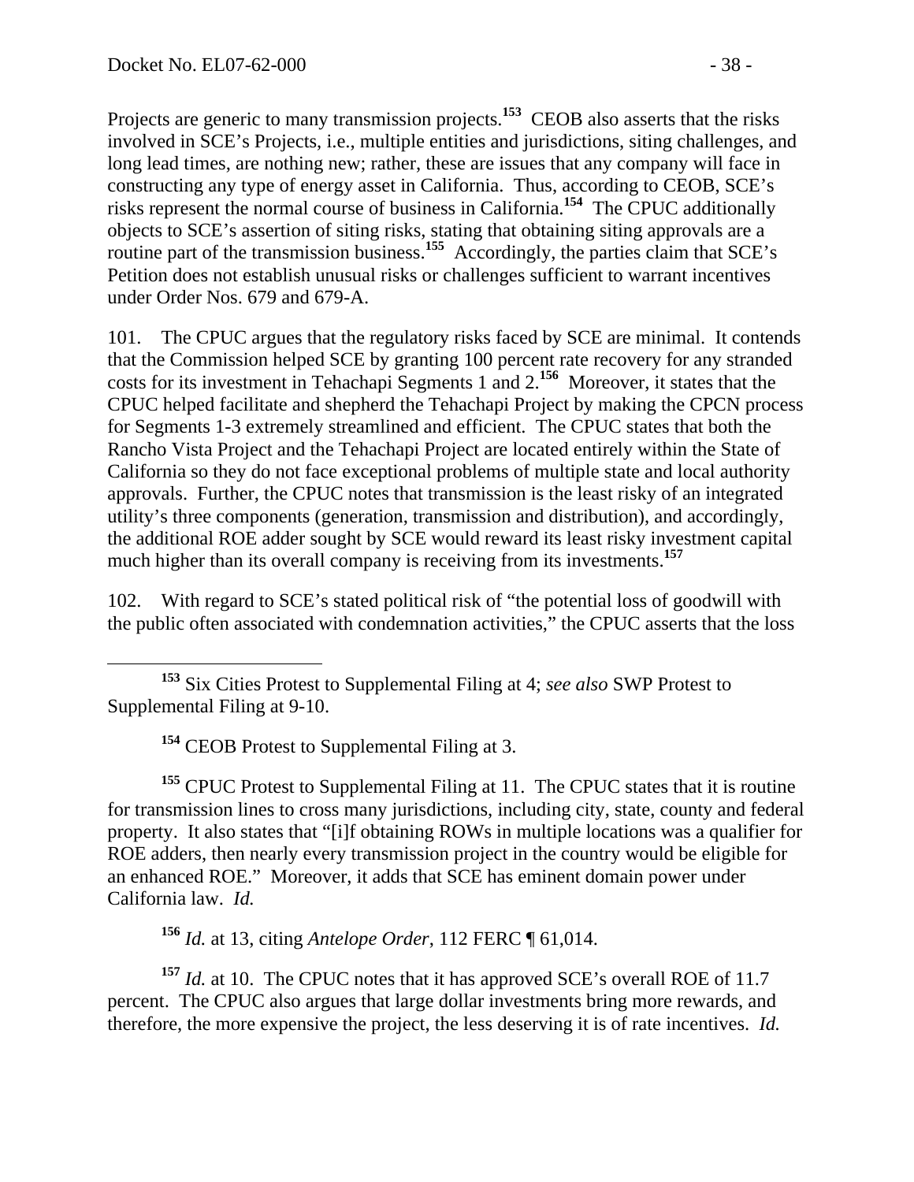Projects are generic to many transmission projects.[153] CEOB also asserts that the risks involved in SCE's Projects, i.e., multiple entities and jurisdictions, siting challenges, and long lead times, are nothing new; rather, these are issues that any company will face in constructing any type of energy asset in California. Thus, according to CEOB, SCE's risks represent the normal course of business in California.[154] The CPUC additionally objects to SCE's assertion of siting risks, stating that obtaining siting approvals are a routine part of the transmission business.[155] Accordingly, the parties claim that SCE's Petition does not establish unusual risks or challenges sufficient to warrant incentives under Order Nos. 679 and 679-A.

101. The CPUC argues that the regulatory risks faced by SCE are minimal. It contends that the Commission helped SCE by granting 100 percent rate recovery for any stranded costs for its investment in Tehachapi Segments 1 and 2.[156] Moreover, it states that the CPUC helped facilitate and shepherd the Tehachapi Project by making the CPCN process for Segments 1-3 extremely streamlined and efficient. The CPUC states that both the Rancho Vista Project and the Tehachapi Project are located entirely within the State of California so they do not face exceptional problems of multiple state and local authority approvals. Further, the CPUC notes that transmission is the least risky of an integrated utility's three components (generation, transmission and distribution), and accordingly, the additional ROE adder sought by SCE would reward its least risky investment capital much higher than its overall company is receiving from its investments.[157]

102. With regard to SCE's stated political risk of "the potential loss of goodwill with the public often associated with condemnation activities," the CPUC asserts that the loss

---

[153] Six Cities Protest to Supplemental Filing at 4; *see also* SWP Protest to Supplemental Filing at 9-10.

[154] CEOB Protest to Supplemental Filing at 3.

[155] CPUC Protest to Supplemental Filing at 11. The CPUC states that it is routine for transmission lines to cross many jurisdictions, including city, state, county and federal property. It also states that "[i]f obtaining ROWs in multiple locations was a qualifier for ROE adders, then nearly every transmission project in the country would be eligible for an enhanced ROE." Moreover, it adds that SCE has eminent domain power under California law. *Id.*

[156] *Id.* at 13, citing *Antelope Order*, 112 FERC ¶ 61,014.

[157] *Id.* at 10. The CPUC notes that it has approved SCE's overall ROE of 11.7 percent. The CPUC also argues that large dollar investments bring more rewards, and therefore, the more expensive the project, the less deserving it is of rate incentives. *Id.*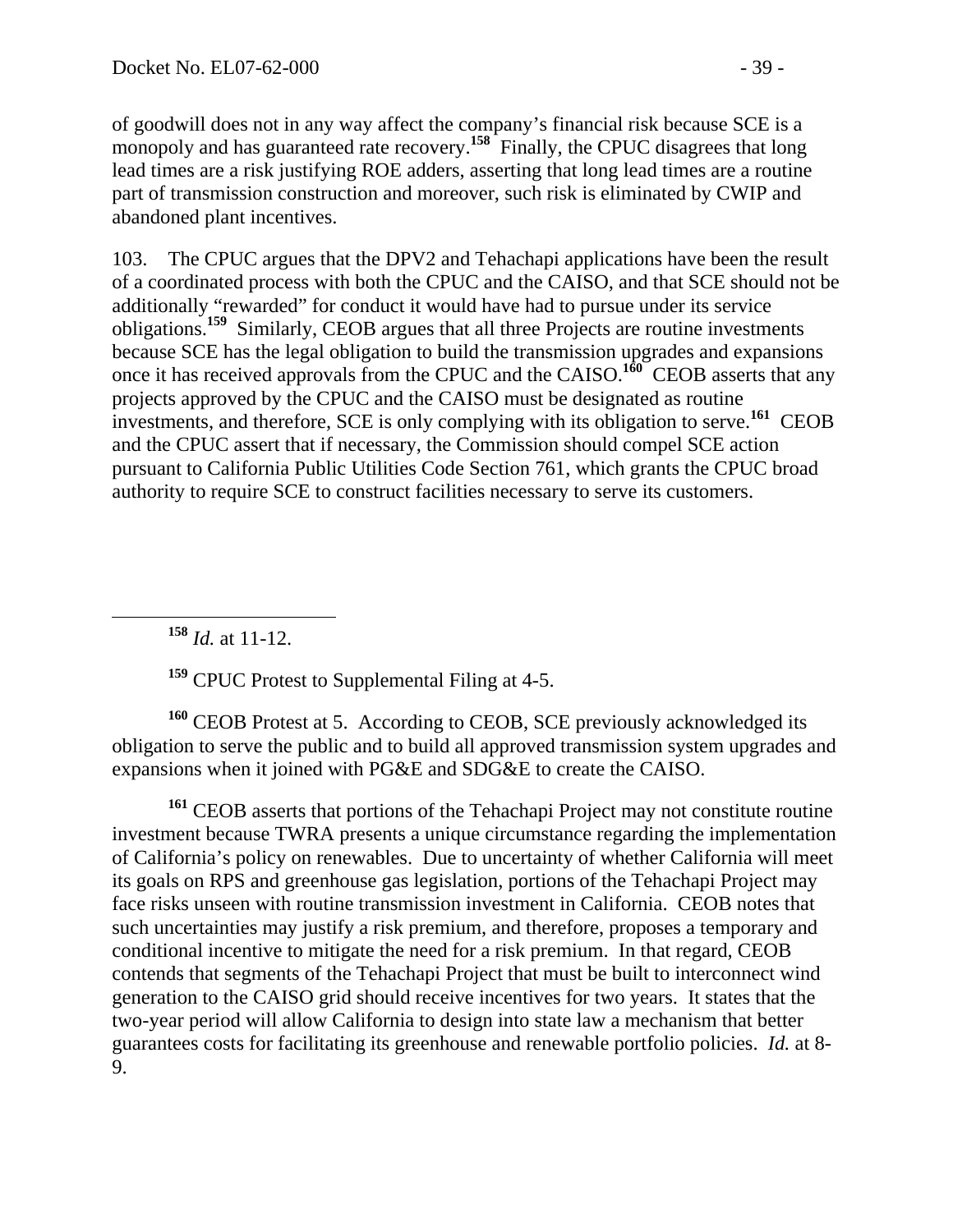of goodwill does not in any way affect the company's financial risk because SCE is a monopoly and has guaranteed rate recovery.[158] Finally, the CPUC disagrees that long lead times are a risk justifying ROE adders, asserting that long lead times are a routine part of transmission construction and moreover, such risk is eliminated by CWIP and abandoned plant incentives.

103. The CPUC argues that the DPV2 and Tehachapi applications have been the result of a coordinated process with both the CPUC and the CAISO, and that SCE should not be additionally "rewarded" for conduct it would have had to pursue under its service obligations.[159] Similarly, CEOB argues that all three Projects are routine investments because SCE has the legal obligation to build the transmission upgrades and expansions once it has received approvals from the CPUC and the CAISO.[160] CEOB asserts that any projects approved by the CPUC and the CAISO must be designated as routine investments, and therefore, SCE is only complying with its obligation to serve.[161] CEOB and the CPUC assert that if necessary, the Commission should compel SCE action pursuant to California Public Utilities Code Section 761, which grants the CPUC broad authority to require SCE to construct facilities necessary to serve its customers.

---

[158] *Id.* at 11-12.

[159] CPUC Protest to Supplemental Filing at 4-5.

[160] CEOB Protest at 5. According to CEOB, SCE previously acknowledged its obligation to serve the public and to build all approved transmission system upgrades and expansions when it joined with PG&E and SDG&E to create the CAISO.

[161] CEOB asserts that portions of the Tehachapi Project may not constitute routine investment because TWRA presents a unique circumstance regarding the implementation of California's policy on renewables. Due to uncertainty of whether California will meet its goals on RPS and greenhouse gas legislation, portions of the Tehachapi Project may face risks unseen with routine transmission investment in California. CEOB notes that such uncertainties may justify a risk premium, and therefore, proposes a temporary and conditional incentive to mitigate the need for a risk premium. In that regard, CEOB contends that segments of the Tehachapi Project that must be built to interconnect wind generation to the CAISO grid should receive incentives for two years. It states that the two-year period will allow California to design into state law a mechanism that better guarantees costs for facilitating its greenhouse and renewable portfolio policies. *Id.* at 8-9.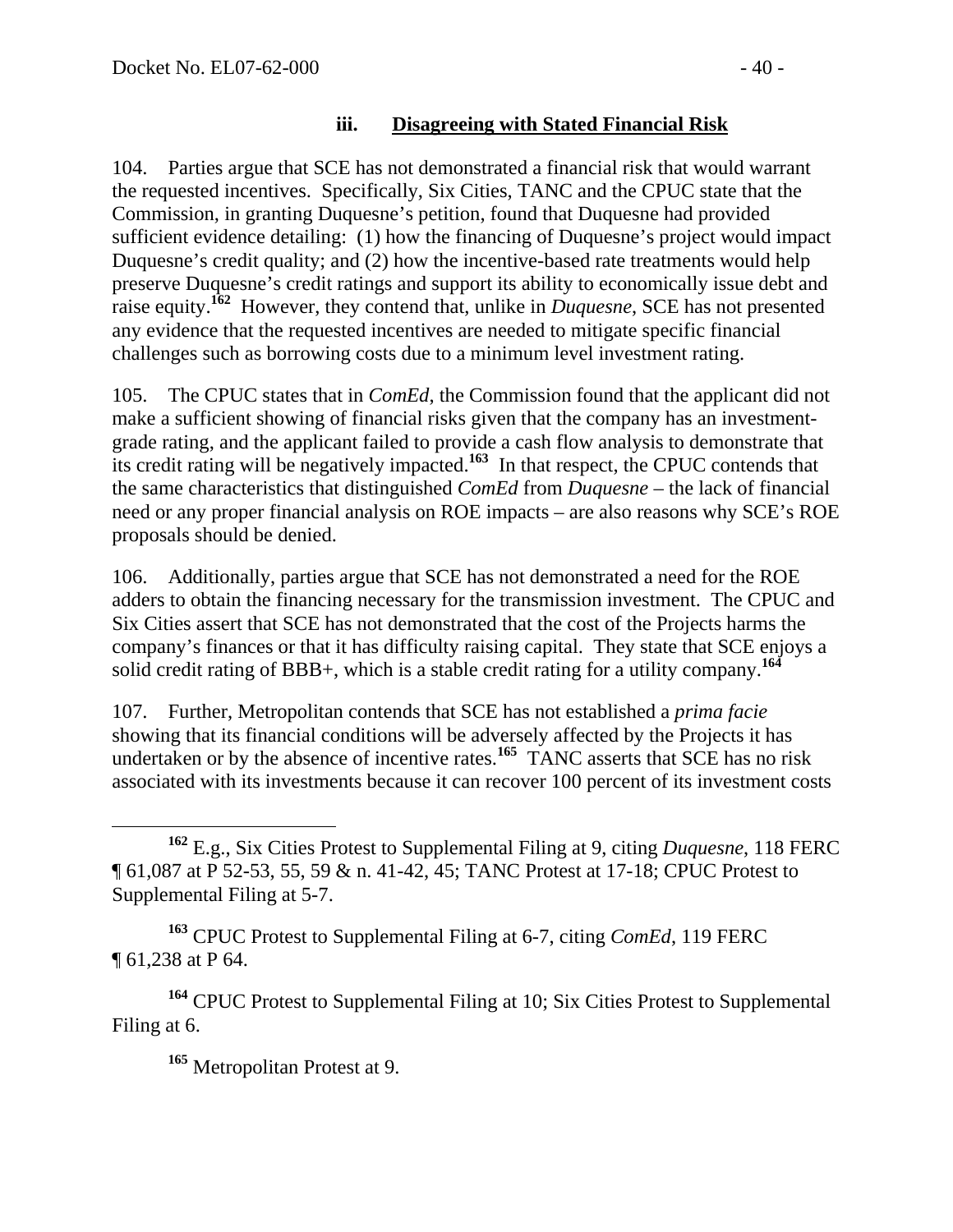### iii. Disagreeing with Stated Financial Risk

104. Parties argue that SCE has not demonstrated a financial risk that would warrant the requested incentives. Specifically, Six Cities, TANC and the CPUC state that the Commission, in granting Duquesne's petition, found that Duquesne had provided sufficient evidence detailing: (1) how the financing of Duquesne's project would impact Duquesne's credit quality; and (2) how the incentive-based rate treatments would help preserve Duquesne's credit ratings and support its ability to economically issue debt and raise equity.[162] However, they contend that, unlike in *Duquesne*, SCE has not presented any evidence that the requested incentives are needed to mitigate specific financial challenges such as borrowing costs due to a minimum level investment rating.

105. The CPUC states that in *ComEd*, the Commission found that the applicant did not make a sufficient showing of financial risks given that the company has an investment-grade rating, and the applicant failed to provide a cash flow analysis to demonstrate that its credit rating will be negatively impacted.[163] In that respect, the CPUC contends that the same characteristics that distinguished *ComEd* from *Duquesne* – the lack of financial need or any proper financial analysis on ROE impacts – are also reasons why SCE's ROE proposals should be denied.

106. Additionally, parties argue that SCE has not demonstrated a need for the ROE adders to obtain the financing necessary for the transmission investment. The CPUC and Six Cities assert that SCE has not demonstrated that the cost of the Projects harms the company's finances or that it has difficulty raising capital. They state that SCE enjoys a solid credit rating of BBB+, which is a stable credit rating for a utility company.[164]

107. Further, Metropolitan contends that SCE has not established a *prima facie* showing that its financial conditions will be adversely affected by the Projects it has undertaken or by the absence of incentive rates.[165] TANC asserts that SCE has no risk associated with its investments because it can recover 100 percent of its investment costs

---

[162] E.g., Six Cities Protest to Supplemental Filing at 9, citing *Duquesne*, 118 FERC ¶ 61,087 at P 52-53, 55, 59 & n. 41-42, 45; TANC Protest at 17-18; CPUC Protest to Supplemental Filing at 5-7.

[163] CPUC Protest to Supplemental Filing at 6-7, citing *ComEd*, 119 FERC ¶ 61,238 at P 64.

[164] CPUC Protest to Supplemental Filing at 10; Six Cities Protest to Supplemental Filing at 6.

[165] Metropolitan Protest at 9.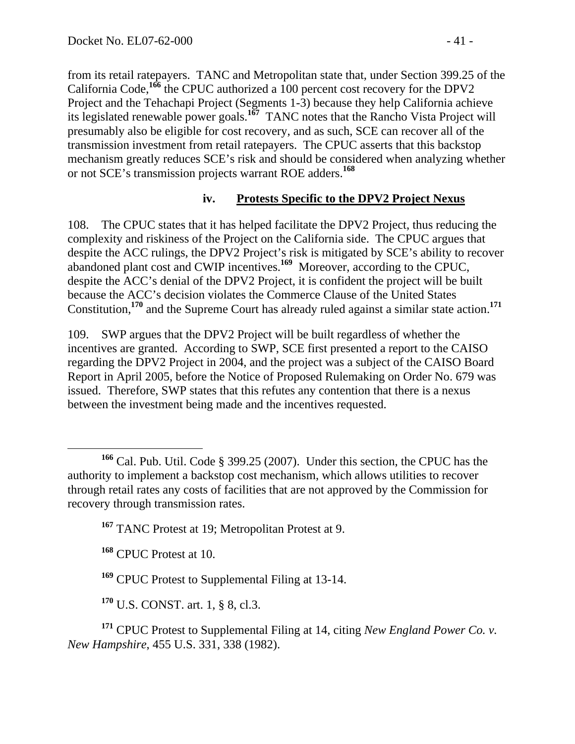from its retail ratepayers. TANC and Metropolitan state that, under Section 399.25 of the California Code,[166] the CPUC authorized a 100 percent cost recovery for the DPV2 Project and the Tehachapi Project (Segments 1-3) because they help California achieve its legislated renewable power goals.[167] TANC notes that the Rancho Vista Project will presumably also be eligible for cost recovery, and as such, SCE can recover all of the transmission investment from retail ratepayers. The CPUC asserts that this backstop mechanism greatly reduces SCE's risk and should be considered when analyzing whether or not SCE's transmission projects warrant ROE adders.[168]

#### iv. Protests Specific to the DPV2 Project Nexus

108. The CPUC states that it has helped facilitate the DPV2 Project, thus reducing the complexity and riskiness of the Project on the California side. The CPUC argues that despite the ACC rulings, the DPV2 Project's risk is mitigated by SCE's ability to recover abandoned plant cost and CWIP incentives.[169] Moreover, according to the CPUC, despite the ACC's denial of the DPV2 Project, it is confident the project will be built because the ACC's decision violates the Commerce Clause of the United States Constitution,[170] and the Supreme Court has already ruled against a similar state action.[171]

109. SWP argues that the DPV2 Project will be built regardless of whether the incentives are granted. According to SWP, SCE first presented a report to the CAISO regarding the DPV2 Project in 2004, and the project was a subject of the CAISO Board Report in April 2005, before the Notice of Proposed Rulemaking on Order No. 679 was issued. Therefore, SWP states that this refutes any contention that there is a nexus between the investment being made and the incentives requested.

---

[166] Cal. Pub. Util. Code § 399.25 (2007). Under this section, the CPUC has the authority to implement a backstop cost mechanism, which allows utilities to recover through retail rates any costs of facilities that are not approved by the Commission for recovery through transmission rates.

[167] TANC Protest at 19; Metropolitan Protest at 9.

[168] CPUC Protest at 10.

[169] CPUC Protest to Supplemental Filing at 13-14.

[170] U.S. CONST. art. 1, § 8, cl.3.

[171] CPUC Protest to Supplemental Filing at 14, citing *New England Power Co. v. New Hampshire*, 455 U.S. 331, 338 (1982).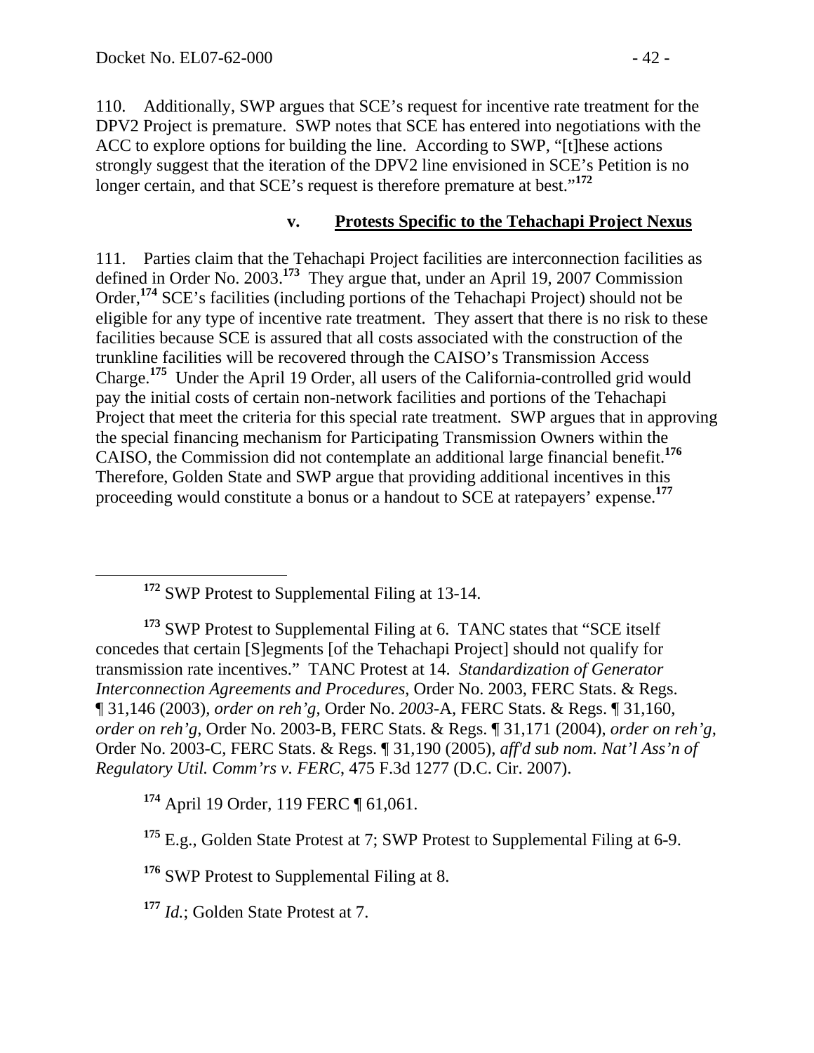110. Additionally, SWP argues that SCE's request for incentive rate treatment for the DPV2 Project is premature. SWP notes that SCE has entered into negotiations with the ACC to explore options for building the line. According to SWP, "[t]hese actions strongly suggest that the iteration of the DPV2 line envisioned in SCE's Petition is no longer certain, and that SCE's request is therefore premature at best."[172]

#### v. Protests Specific to the Tehachapi Project Nexus

111. Parties claim that the Tehachapi Project facilities are interconnection facilities as defined in Order No. 2003.[173] They argue that, under an April 19, 2007 Commission Order,[174] SCE's facilities (including portions of the Tehachapi Project) should not be eligible for any type of incentive rate treatment. They assert that there is no risk to these facilities because SCE is assured that all costs associated with the construction of the trunkline facilities will be recovered through the CAISO's Transmission Access Charge.[175] Under the April 19 Order, all users of the California-controlled grid would pay the initial costs of certain non-network facilities and portions of the Tehachapi Project that meet the criteria for this special rate treatment. SWP argues that in approving the special financing mechanism for Participating Transmission Owners within the CAISO, the Commission did not contemplate an additional large financial benefit.[176] Therefore, Golden State and SWP argue that providing additional incentives in this proceeding would constitute a bonus or a handout to SCE at ratepayers' expense.[177]

---

[172] SWP Protest to Supplemental Filing at 13-14.

[173] SWP Protest to Supplemental Filing at 6. TANC states that "SCE itself concedes that certain [S]egments [of the Tehachapi Project] should not qualify for transmission rate incentives." TANC Protest at 14. *Standardization of Generator Interconnection Agreements and Procedures*, Order No. 2003, FERC Stats. & Regs. ¶ 31,146 (2003), *order on reh'g*, Order No. *2003*-A, FERC Stats. & Regs. ¶ 31,160, *order on reh'g*, Order No. 2003-B, FERC Stats. & Regs. ¶ 31,171 (2004), *order on reh'g*, Order No. 2003-C, FERC Stats. & Regs. ¶ 31,190 (2005), *aff'd sub nom. Nat'l Ass'n of Regulatory Util. Comm'rs v. FERC*, 475 F.3d 1277 (D.C. Cir. 2007).

[174] April 19 Order, 119 FERC ¶ 61,061.

[175] E.g., Golden State Protest at 7; SWP Protest to Supplemental Filing at 6-9.

[176] SWP Protest to Supplemental Filing at 8.

[177] *Id.*; Golden State Protest at 7.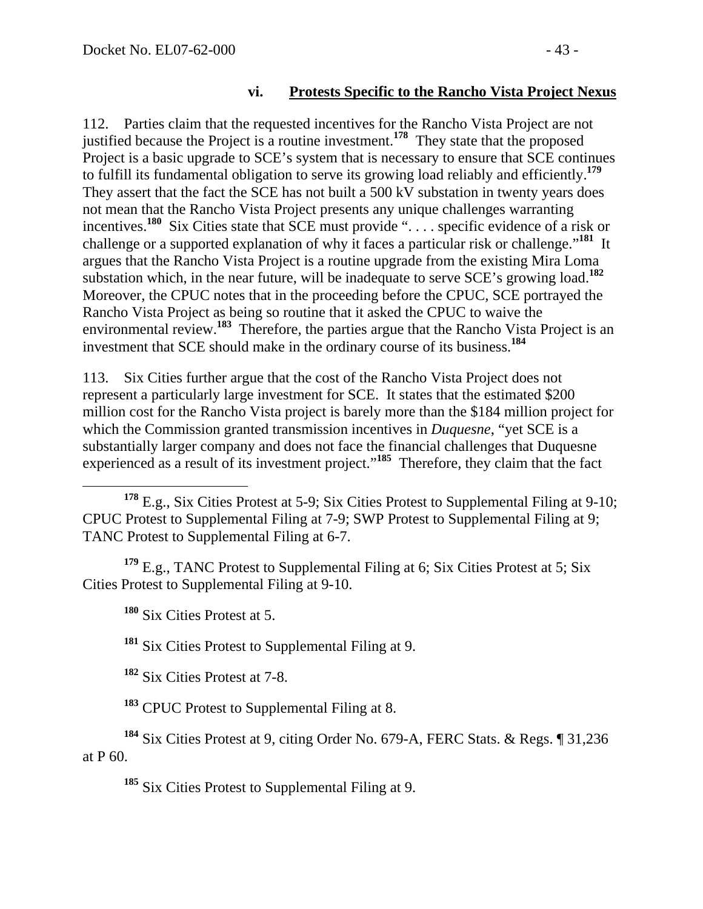### vi. Protests Specific to the Rancho Vista Project Nexus

112. Parties claim that the requested incentives for the Rancho Vista Project are not justified because the Project is a routine investment.[178] They state that the proposed Project is a basic upgrade to SCE's system that is necessary to ensure that SCE continues to fulfill its fundamental obligation to serve its growing load reliably and efficiently.[179] They assert that the fact the SCE has not built a 500 kV substation in twenty years does not mean that the Rancho Vista Project presents any unique challenges warranting incentives.[180] Six Cities state that SCE must provide ". . . . specific evidence of a risk or challenge or a supported explanation of why it faces a particular risk or challenge."[181] It argues that the Rancho Vista Project is a routine upgrade from the existing Mira Loma substation which, in the near future, will be inadequate to serve SCE's growing load.[182] Moreover, the CPUC notes that in the proceeding before the CPUC, SCE portrayed the Rancho Vista Project as being so routine that it asked the CPUC to waive the environmental review.[183] Therefore, the parties argue that the Rancho Vista Project is an investment that SCE should make in the ordinary course of its business.[184]

113. Six Cities further argue that the cost of the Rancho Vista Project does not represent a particularly large investment for SCE. It states that the estimated $200 million cost for the Rancho Vista project is barely more than the $184 million project for which the Commission granted transmission incentives in *Duquesne*, "yet SCE is a substantially larger company and does not face the financial challenges that Duquesne experienced as a result of its investment project."[185] Therefore, they claim that the fact

---

[178] E.g., Six Cities Protest at 5-9; Six Cities Protest to Supplemental Filing at 9-10; CPUC Protest to Supplemental Filing at 7-9; SWP Protest to Supplemental Filing at 9; TANC Protest to Supplemental Filing at 6-7.

[179] E.g., TANC Protest to Supplemental Filing at 6; Six Cities Protest at 5; Six Cities Protest to Supplemental Filing at 9-10.

[180] Six Cities Protest at 5.

[181] Six Cities Protest to Supplemental Filing at 9.

[182] Six Cities Protest at 7-8.

[183] CPUC Protest to Supplemental Filing at 8.

[184] Six Cities Protest at 9, citing Order No. 679-A, FERC Stats. & Regs. ¶ 31,236 at P 60.

[185] Six Cities Protest to Supplemental Filing at 9.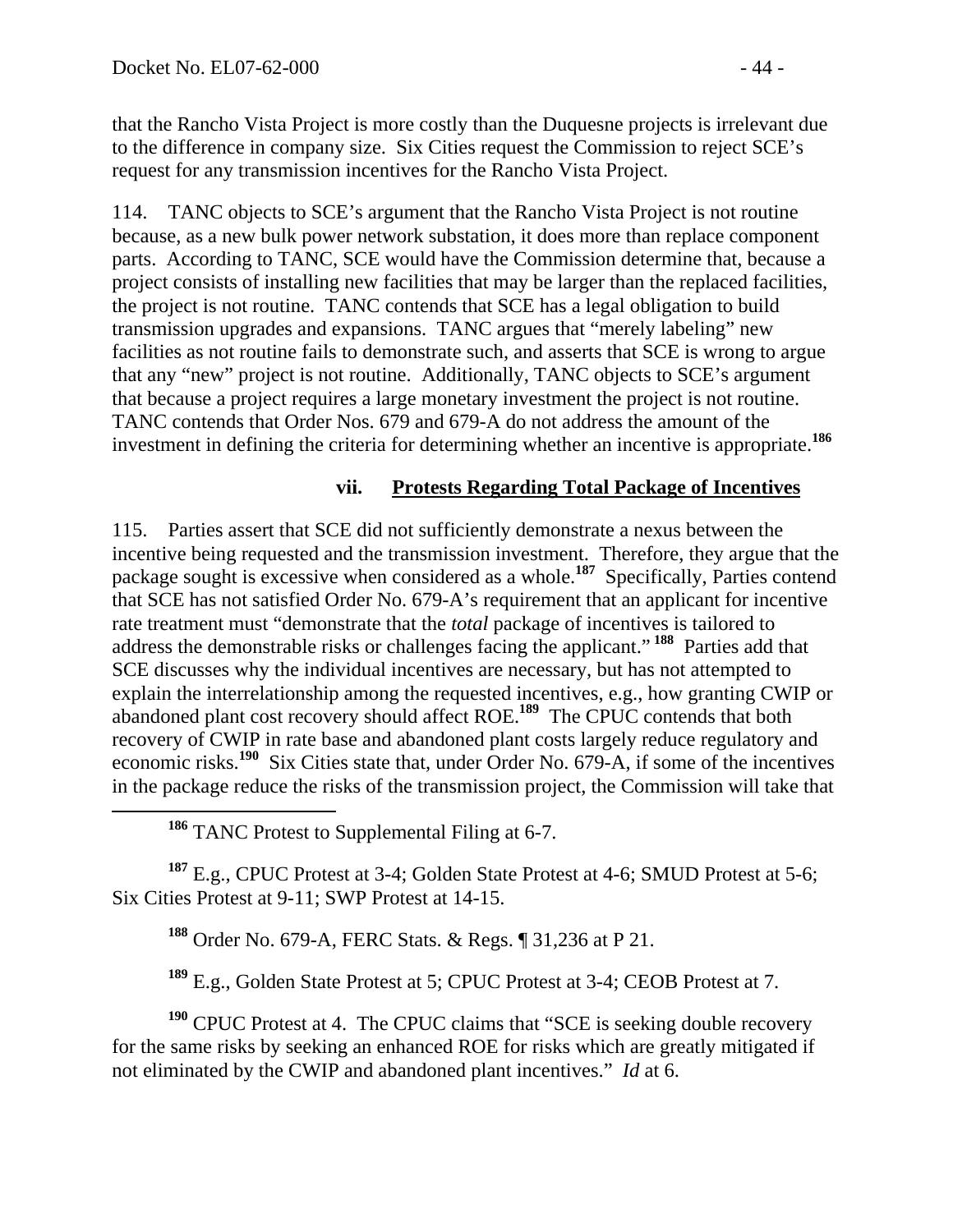that the Rancho Vista Project is more costly than the Duquesne projects is irrelevant due to the difference in company size. Six Cities request the Commission to reject SCE's request for any transmission incentives for the Rancho Vista Project.

114. TANC objects to SCE's argument that the Rancho Vista Project is not routine because, as a new bulk power network substation, it does more than replace component parts. According to TANC, SCE would have the Commission determine that, because a project consists of installing new facilities that may be larger than the replaced facilities, the project is not routine. TANC contends that SCE has a legal obligation to build transmission upgrades and expansions. TANC argues that "merely labeling" new facilities as not routine fails to demonstrate such, and asserts that SCE is wrong to argue that any "new" project is not routine. Additionally, TANC objects to SCE's argument that because a project requires a large monetary investment the project is not routine. TANC contends that Order Nos. 679 and 679-A do not address the amount of the investment in defining the criteria for determining whether an incentive is appropriate.[186]

#### vii. Protests Regarding Total Package of Incentives

115. Parties assert that SCE did not sufficiently demonstrate a nexus between the incentive being requested and the transmission investment. Therefore, they argue that the package sought is excessive when considered as a whole.[187] Specifically, Parties contend that SCE has not satisfied Order No. 679-A's requirement that an applicant for incentive rate treatment must "demonstrate that the *total* package of incentives is tailored to address the demonstrable risks or challenges facing the applicant." [188] Parties add that SCE discusses why the individual incentives are necessary, but has not attempted to explain the interrelationship among the requested incentives, e.g., how granting CWIP or abandoned plant cost recovery should affect ROE.[189] The CPUC contends that both recovery of CWIP in rate base and abandoned plant costs largely reduce regulatory and economic risks.[190] Six Cities state that, under Order No. 679-A, if some of the incentives in the package reduce the risks of the transmission project, the Commission will take that

---

[186] TANC Protest to Supplemental Filing at 6-7.

[187] E.g., CPUC Protest at 3-4; Golden State Protest at 4-6; SMUD Protest at 5-6; Six Cities Protest at 9-11; SWP Protest at 14-15.

[188] Order No. 679-A, FERC Stats. & Regs. ¶ 31,236 at P 21.

[189] E.g., Golden State Protest at 5; CPUC Protest at 3-4; CEOB Protest at 7.

[190] CPUC Protest at 4. The CPUC claims that "SCE is seeking double recovery for the same risks by seeking an enhanced ROE for risks which are greatly mitigated if not eliminated by the CWIP and abandoned plant incentives." *Id* at 6.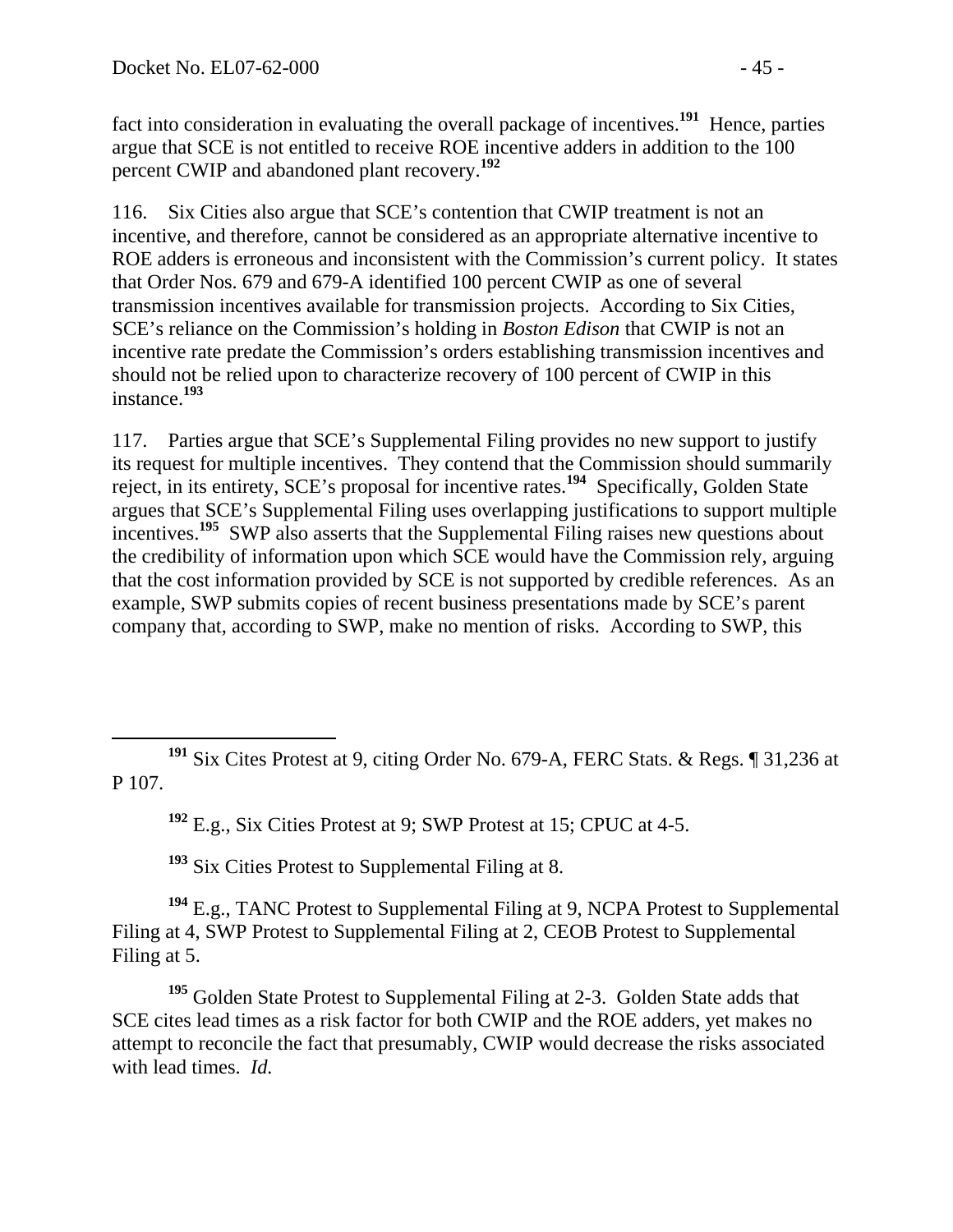fact into consideration in evaluating the overall package of incentives.[191] Hence, parties argue that SCE is not entitled to receive ROE incentive adders in addition to the 100 percent CWIP and abandoned plant recovery.[192]

116. Six Cities also argue that SCE's contention that CWIP treatment is not an incentive, and therefore, cannot be considered as an appropriate alternative incentive to ROE adders is erroneous and inconsistent with the Commission's current policy. It states that Order Nos. 679 and 679-A identified 100 percent CWIP as one of several transmission incentives available for transmission projects. According to Six Cities, SCE's reliance on the Commission's holding in *Boston Edison* that CWIP is not an incentive rate predate the Commission's orders establishing transmission incentives and should not be relied upon to characterize recovery of 100 percent of CWIP in this instance.[193]

117. Parties argue that SCE's Supplemental Filing provides no new support to justify its request for multiple incentives. They contend that the Commission should summarily reject, in its entirety, SCE's proposal for incentive rates.[194] Specifically, Golden State argues that SCE's Supplemental Filing uses overlapping justifications to support multiple incentives.[195] SWP also asserts that the Supplemental Filing raises new questions about the credibility of information upon which SCE would have the Commission rely, arguing that the cost information provided by SCE is not supported by credible references. As an example, SWP submits copies of recent business presentations made by SCE's parent company that, according to SWP, make no mention of risks. According to SWP, this

---

[191] Six Cites Protest at 9, citing Order No. 679-A, FERC Stats. & Regs. ¶ 31,236 at P 107.

[192] E.g., Six Cities Protest at 9; SWP Protest at 15; CPUC at 4-5.

[193] Six Cities Protest to Supplemental Filing at 8.

[194] E.g., TANC Protest to Supplemental Filing at 9, NCPA Protest to Supplemental Filing at 4, SWP Protest to Supplemental Filing at 2, CEOB Protest to Supplemental Filing at 5.

[195] Golden State Protest to Supplemental Filing at 2-3. Golden State adds that SCE cites lead times as a risk factor for both CWIP and the ROE adders, yet makes no attempt to reconcile the fact that presumably, CWIP would decrease the risks associated with lead times. *Id.*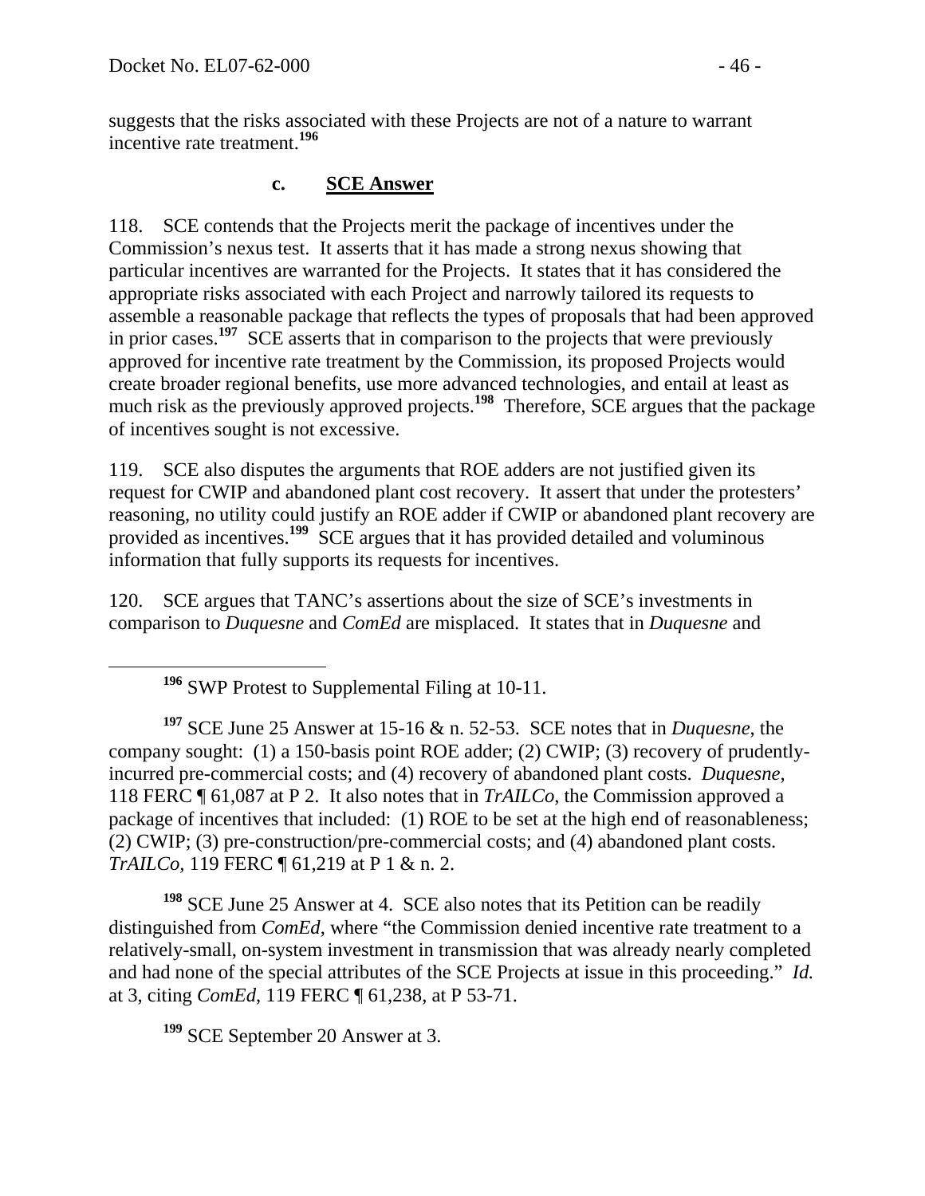suggests that the risks associated with these Projects are not of a nature to warrant incentive rate treatment.[196]

### c. **SCE Answer**

118. SCE contends that the Projects merit the package of incentives under the Commission's nexus test. It asserts that it has made a strong nexus showing that particular incentives are warranted for the Projects. It states that it has considered the appropriate risks associated with each Project and narrowly tailored its requests to assemble a reasonable package that reflects the types of proposals that had been approved in prior cases.[197] SCE asserts that in comparison to the projects that were previously approved for incentive rate treatment by the Commission, its proposed Projects would create broader regional benefits, use more advanced technologies, and entail at least as much risk as the previously approved projects.[198] Therefore, SCE argues that the package of incentives sought is not excessive.

119. SCE also disputes the arguments that ROE adders are not justified given its request for CWIP and abandoned plant cost recovery. It assert that under the protesters' reasoning, no utility could justify an ROE adder if CWIP or abandoned plant recovery are provided as incentives.[199] SCE argues that it has provided detailed and voluminous information that fully supports its requests for incentives.

120. SCE argues that TANC's assertions about the size of SCE's investments in comparison to *Duquesne* and *ComEd* are misplaced. It states that in *Duquesne* and

---

[196] SWP Protest to Supplemental Filing at 10-11.

[197] SCE June 25 Answer at 15-16 & n. 52-53. SCE notes that in *Duquesne*, the company sought: (1) a 150-basis point ROE adder; (2) CWIP; (3) recovery of prudently-incurred pre-commercial costs; and (4) recovery of abandoned plant costs. *Duquesne*, 118 FERC ¶ 61,087 at P 2. It also notes that in *TrAILCo*, the Commission approved a package of incentives that included: (1) ROE to be set at the high end of reasonableness; (2) CWIP; (3) pre-construction/pre-commercial costs; and (4) abandoned plant costs. *TrAILCo*, 119 FERC ¶ 61,219 at P 1 & n. 2.

[198] SCE June 25 Answer at 4. SCE also notes that its Petition can be readily distinguished from *ComEd*, where "the Commission denied incentive rate treatment to a relatively-small, on-system investment in transmission that was already nearly completed and had none of the special attributes of the SCE Projects at issue in this proceeding." *Id.* at 3, citing *ComEd*, 119 FERC ¶ 61,238, at P 53-71.

[199] SCE September 20 Answer at 3.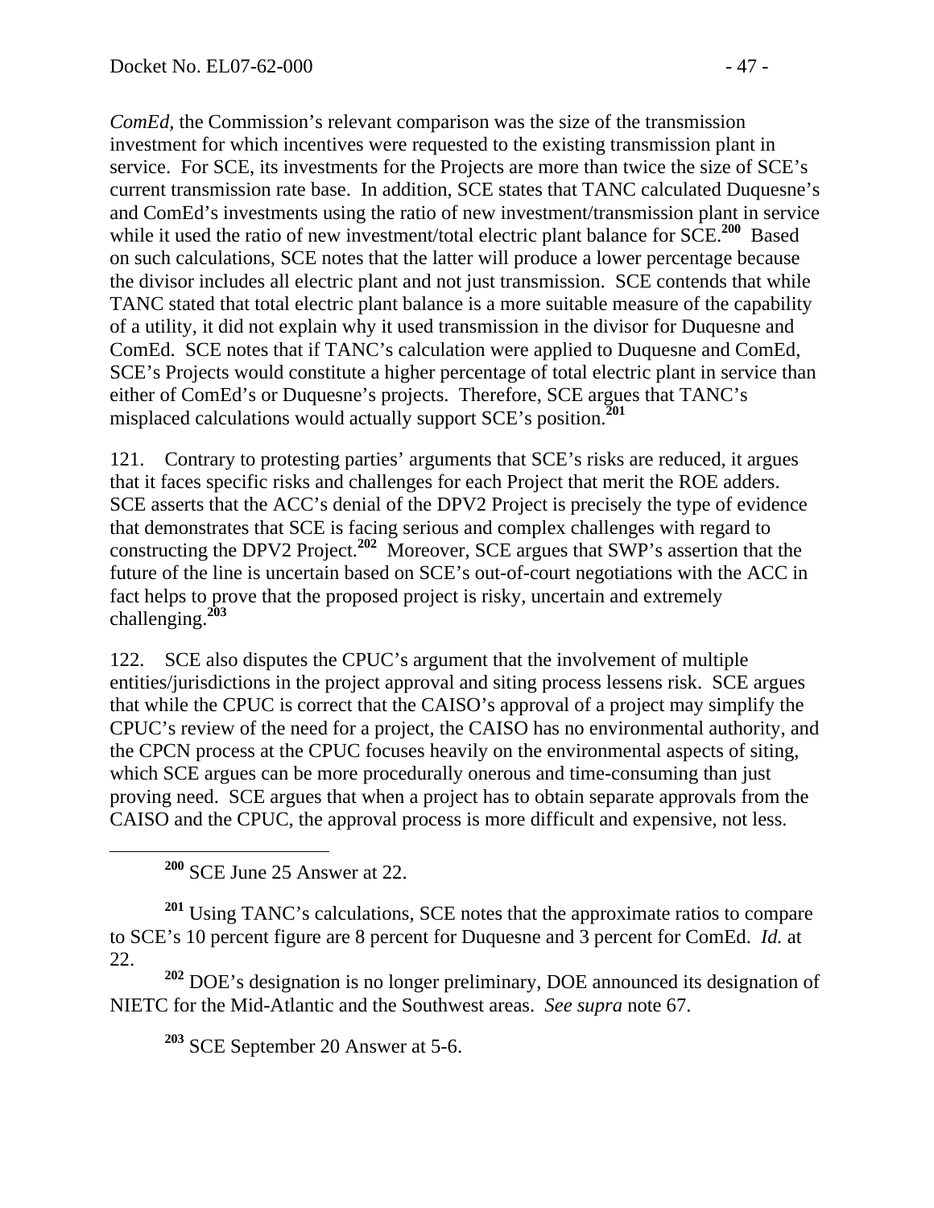*ComEd*, the Commission's relevant comparison was the size of the transmission investment for which incentives were requested to the existing transmission plant in service. For SCE, its investments for the Projects are more than twice the size of SCE's current transmission rate base. In addition, SCE states that TANC calculated Duquesne's and ComEd's investments using the ratio of new investment/transmission plant in service while it used the ratio of new investment/total electric plant balance for SCE.[200] Based on such calculations, SCE notes that the latter will produce a lower percentage because the divisor includes all electric plant and not just transmission. SCE contends that while TANC stated that total electric plant balance is a more suitable measure of the capability of a utility, it did not explain why it used transmission in the divisor for Duquesne and ComEd. SCE notes that if TANC's calculation were applied to Duquesne and ComEd, SCE's Projects would constitute a higher percentage of total electric plant in service than either of ComEd's or Duquesne's projects. Therefore, SCE argues that TANC's misplaced calculations would actually support SCE's position.[201]

121. Contrary to protesting parties' arguments that SCE's risks are reduced, it argues that it faces specific risks and challenges for each Project that merit the ROE adders. SCE asserts that the ACC's denial of the DPV2 Project is precisely the type of evidence that demonstrates that SCE is facing serious and complex challenges with regard to constructing the DPV2 Project.[202] Moreover, SCE argues that SWP's assertion that the future of the line is uncertain based on SCE's out-of-court negotiations with the ACC in fact helps to prove that the proposed project is risky, uncertain and extremely challenging.[203]

122. SCE also disputes the CPUC's argument that the involvement of multiple entities/jurisdictions in the project approval and siting process lessens risk. SCE argues that while the CPUC is correct that the CAISO's approval of a project may simplify the CPUC's review of the need for a project, the CAISO has no environmental authority, and the CPCN process at the CPUC focuses heavily on the environmental aspects of siting, which SCE argues can be more procedurally onerous and time-consuming than just proving need. SCE argues that when a project has to obtain separate approvals from the CAISO and the CPUC, the approval process is more difficult and expensive, not less.

---

[200] SCE June 25 Answer at 22.

[201] Using TANC's calculations, SCE notes that the approximate ratios to compare to SCE's 10 percent figure are 8 percent for Duquesne and 3 percent for ComEd. *Id.* at 22.

[202] DOE's designation is no longer preliminary, DOE announced its designation of NIETC for the Mid-Atlantic and the Southwest areas. *See supra* note 67.

[203] SCE September 20 Answer at 5-6.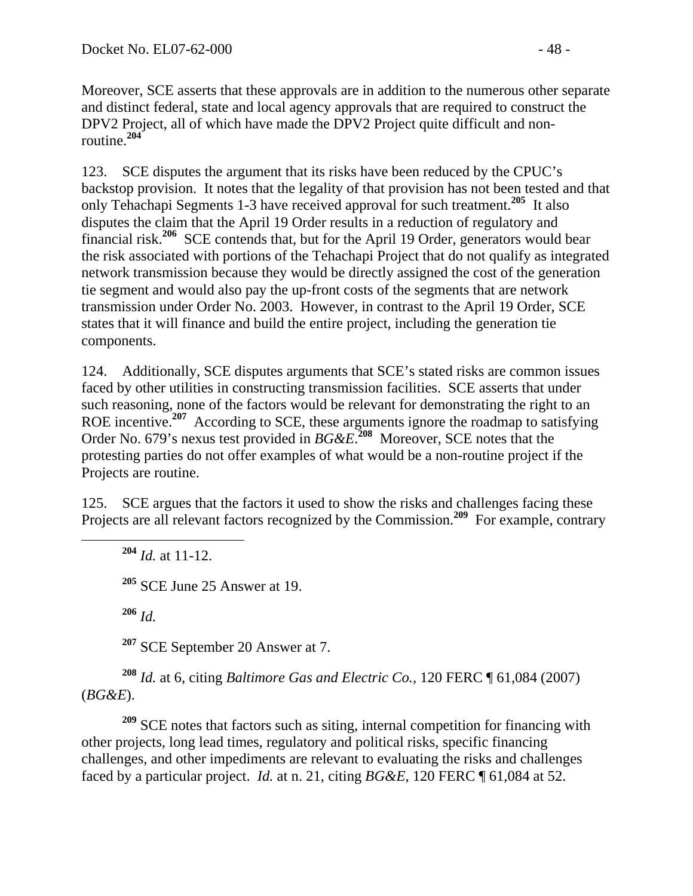Moreover, SCE asserts that these approvals are in addition to the numerous other separate and distinct federal, state and local agency approvals that are required to construct the DPV2 Project, all of which have made the DPV2 Project quite difficult and non-routine.[204]

123. SCE disputes the argument that its risks have been reduced by the CPUC's backstop provision. It notes that the legality of that provision has not been tested and that only Tehachapi Segments 1-3 have received approval for such treatment.[205] It also disputes the claim that the April 19 Order results in a reduction of regulatory and financial risk.[206] SCE contends that, but for the April 19 Order, generators would bear the risk associated with portions of the Tehachapi Project that do not qualify as integrated network transmission because they would be directly assigned the cost of the generation tie segment and would also pay the up-front costs of the segments that are network transmission under Order No. 2003. However, in contrast to the April 19 Order, SCE states that it will finance and build the entire project, including the generation tie components.

124. Additionally, SCE disputes arguments that SCE's stated risks are common issues faced by other utilities in constructing transmission facilities. SCE asserts that under such reasoning, none of the factors would be relevant for demonstrating the right to an ROE incentive.[207] According to SCE, these arguments ignore the roadmap to satisfying Order No. 679's nexus test provided in *BG&E*.[208] Moreover, SCE notes that the protesting parties do not offer examples of what would be a non-routine project if the Projects are routine.

125. SCE argues that the factors it used to show the risks and challenges facing these Projects are all relevant factors recognized by the Commission.[209] For example, contrary

[204] *Id.* at 11-12.

[205] SCE June 25 Answer at 19.

[206] *Id.*

[207] SCE September 20 Answer at 7.

[208] *Id.* at 6, citing *Baltimore Gas and Electric Co.*, 120 FERC ¶ 61,084 (2007) (*BG&E*).

[209] SCE notes that factors such as siting, internal competition for financing with other projects, long lead times, regulatory and political risks, specific financing challenges, and other impediments are relevant to evaluating the risks and challenges faced by a particular project. *Id.* at n. 21, citing *BG&E*, 120 FERC ¶ 61,084 at 52.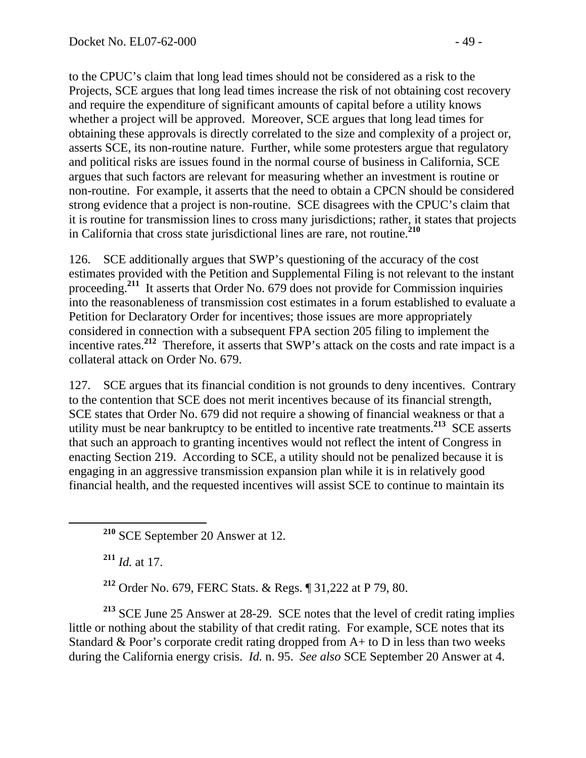to the CPUC's claim that long lead times should not be considered as a risk to the Projects, SCE argues that long lead times increase the risk of not obtaining cost recovery and require the expenditure of significant amounts of capital before a utility knows whether a project will be approved. Moreover, SCE argues that long lead times for obtaining these approvals is directly correlated to the size and complexity of a project or, asserts SCE, its non-routine nature. Further, while some protesters argue that regulatory and political risks are issues found in the normal course of business in California, SCE argues that such factors are relevant for measuring whether an investment is routine or non-routine. For example, it asserts that the need to obtain a CPCN should be considered strong evidence that a project is non-routine. SCE disagrees with the CPUC's claim that it is routine for transmission lines to cross many jurisdictions; rather, it states that projects in California that cross state jurisdictional lines are rare, not routine.[210]

126. SCE additionally argues that SWP's questioning of the accuracy of the cost estimates provided with the Petition and Supplemental Filing is not relevant to the instant proceeding.[211] It asserts that Order No. 679 does not provide for Commission inquiries into the reasonableness of transmission cost estimates in a forum established to evaluate a Petition for Declaratory Order for incentives; those issues are more appropriately considered in connection with a subsequent FPA section 205 filing to implement the incentive rates.[212] Therefore, it asserts that SWP's attack on the costs and rate impact is a collateral attack on Order No. 679.

127. SCE argues that its financial condition is not grounds to deny incentives. Contrary to the contention that SCE does not merit incentives because of its financial strength, SCE states that Order No. 679 did not require a showing of financial weakness or that a utility must be near bankruptcy to be entitled to incentive rate treatments.[213] SCE asserts that such an approach to granting incentives would not reflect the intent of Congress in enacting Section 219. According to SCE, a utility should not be penalized because it is engaging in an aggressive transmission expansion plan while it is in relatively good financial health, and the requested incentives will assist SCE to continue to maintain its

---

[210] SCE September 20 Answer at 12.

[211] *Id.* at 17.

[212] Order No. 679, FERC Stats. & Regs. ¶ 31,222 at P 79, 80.

[213] SCE June 25 Answer at 28-29. SCE notes that the level of credit rating implies little or nothing about the stability of that credit rating. For example, SCE notes that its Standard & Poor's corporate credit rating dropped from A+ to D in less than two weeks during the California energy crisis. *Id.* n. 95. *See also* SCE September 20 Answer at 4.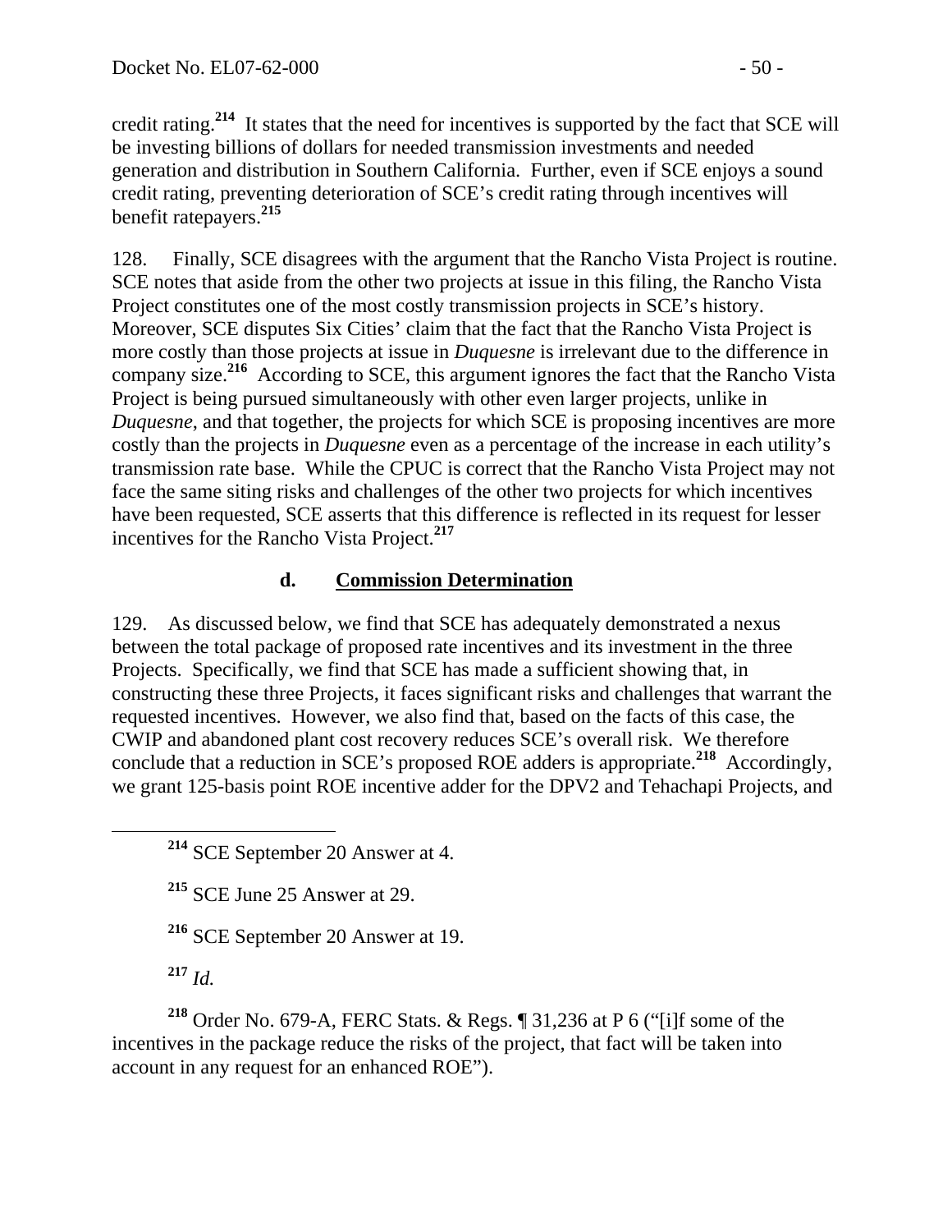credit rating.[214] It states that the need for incentives is supported by the fact that SCE will be investing billions of dollars for needed transmission investments and needed generation and distribution in Southern California. Further, even if SCE enjoys a sound credit rating, preventing deterioration of SCE's credit rating through incentives will benefit ratepayers.[215]

128. Finally, SCE disagrees with the argument that the Rancho Vista Project is routine. SCE notes that aside from the other two projects at issue in this filing, the Rancho Vista Project constitutes one of the most costly transmission projects in SCE's history. Moreover, SCE disputes Six Cities' claim that the fact that the Rancho Vista Project is more costly than those projects at issue in *Duquesne* is irrelevant due to the difference in company size.[216] According to SCE, this argument ignores the fact that the Rancho Vista Project is being pursued simultaneously with other even larger projects, unlike in *Duquesne*, and that together, the projects for which SCE is proposing incentives are more costly than the projects in *Duquesne* even as a percentage of the increase in each utility's transmission rate base. While the CPUC is correct that the Rancho Vista Project may not face the same siting risks and challenges of the other two projects for which incentives have been requested, SCE asserts that this difference is reflected in its request for lesser incentives for the Rancho Vista Project.[217]

### d. Commission Determination

129. As discussed below, we find that SCE has adequately demonstrated a nexus between the total package of proposed rate incentives and its investment in the three Projects. Specifically, we find that SCE has made a sufficient showing that, in constructing these three Projects, it faces significant risks and challenges that warrant the requested incentives. However, we also find that, based on the facts of this case, the CWIP and abandoned plant cost recovery reduces SCE's overall risk. We therefore conclude that a reduction in SCE's proposed ROE adders is appropriate.[218] Accordingly, we grant 125-basis point ROE incentive adder for the DPV2 and Tehachapi Projects, and

---

[214] SCE September 20 Answer at 4.

[215] SCE June 25 Answer at 29.

[216] SCE September 20 Answer at 19.

[217] *Id.*

[218] Order No. 679-A, FERC Stats. & Regs. ¶ 31,236 at P 6 ("[i]f some of the incentives in the package reduce the risks of the project, that fact will be taken into account in any request for an enhanced ROE").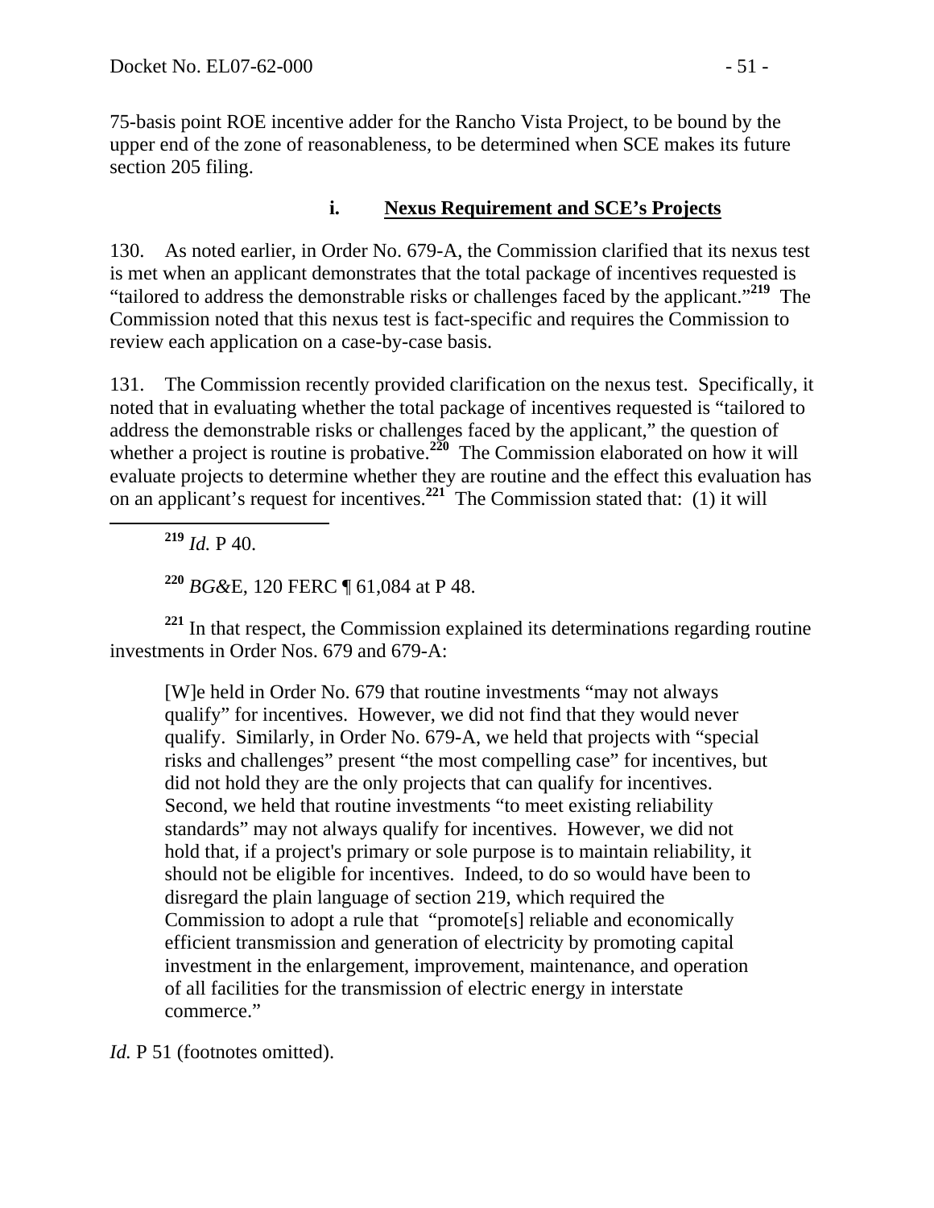75-basis point ROE incentive adder for the Rancho Vista Project, to be bound by the upper end of the zone of reasonableness, to be determined when SCE makes its future section 205 filing.

### i. Nexus Requirement and SCE's Projects

130. As noted earlier, in Order No. 679-A, the Commission clarified that its nexus test is met when an applicant demonstrates that the total package of incentives requested is "tailored to address the demonstrable risks or challenges faced by the applicant."[219] The Commission noted that this nexus test is fact-specific and requires the Commission to review each application on a case-by-case basis.

131. The Commission recently provided clarification on the nexus test. Specifically, it noted that in evaluating whether the total package of incentives requested is "tailored to address the demonstrable risks or challenges faced by the applicant," the question of whether a project is routine is probative.[220] The Commission elaborated on how it will evaluate projects to determine whether they are routine and the effect this evaluation has on an applicant's request for incentives.[221] The Commission stated that: (1) it will

---

[219] *Id.* P 40.

[220] *BG&E*, 120 FERC ¶ 61,084 at P 48.

[221] In that respect, the Commission explained its determinations regarding routine investments in Order Nos. 679 and 679-A:

> [W]e held in Order No. 679 that routine investments "may not always qualify" for incentives. However, we did not find that they would never qualify. Similarly, in Order No. 679-A, we held that projects with "special risks and challenges" present "the most compelling case" for incentives, but did not hold they are the only projects that can qualify for incentives. Second, we held that routine investments "to meet existing reliability standards" may not always qualify for incentives. However, we did not hold that, if a project's primary or sole purpose is to maintain reliability, it should not be eligible for incentives. Indeed, to do so would have been to disregard the plain language of section 219, which required the Commission to adopt a rule that "promote[s] reliable and economically efficient transmission and generation of electricity by promoting capital investment in the enlargement, improvement, maintenance, and operation of all facilities for the transmission of electric energy in interstate commerce."

*Id.* P 51 (footnotes omitted).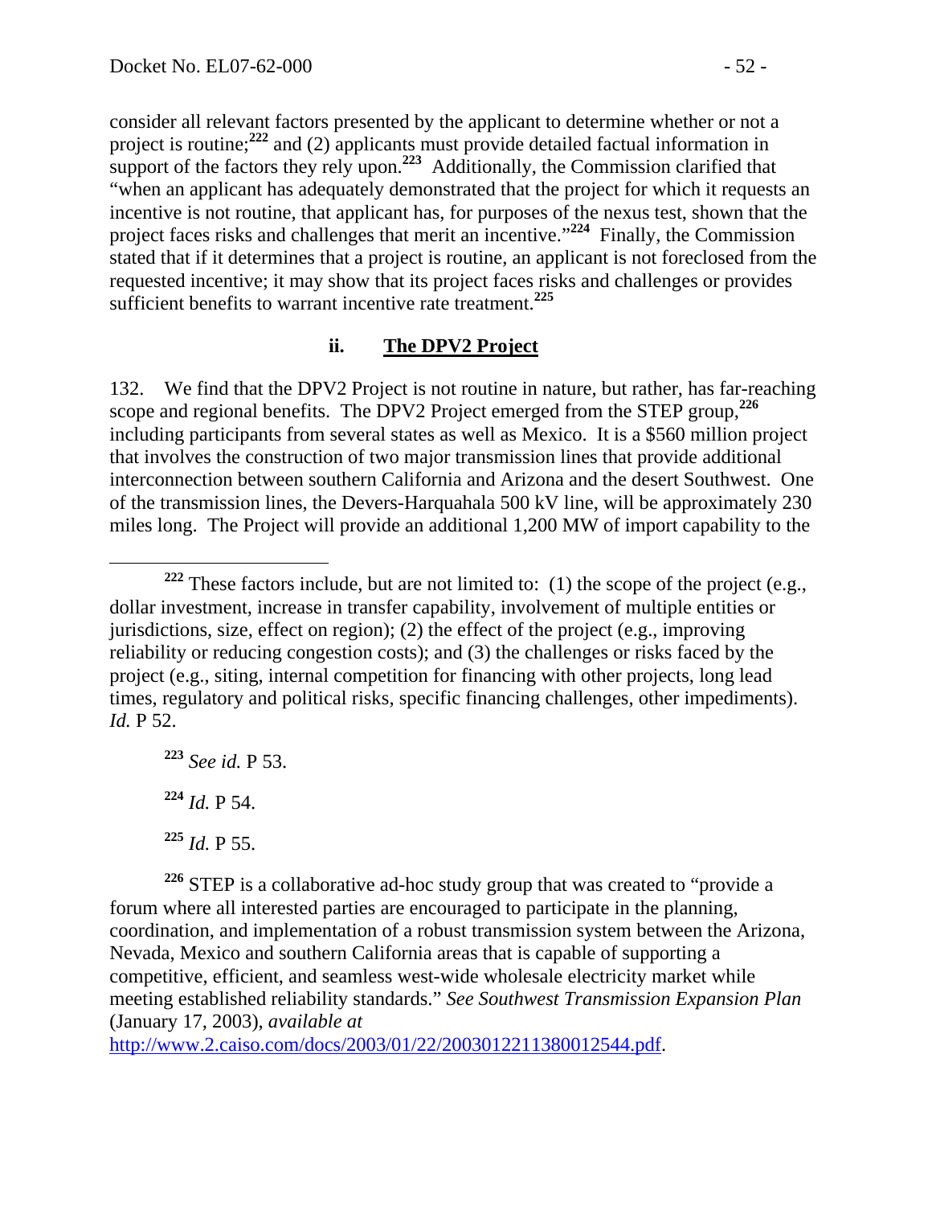consider all relevant factors presented by the applicant to determine whether or not a project is routine;[222] and (2) applicants must provide detailed factual information in support of the factors they rely upon.[223] Additionally, the Commission clarified that "when an applicant has adequately demonstrated that the project for which it requests an incentive is not routine, that applicant has, for purposes of the nexus test, shown that the project faces risks and challenges that merit an incentive."[224] Finally, the Commission stated that if it determines that a project is routine, an applicant is not foreclosed from the requested incentive; it may show that its project faces risks and challenges or provides sufficient benefits to warrant incentive rate treatment.[225]

### ii. The DPV2 Project

132. We find that the DPV2 Project is not routine in nature, but rather, has far-reaching scope and regional benefits. The DPV2 Project emerged from the STEP group,[226] including participants from several states as well as Mexico. It is a \$560 million project that involves the construction of two major transmission lines that provide additional interconnection between southern California and Arizona and the desert Southwest. One of the transmission lines, the Devers-Harquahala 500 kV line, will be approximately 230 miles long. The Project will provide an additional 1,200 MW of import capability to the

---

[222] These factors include, but are not limited to: (1) the scope of the project (e.g., dollar investment, increase in transfer capability, involvement of multiple entities or jurisdictions, size, effect on region); (2) the effect of the project (e.g., improving reliability or reducing congestion costs); and (3) the challenges or risks faced by the project (e.g., siting, internal competition for financing with other projects, long lead times, regulatory and political risks, specific financing challenges, other impediments). *Id.* P 52.

[223] *See id.* P 53.

[224] *Id.* P 54.

[225] *Id.* P 55.

[226] STEP is a collaborative ad-hoc study group that was created to "provide a forum where all interested parties are encouraged to participate in the planning, coordination, and implementation of a robust transmission system between the Arizona, Nevada, Mexico and southern California areas that is capable of supporting a competitive, efficient, and seamless west-wide wholesale electricity market while meeting established reliability standards." *See Southwest Transmission Expansion Plan* (January 17, 2003), *available at* http://www.2.caiso.com/docs/2003/01/22/2003012211380012544.pdf.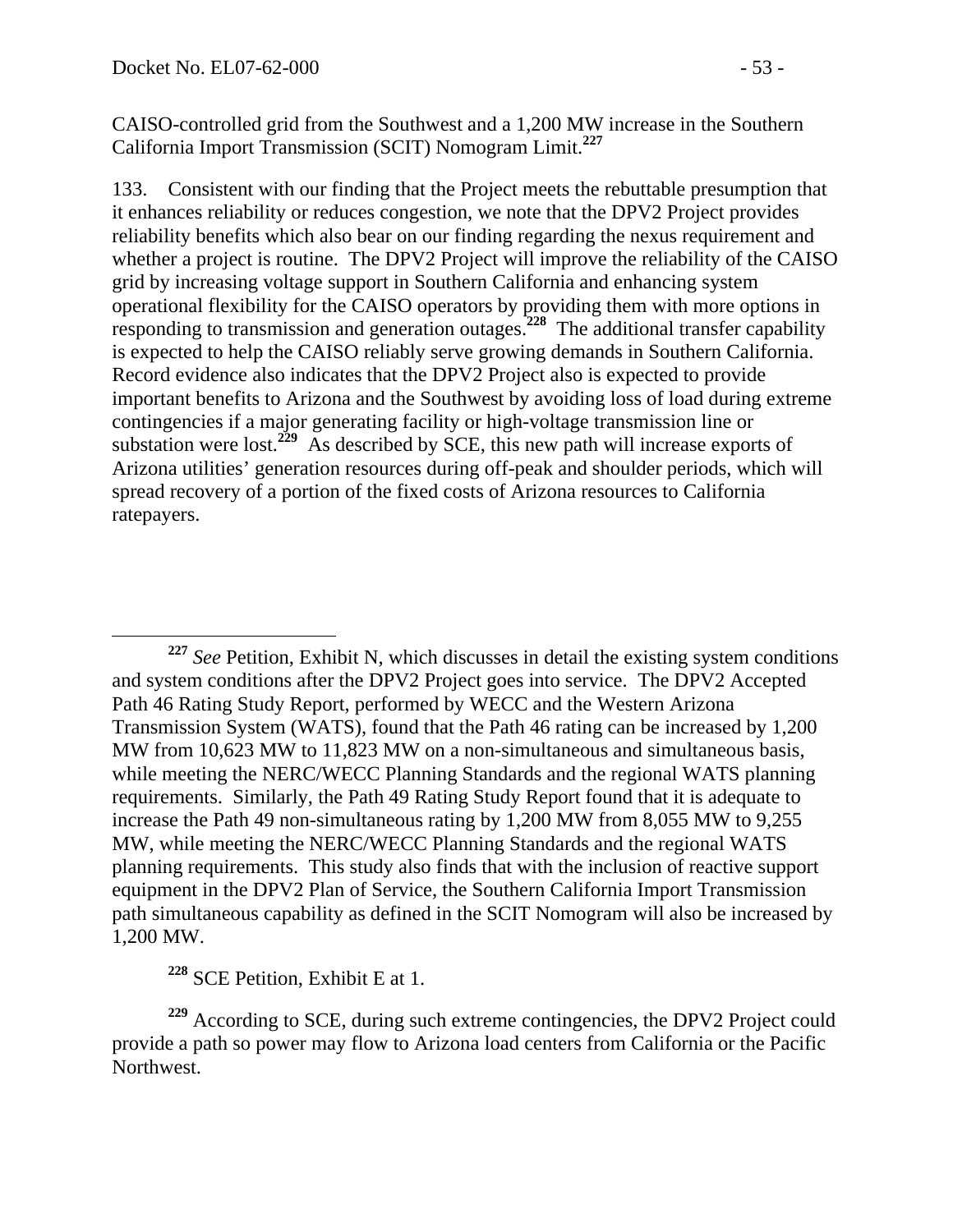CAISO-controlled grid from the Southwest and a 1,200 MW increase in the Southern California Import Transmission (SCIT) Nomogram Limit.[227]

133. Consistent with our finding that the Project meets the rebuttable presumption that it enhances reliability or reduces congestion, we note that the DPV2 Project provides reliability benefits which also bear on our finding regarding the nexus requirement and whether a project is routine. The DPV2 Project will improve the reliability of the CAISO grid by increasing voltage support in Southern California and enhancing system operational flexibility for the CAISO operators by providing them with more options in responding to transmission and generation outages.[228] The additional transfer capability is expected to help the CAISO reliably serve growing demands in Southern California. Record evidence also indicates that the DPV2 Project also is expected to provide important benefits to Arizona and the Southwest by avoiding loss of load during extreme contingencies if a major generating facility or high-voltage transmission line or substation were lost.[229] As described by SCE, this new path will increase exports of Arizona utilities' generation resources during off-peak and shoulder periods, which will spread recovery of a portion of the fixed costs of Arizona resources to California ratepayers.

---

[227] *See* Petition, Exhibit N, which discusses in detail the existing system conditions and system conditions after the DPV2 Project goes into service. The DPV2 Accepted Path 46 Rating Study Report, performed by WECC and the Western Arizona Transmission System (WATS), found that the Path 46 rating can be increased by 1,200 MW from 10,623 MW to 11,823 MW on a non-simultaneous and simultaneous basis, while meeting the NERC/WECC Planning Standards and the regional WATS planning requirements. Similarly, the Path 49 Rating Study Report found that it is adequate to increase the Path 49 non-simultaneous rating by 1,200 MW from 8,055 MW to 9,255 MW, while meeting the NERC/WECC Planning Standards and the regional WATS planning requirements. This study also finds that with the inclusion of reactive support equipment in the DPV2 Plan of Service, the Southern California Import Transmission path simultaneous capability as defined in the SCIT Nomogram will also be increased by 1,200 MW.

[228] SCE Petition, Exhibit E at 1.

[229] According to SCE, during such extreme contingencies, the DPV2 Project could provide a path so power may flow to Arizona load centers from California or the Pacific Northwest.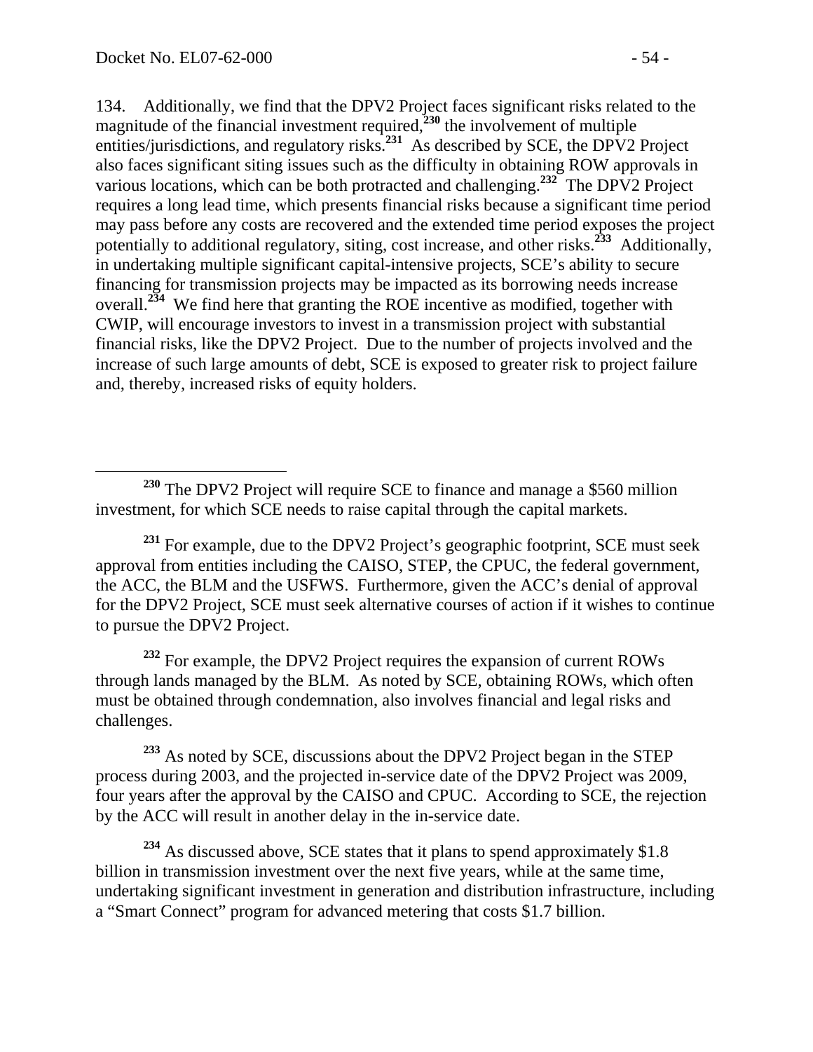134. Additionally, we find that the DPV2 Project faces significant risks related to the magnitude of the financial investment required,[230] the involvement of multiple entities/jurisdictions, and regulatory risks.[231] As described by SCE, the DPV2 Project also faces significant siting issues such as the difficulty in obtaining ROW approvals in various locations, which can be both protracted and challenging.[232] The DPV2 Project requires a long lead time, which presents financial risks because a significant time period may pass before any costs are recovered and the extended time period exposes the project potentially to additional regulatory, siting, cost increase, and other risks.[233] Additionally, in undertaking multiple significant capital-intensive projects, SCE's ability to secure financing for transmission projects may be impacted as its borrowing needs increase overall.[234] We find here that granting the ROE incentive as modified, together with CWIP, will encourage investors to invest in a transmission project with substantial financial risks, like the DPV2 Project. Due to the number of projects involved and the increase of such large amounts of debt, SCE is exposed to greater risk to project failure and, thereby, increased risks of equity holders.

---

[230] The DPV2 Project will require SCE to finance and manage a $560 million investment, for which SCE needs to raise capital through the capital markets.

[231] For example, due to the DPV2 Project's geographic footprint, SCE must seek approval from entities including the CAISO, STEP, the CPUC, the federal government, the ACC, the BLM and the USFWS. Furthermore, given the ACC's denial of approval for the DPV2 Project, SCE must seek alternative courses of action if it wishes to continue to pursue the DPV2 Project.

[232] For example, the DPV2 Project requires the expansion of current ROWs through lands managed by the BLM. As noted by SCE, obtaining ROWs, which often must be obtained through condemnation, also involves financial and legal risks and challenges.

[233] As noted by SCE, discussions about the DPV2 Project began in the STEP process during 2003, and the projected in-service date of the DPV2 Project was 2009, four years after the approval by the CAISO and CPUC. According to SCE, the rejection by the ACC will result in another delay in the in-service date.

[234] As discussed above, SCE states that it plans to spend approximately $1.8 billion in transmission investment over the next five years, while at the same time, undertaking significant investment in generation and distribution infrastructure, including a "Smart Connect" program for advanced metering that costs $1.7 billion.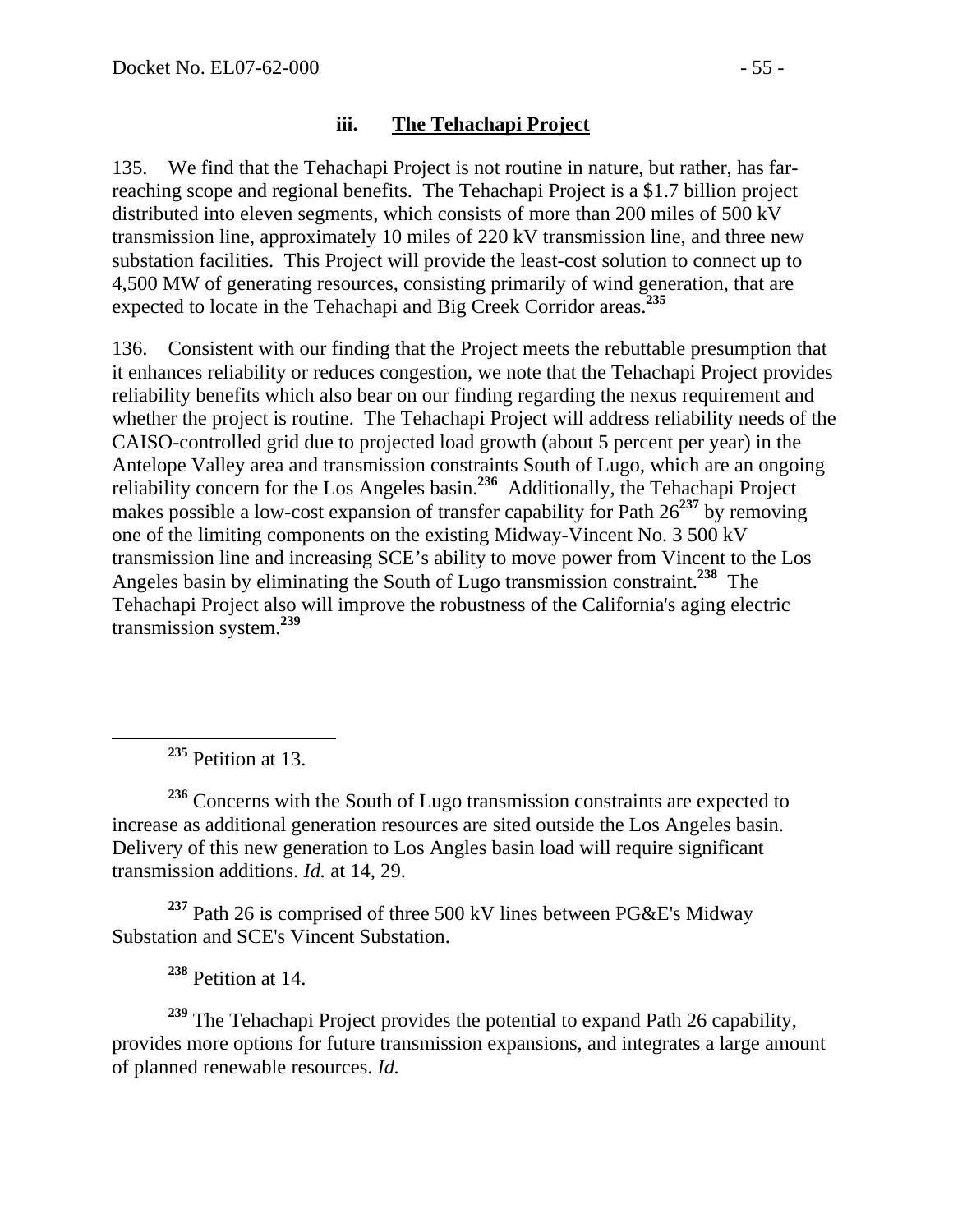### iii. The Tehachapi Project

135. We find that the Tehachapi Project is not routine in nature, but rather, has far-reaching scope and regional benefits. The Tehachapi Project is a $1.7 billion project distributed into eleven segments, which consists of more than 200 miles of 500 kV transmission line, approximately 10 miles of 220 kV transmission line, and three new substation facilities. This Project will provide the least-cost solution to connect up to 4,500 MW of generating resources, consisting primarily of wind generation, that are expected to locate in the Tehachapi and Big Creek Corridor areas.[235]

136. Consistent with our finding that the Project meets the rebuttable presumption that it enhances reliability or reduces congestion, we note that the Tehachapi Project provides reliability benefits which also bear on our finding regarding the nexus requirement and whether the project is routine. The Tehachapi Project will address reliability needs of the CAISO-controlled grid due to projected load growth (about 5 percent per year) in the Antelope Valley area and transmission constraints South of Lugo, which are an ongoing reliability concern for the Los Angeles basin.[236] Additionally, the Tehachapi Project makes possible a low-cost expansion of transfer capability for Path 26[237] by removing one of the limiting components on the existing Midway-Vincent No. 3 500 kV transmission line and increasing SCE's ability to move power from Vincent to the Los Angeles basin by eliminating the South of Lugo transmission constraint.[238] The Tehachapi Project also will improve the robustness of the California's aging electric transmission system.[239]

---

[235] Petition at 13.

[236] Concerns with the South of Lugo transmission constraints are expected to increase as additional generation resources are sited outside the Los Angeles basin. Delivery of this new generation to Los Angles basin load will require significant transmission additions. *Id.* at 14, 29.

[237] Path 26 is comprised of three 500 kV lines between PG&E's Midway Substation and SCE's Vincent Substation.

[238] Petition at 14.

[239] The Tehachapi Project provides the potential to expand Path 26 capability, provides more options for future transmission expansions, and integrates a large amount of planned renewable resources. *Id.*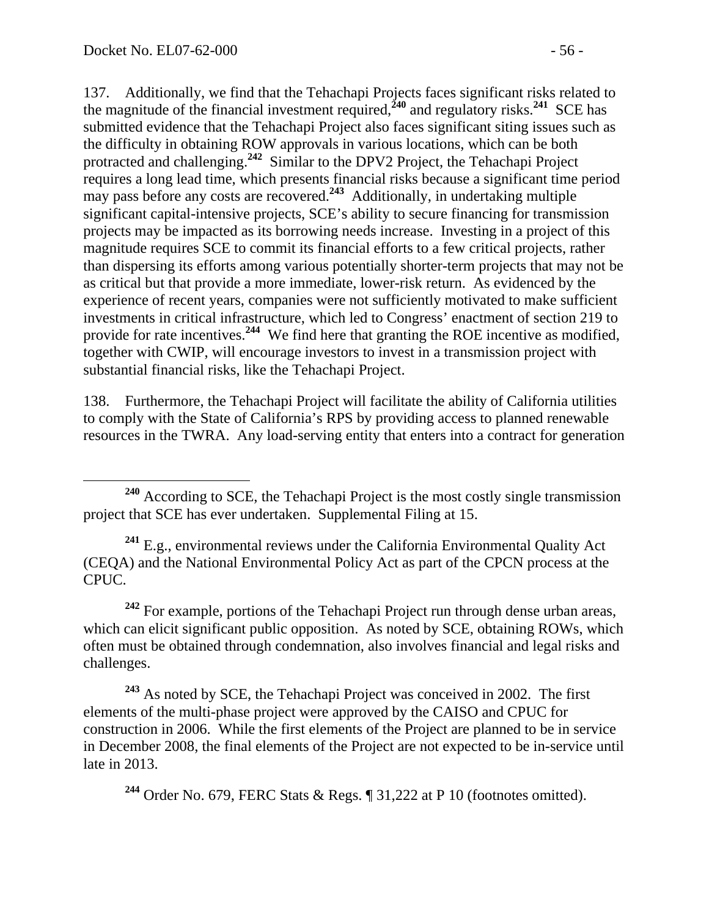137. Additionally, we find that the Tehachapi Projects faces significant risks related to the magnitude of the financial investment required,[240] and regulatory risks.[241] SCE has submitted evidence that the Tehachapi Project also faces significant siting issues such as the difficulty in obtaining ROW approvals in various locations, which can be both protracted and challenging.[242] Similar to the DPV2 Project, the Tehachapi Project requires a long lead time, which presents financial risks because a significant time period may pass before any costs are recovered.[243] Additionally, in undertaking multiple significant capital-intensive projects, SCE's ability to secure financing for transmission projects may be impacted as its borrowing needs increase. Investing in a project of this magnitude requires SCE to commit its financial efforts to a few critical projects, rather than dispersing its efforts among various potentially shorter-term projects that may not be as critical but that provide a more immediate, lower-risk return. As evidenced by the experience of recent years, companies were not sufficiently motivated to make sufficient investments in critical infrastructure, which led to Congress' enactment of section 219 to provide for rate incentives.[244] We find here that granting the ROE incentive as modified, together with CWIP, will encourage investors to invest in a transmission project with substantial financial risks, like the Tehachapi Project.

138. Furthermore, the Tehachapi Project will facilitate the ability of California utilities to comply with the State of California's RPS by providing access to planned renewable resources in the TWRA. Any load-serving entity that enters into a contract for generation

---

[240] According to SCE, the Tehachapi Project is the most costly single transmission project that SCE has ever undertaken. Supplemental Filing at 15.

[241] E.g., environmental reviews under the California Environmental Quality Act (CEQA) and the National Environmental Policy Act as part of the CPCN process at the CPUC.

[242] For example, portions of the Tehachapi Project run through dense urban areas, which can elicit significant public opposition. As noted by SCE, obtaining ROWs, which often must be obtained through condemnation, also involves financial and legal risks and challenges.

[243] As noted by SCE, the Tehachapi Project was conceived in 2002. The first elements of the multi-phase project were approved by the CAISO and CPUC for construction in 2006. While the first elements of the Project are planned to be in service in December 2008, the final elements of the Project are not expected to be in-service until late in 2013.

[244] Order No. 679, FERC Stats & Regs. ¶ 31,222 at P 10 (footnotes omitted).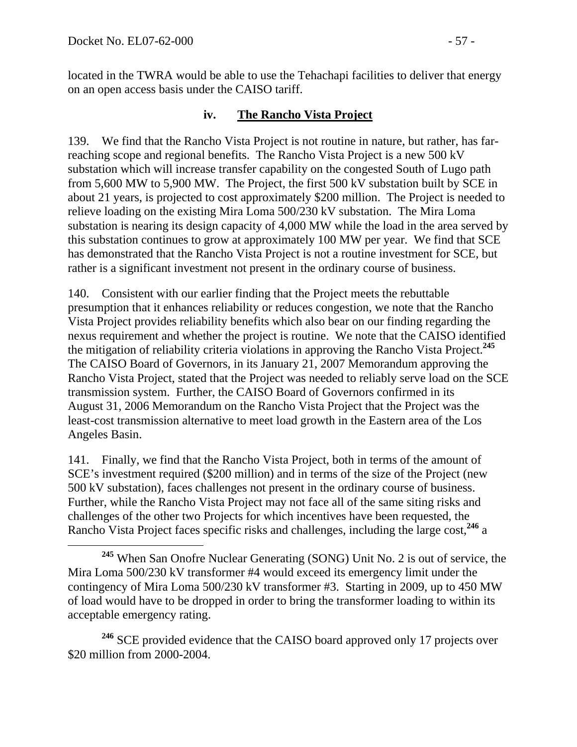located in the TWRA would be able to use the Tehachapi facilities to deliver that energy on an open access basis under the CAISO tariff.

### iv. The Rancho Vista Project

139. We find that the Rancho Vista Project is not routine in nature, but rather, has far-reaching scope and regional benefits. The Rancho Vista Project is a new 500 kV substation which will increase transfer capability on the congested South of Lugo path from 5,600 MW to 5,900 MW. The Project, the first 500 kV substation built by SCE in about 21 years, is projected to cost approximately $200 million. The Project is needed to relieve loading on the existing Mira Loma 500/230 kV substation. The Mira Loma substation is nearing its design capacity of 4,000 MW while the load in the area served by this substation continues to grow at approximately 100 MW per year. We find that SCE has demonstrated that the Rancho Vista Project is not a routine investment for SCE, but rather is a significant investment not present in the ordinary course of business.

140. Consistent with our earlier finding that the Project meets the rebuttable presumption that it enhances reliability or reduces congestion, we note that the Rancho Vista Project provides reliability benefits which also bear on our finding regarding the nexus requirement and whether the project is routine. We note that the CAISO identified the mitigation of reliability criteria violations in approving the Rancho Vista Project.[245] The CAISO Board of Governors, in its January 21, 2007 Memorandum approving the Rancho Vista Project, stated that the Project was needed to reliably serve load on the SCE transmission system. Further, the CAISO Board of Governors confirmed in its August 31, 2006 Memorandum on the Rancho Vista Project that the Project was the least-cost transmission alternative to meet load growth in the Eastern area of the Los Angeles Basin.

141. Finally, we find that the Rancho Vista Project, both in terms of the amount of SCE's investment required ($200 million) and in terms of the size of the Project (new 500 kV substation), faces challenges not present in the ordinary course of business. Further, while the Rancho Vista Project may not face all of the same siting risks and challenges of the other two Projects for which incentives have been requested, the Rancho Vista Project faces specific risks and challenges, including the large cost,[246] a

[245] When San Onofre Nuclear Generating (SONG) Unit No. 2 is out of service, the Mira Loma 500/230 kV transformer #4 would exceed its emergency limit under the contingency of Mira Loma 500/230 kV transformer #3. Starting in 2009, up to 450 MW of load would have to be dropped in order to bring the transformer loading to within its acceptable emergency rating.

[246] SCE provided evidence that the CAISO board approved only 17 projects over $20 million from 2000-2004.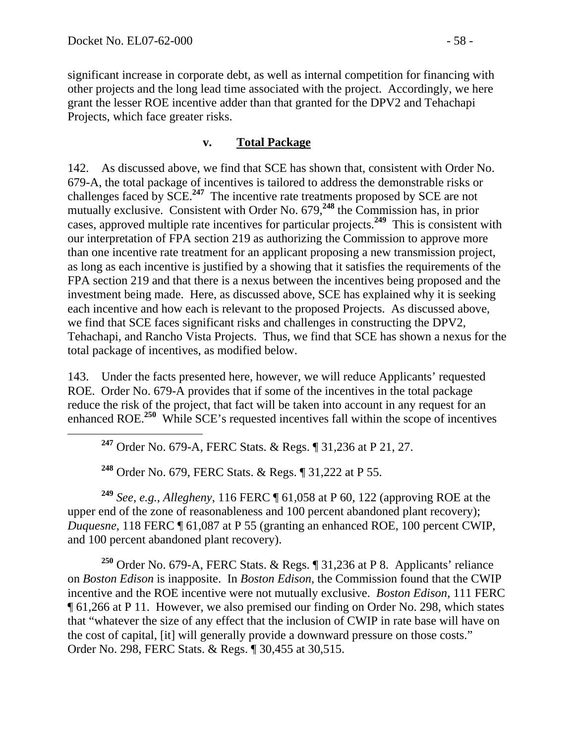significant increase in corporate debt, as well as internal competition for financing with other projects and the long lead time associated with the project. Accordingly, we here grant the lesser ROE incentive adder than that granted for the DPV2 and Tehachapi Projects, which face greater risks.

### v. Total Package

142. As discussed above, we find that SCE has shown that, consistent with Order No. 679-A, the total package of incentives is tailored to address the demonstrable risks or challenges faced by SCE.[247] The incentive rate treatments proposed by SCE are not mutually exclusive. Consistent with Order No. 679,[248] the Commission has, in prior cases, approved multiple rate incentives for particular projects.[249] This is consistent with our interpretation of FPA section 219 as authorizing the Commission to approve more than one incentive rate treatment for an applicant proposing a new transmission project, as long as each incentive is justified by a showing that it satisfies the requirements of the FPA section 219 and that there is a nexus between the incentives being proposed and the investment being made. Here, as discussed above, SCE has explained why it is seeking each incentive and how each is relevant to the proposed Projects. As discussed above, we find that SCE faces significant risks and challenges in constructing the DPV2, Tehachapi, and Rancho Vista Projects. Thus, we find that SCE has shown a nexus for the total package of incentives, as modified below.

143. Under the facts presented here, however, we will reduce Applicants' requested ROE. Order No. 679-A provides that if some of the incentives in the total package reduce the risk of the project, that fact will be taken into account in any request for an enhanced ROE.[250] While SCE's requested incentives fall within the scope of incentives

---

[247] Order No. 679-A, FERC Stats. & Regs. ¶ 31,236 at P 21, 27.

[248] Order No. 679, FERC Stats. & Regs. ¶ 31,222 at P 55.

[249] *See, e.g.*, *Allegheny*, 116 FERC ¶ 61,058 at P 60, 122 (approving ROE at the upper end of the zone of reasonableness and 100 percent abandoned plant recovery); *Duquesne*, 118 FERC ¶ 61,087 at P 55 (granting an enhanced ROE, 100 percent CWIP, and 100 percent abandoned plant recovery).

[250] Order No. 679-A, FERC Stats. & Regs. ¶ 31,236 at P 8. Applicants' reliance on *Boston Edison* is inapposite. In *Boston Edison*, the Commission found that the CWIP incentive and the ROE incentive were not mutually exclusive. *Boston Edison*, 111 FERC ¶ 61,266 at P 11. However, we also premised our finding on Order No. 298, which states that "whatever the size of any effect that the inclusion of CWIP in rate base will have on the cost of capital, [it] will generally provide a downward pressure on those costs." Order No. 298, FERC Stats. & Regs. ¶ 30,455 at 30,515.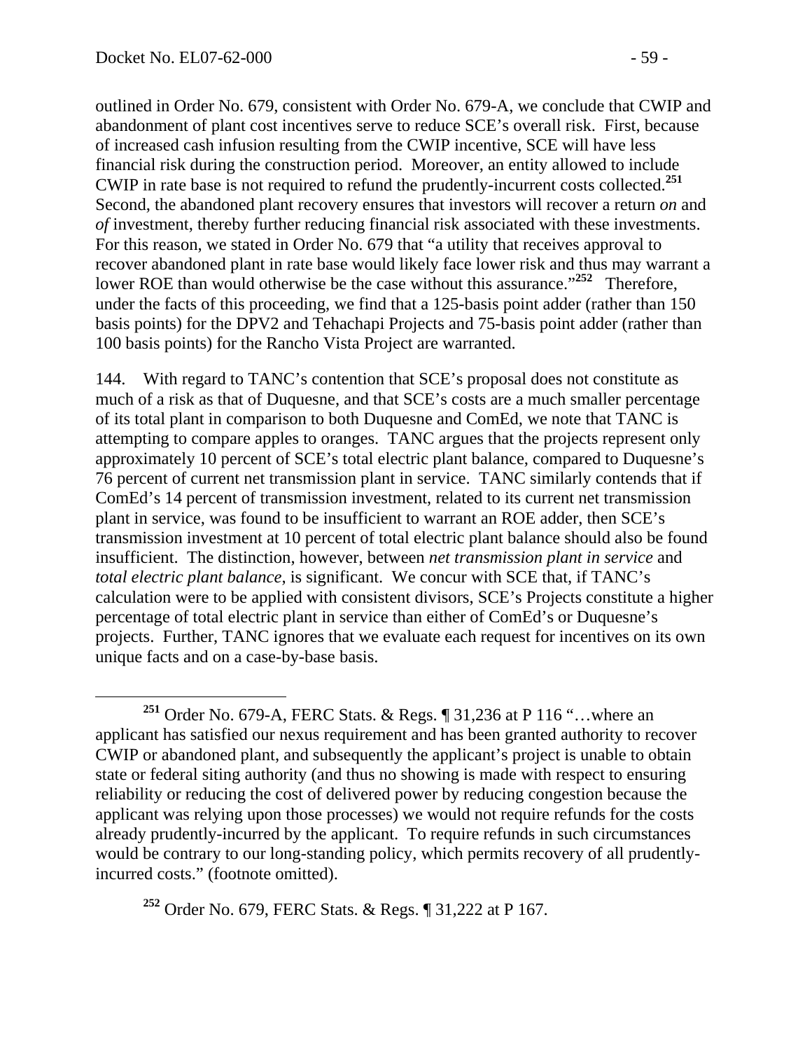outlined in Order No. 679, consistent with Order No. 679-A, we conclude that CWIP and abandonment of plant cost incentives serve to reduce SCE's overall risk. First, because of increased cash infusion resulting from the CWIP incentive, SCE will have less financial risk during the construction period. Moreover, an entity allowed to include CWIP in rate base is not required to refund the prudently-incurrent costs collected.[251] Second, the abandoned plant recovery ensures that investors will recover a return *on* and *of* investment, thereby further reducing financial risk associated with these investments. For this reason, we stated in Order No. 679 that "a utility that receives approval to recover abandoned plant in rate base would likely face lower risk and thus may warrant a lower ROE than would otherwise be the case without this assurance."[252] Therefore, under the facts of this proceeding, we find that a 125-basis point adder (rather than 150 basis points) for the DPV2 and Tehachapi Projects and 75-basis point adder (rather than 100 basis points) for the Rancho Vista Project are warranted.

144. With regard to TANC's contention that SCE's proposal does not constitute as much of a risk as that of Duquesne, and that SCE's costs are a much smaller percentage of its total plant in comparison to both Duquesne and ComEd, we note that TANC is attempting to compare apples to oranges. TANC argues that the projects represent only approximately 10 percent of SCE's total electric plant balance, compared to Duquesne's 76 percent of current net transmission plant in service. TANC similarly contends that if ComEd's 14 percent of transmission investment, related to its current net transmission plant in service, was found to be insufficient to warrant an ROE adder, then SCE's transmission investment at 10 percent of total electric plant balance should also be found insufficient. The distinction, however, between *net transmission plant in service* and *total electric plant balance*, is significant. We concur with SCE that, if TANC's calculation were to be applied with consistent divisors, SCE's Projects constitute a higher percentage of total electric plant in service than either of ComEd's or Duquesne's projects. Further, TANC ignores that we evaluate each request for incentives on its own unique facts and on a case-by-base basis.

---

[251] Order No. 679-A, FERC Stats. & Regs. ¶ 31,236 at P 116 "…where an applicant has satisfied our nexus requirement and has been granted authority to recover CWIP or abandoned plant, and subsequently the applicant's project is unable to obtain state or federal siting authority (and thus no showing is made with respect to ensuring reliability or reducing the cost of delivered power by reducing congestion because the applicant was relying upon those processes) we would not require refunds for the costs already prudently-incurred by the applicant. To require refunds in such circumstances would be contrary to our long-standing policy, which permits recovery of all prudently-incurred costs." (footnote omitted).

[252] Order No. 679, FERC Stats. & Regs. ¶ 31,222 at P 167.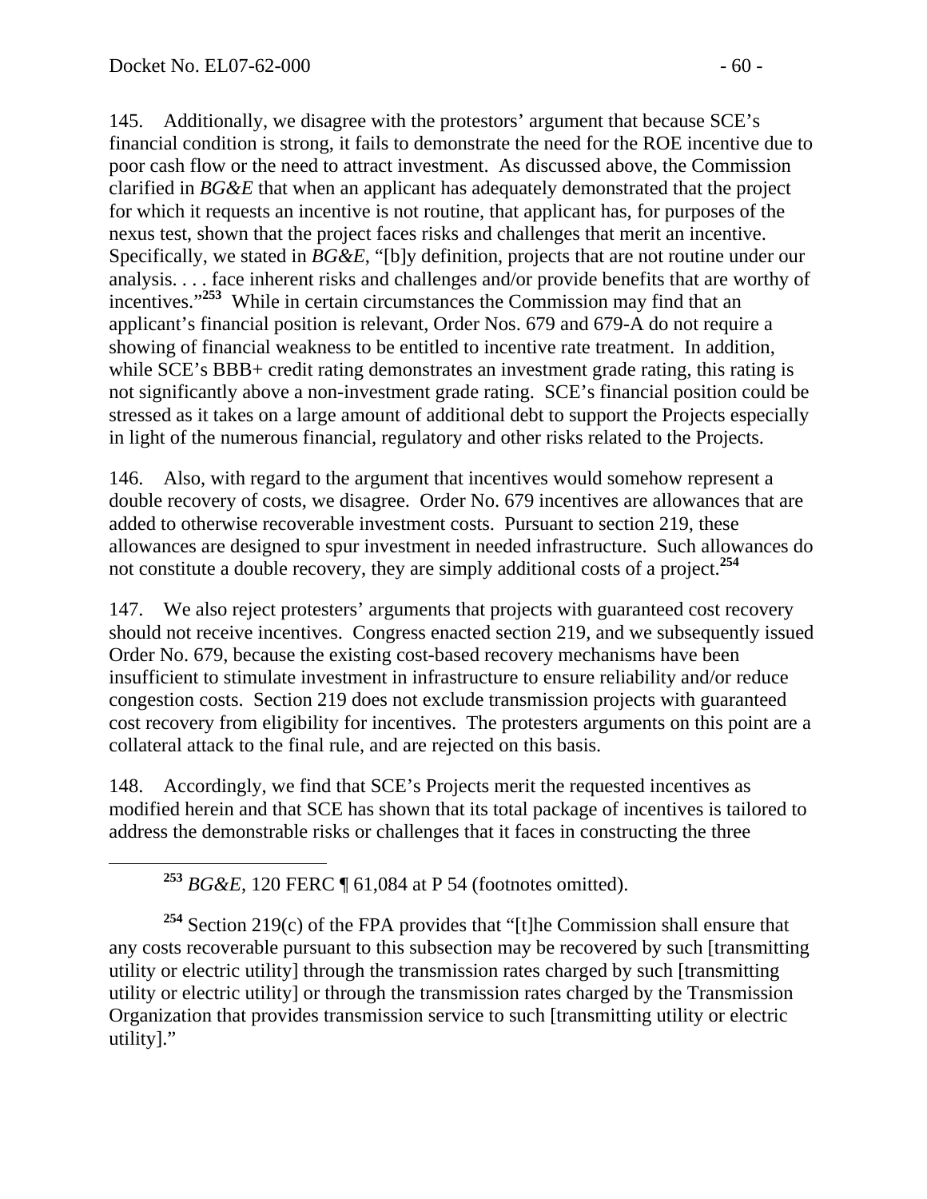145. Additionally, we disagree with the protestors' argument that because SCE's financial condition is strong, it fails to demonstrate the need for the ROE incentive due to poor cash flow or the need to attract investment. As discussed above, the Commission clarified in *BG&E* that when an applicant has adequately demonstrated that the project for which it requests an incentive is not routine, that applicant has, for purposes of the nexus test, shown that the project faces risks and challenges that merit an incentive. Specifically, we stated in *BG&E*, "[b]y definition, projects that are not routine under our analysis. . . . face inherent risks and challenges and/or provide benefits that are worthy of incentives."[253] While in certain circumstances the Commission may find that an applicant's financial position is relevant, Order Nos. 679 and 679-A do not require a showing of financial weakness to be entitled to incentive rate treatment. In addition, while SCE's BBB+ credit rating demonstrates an investment grade rating, this rating is not significantly above a non-investment grade rating. SCE's financial position could be stressed as it takes on a large amount of additional debt to support the Projects especially in light of the numerous financial, regulatory and other risks related to the Projects.

146. Also, with regard to the argument that incentives would somehow represent a double recovery of costs, we disagree. Order No. 679 incentives are allowances that are added to otherwise recoverable investment costs. Pursuant to section 219, these allowances are designed to spur investment in needed infrastructure. Such allowances do not constitute a double recovery, they are simply additional costs of a project.[254]

147. We also reject protesters' arguments that projects with guaranteed cost recovery should not receive incentives. Congress enacted section 219, and we subsequently issued Order No. 679, because the existing cost-based recovery mechanisms have been insufficient to stimulate investment in infrastructure to ensure reliability and/or reduce congestion costs. Section 219 does not exclude transmission projects with guaranteed cost recovery from eligibility for incentives. The protesters arguments on this point are a collateral attack to the final rule, and are rejected on this basis.

148. Accordingly, we find that SCE's Projects merit the requested incentives as modified herein and that SCE has shown that its total package of incentives is tailored to address the demonstrable risks or challenges that it faces in constructing the three

---

[253] *BG&E*, 120 FERC ¶ 61,084 at P 54 (footnotes omitted).

[254] Section 219(c) of the FPA provides that "[t]he Commission shall ensure that any costs recoverable pursuant to this subsection may be recovered by such [transmitting utility or electric utility] through the transmission rates charged by such [transmitting utility or electric utility] or through the transmission rates charged by the Transmission Organization that provides transmission service to such [transmitting utility or electric utility]."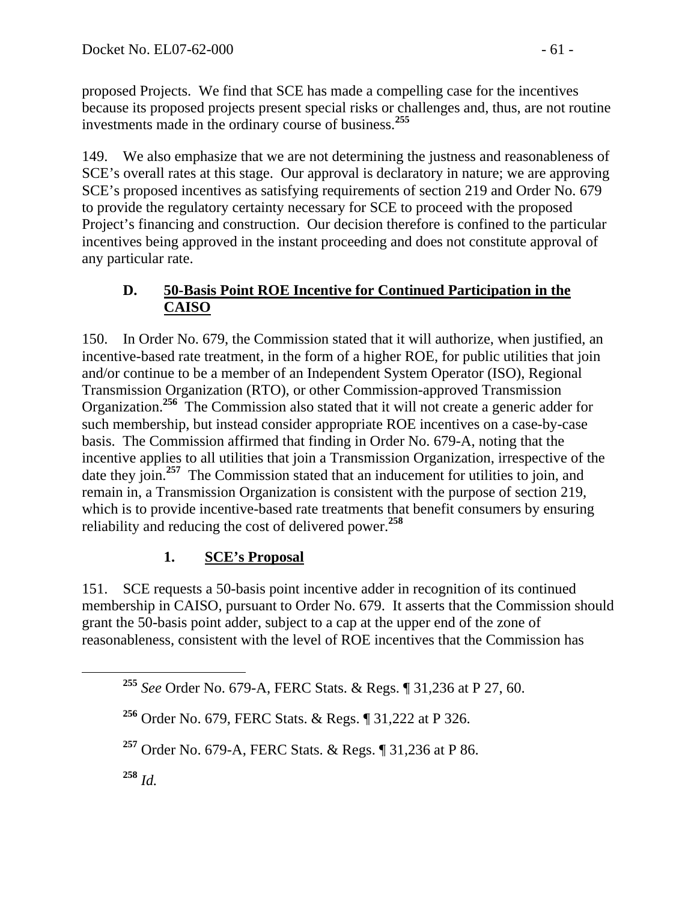proposed Projects. We find that SCE has made a compelling case for the incentives because its proposed projects present special risks or challenges and, thus, are not routine investments made in the ordinary course of business.[255]

149. We also emphasize that we are not determining the justness and reasonableness of SCE's overall rates at this stage. Our approval is declaratory in nature; we are approving SCE's proposed incentives as satisfying requirements of section 219 and Order No. 679 to provide the regulatory certainty necessary for SCE to proceed with the proposed Project's financing and construction. Our decision therefore is confined to the particular incentives being approved in the instant proceeding and does not constitute approval of any particular rate.

## D. 50-Basis Point ROE Incentive for Continued Participation in the CAISO

150. In Order No. 679, the Commission stated that it will authorize, when justified, an incentive-based rate treatment, in the form of a higher ROE, for public utilities that join and/or continue to be a member of an Independent System Operator (ISO), Regional Transmission Organization (RTO), or other Commission-approved Transmission Organization.[256] The Commission also stated that it will not create a generic adder for such membership, but instead consider appropriate ROE incentives on a case-by-case basis. The Commission affirmed that finding in Order No. 679-A, noting that the incentive applies to all utilities that join a Transmission Organization, irrespective of the date they join.[257] The Commission stated that an inducement for utilities to join, and remain in, a Transmission Organization is consistent with the purpose of section 219, which is to provide incentive-based rate treatments that benefit consumers by ensuring reliability and reducing the cost of delivered power.[258]

### 1. SCE's Proposal

151. SCE requests a 50-basis point incentive adder in recognition of its continued membership in CAISO, pursuant to Order No. 679. It asserts that the Commission should grant the 50-basis point adder, subject to a cap at the upper end of the zone of reasonableness, consistent with the level of ROE incentives that the Commission has

---

[255] *See* Order No. 679-A, FERC Stats. & Regs. ¶ 31,236 at P 27, 60.

[256] Order No. 679, FERC Stats. & Regs. ¶ 31,222 at P 326.

[257] Order No. 679-A, FERC Stats. & Regs. ¶ 31,236 at P 86.

[258] *Id.*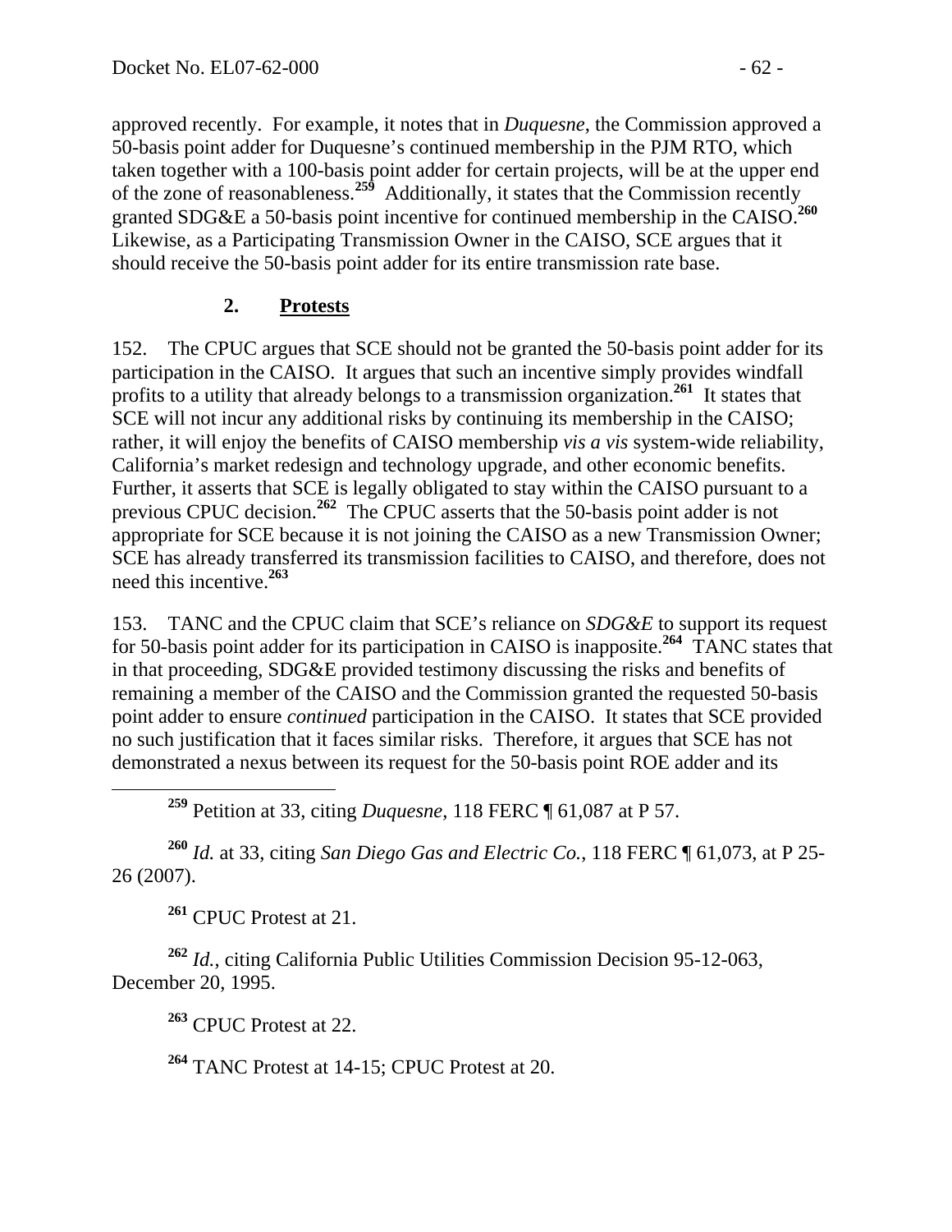approved recently. For example, it notes that in *Duquesne*, the Commission approved a 50-basis point adder for Duquesne's continued membership in the PJM RTO, which taken together with a 100-basis point adder for certain projects, will be at the upper end of the zone of reasonableness.[259] Additionally, it states that the Commission recently granted SDG&E a 50-basis point incentive for continued membership in the CAISO.[260] Likewise, as a Participating Transmission Owner in the CAISO, SCE argues that it should receive the 50-basis point adder for its entire transmission rate base.

### 2. **Protests**

152. The CPUC argues that SCE should not be granted the 50-basis point adder for its participation in the CAISO. It argues that such an incentive simply provides windfall profits to a utility that already belongs to a transmission organization.[261] It states that SCE will not incur any additional risks by continuing its membership in the CAISO; rather, it will enjoy the benefits of CAISO membership *vis a vis* system-wide reliability, California's market redesign and technology upgrade, and other economic benefits. Further, it asserts that SCE is legally obligated to stay within the CAISO pursuant to a previous CPUC decision.[262] The CPUC asserts that the 50-basis point adder is not appropriate for SCE because it is not joining the CAISO as a new Transmission Owner; SCE has already transferred its transmission facilities to CAISO, and therefore, does not need this incentive.[263]

153. TANC and the CPUC claim that SCE's reliance on *SDG&E* to support its request for 50-basis point adder for its participation in CAISO is inapposite.[264] TANC states that in that proceeding, SDG&E provided testimony discussing the risks and benefits of remaining a member of the CAISO and the Commission granted the requested 50-basis point adder to ensure *continued* participation in the CAISO. It states that SCE provided no such justification that it faces similar risks. Therefore, it argues that SCE has not demonstrated a nexus between its request for the 50-basis point ROE adder and its

---

[259] Petition at 33, citing *Duquesne*, 118 FERC ¶ 61,087 at P 57.

[260] *Id.* at 33, citing *San Diego Gas and Electric Co.*, 118 FERC ¶ 61,073, at P 25-26 (2007).

[261] CPUC Protest at 21.

[262] *Id.*, citing California Public Utilities Commission Decision 95-12-063, December 20, 1995.

[263] CPUC Protest at 22.

[264] TANC Protest at 14-15; CPUC Protest at 20.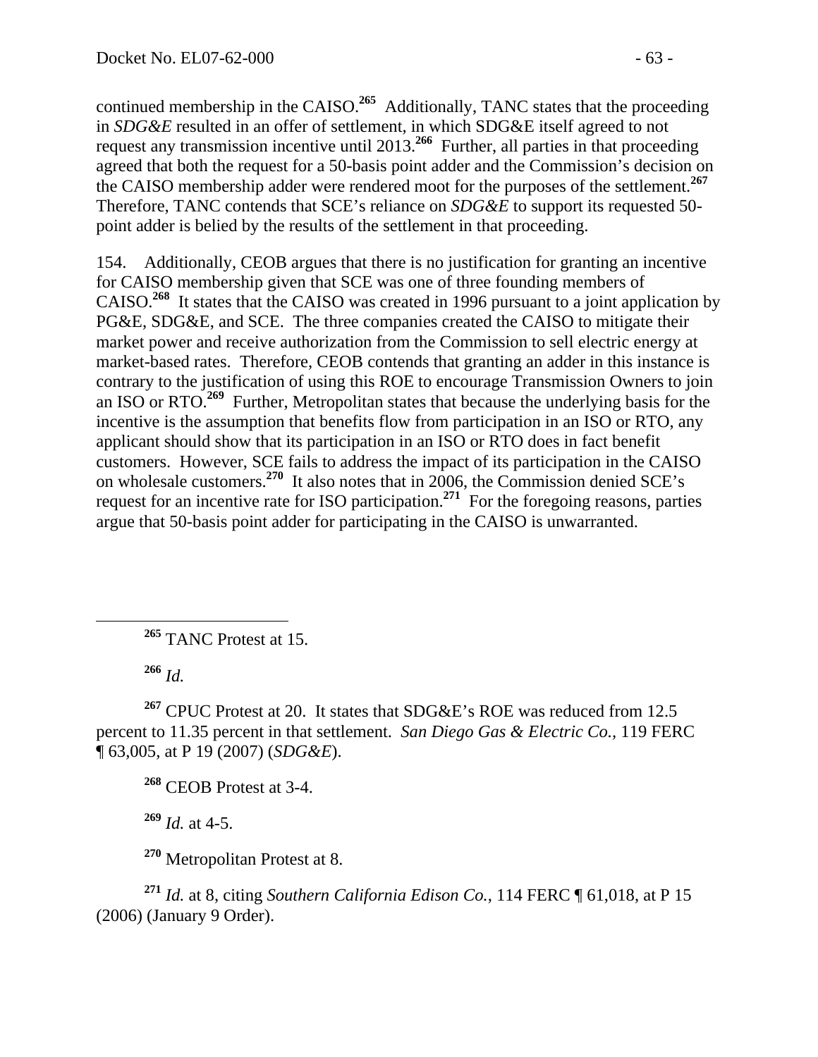continued membership in the CAISO.[265] Additionally, TANC states that the proceeding in *SDG&E* resulted in an offer of settlement, in which SDG&E itself agreed to not request any transmission incentive until 2013.[266] Further, all parties in that proceeding agreed that both the request for a 50-basis point adder and the Commission's decision on the CAISO membership adder were rendered moot for the purposes of the settlement.[267] Therefore, TANC contends that SCE's reliance on *SDG&E* to support its requested 50-point adder is belied by the results of the settlement in that proceeding.

154. Additionally, CEOB argues that there is no justification for granting an incentive for CAISO membership given that SCE was one of three founding members of CAISO.[268] It states that the CAISO was created in 1996 pursuant to a joint application by PG&E, SDG&E, and SCE. The three companies created the CAISO to mitigate their market power and receive authorization from the Commission to sell electric energy at market-based rates. Therefore, CEOB contends that granting an adder in this instance is contrary to the justification of using this ROE to encourage Transmission Owners to join an ISO or RTO.[269] Further, Metropolitan states that because the underlying basis for the incentive is the assumption that benefits flow from participation in an ISO or RTO, any applicant should show that its participation in an ISO or RTO does in fact benefit customers. However, SCE fails to address the impact of its participation in the CAISO on wholesale customers.[270] It also notes that in 2006, the Commission denied SCE's request for an incentive rate for ISO participation.[271] For the foregoing reasons, parties argue that 50-basis point adder for participating in the CAISO is unwarranted.

---

[265] TANC Protest at 15.

[266] *Id.*

[267] CPUC Protest at 20. It states that SDG&E's ROE was reduced from 12.5 percent to 11.35 percent in that settlement. *San Diego Gas & Electric Co.*, 119 FERC ¶ 63,005, at P 19 (2007) (*SDG&E*).

[268] CEOB Protest at 3-4.

[269] *Id.* at 4-5.

[270] Metropolitan Protest at 8.

[271] *Id.* at 8, citing *Southern California Edison Co.*, 114 FERC ¶ 61,018, at P 15 (2006) (January 9 Order).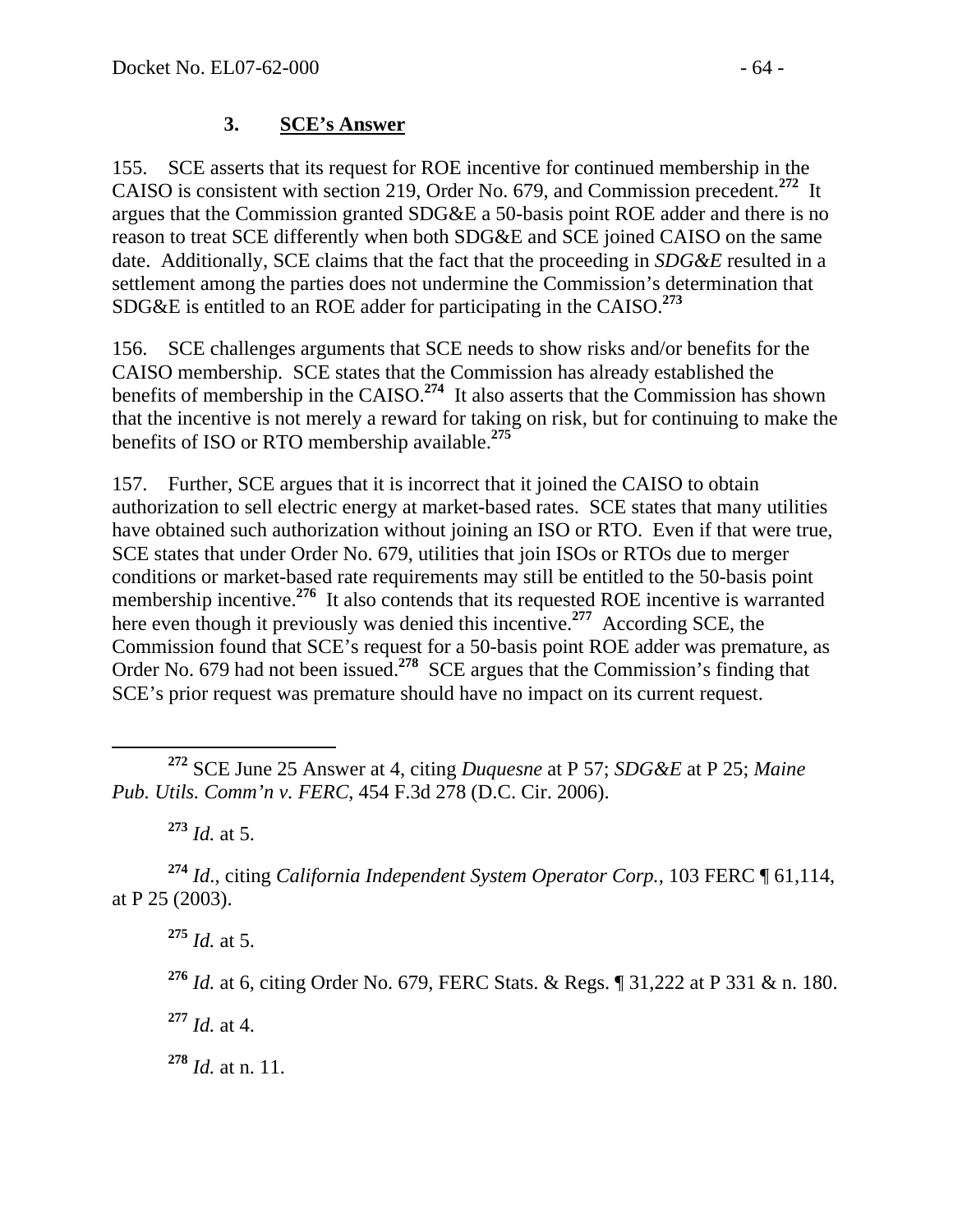### 3. **SCE's Answer**

155. SCE asserts that its request for ROE incentive for continued membership in the CAISO is consistent with section 219, Order No. 679, and Commission precedent.[272] It argues that the Commission granted SDG&E a 50-basis point ROE adder and there is no reason to treat SCE differently when both SDG&E and SCE joined CAISO on the same date. Additionally, SCE claims that the fact that the proceeding in *SDG&E* resulted in a settlement among the parties does not undermine the Commission's determination that SDG&E is entitled to an ROE adder for participating in the CAISO.[273]

156. SCE challenges arguments that SCE needs to show risks and/or benefits for the CAISO membership. SCE states that the Commission has already established the benefits of membership in the CAISO.[274] It also asserts that the Commission has shown that the incentive is not merely a reward for taking on risk, but for continuing to make the benefits of ISO or RTO membership available.[275]

157. Further, SCE argues that it is incorrect that it joined the CAISO to obtain authorization to sell electric energy at market-based rates. SCE states that many utilities have obtained such authorization without joining an ISO or RTO. Even if that were true, SCE states that under Order No. 679, utilities that join ISOs or RTOs due to merger conditions or market-based rate requirements may still be entitled to the 50-basis point membership incentive.[276] It also contends that its requested ROE incentive is warranted here even though it previously was denied this incentive.[277] According SCE, the Commission found that SCE's request for a 50-basis point ROE adder was premature, as Order No. 679 had not been issued.[278] SCE argues that the Commission's finding that SCE's prior request was premature should have no impact on its current request.

---

[272] SCE June 25 Answer at 4, citing *Duquesne* at P 57; *SDG&E* at P 25; *Maine Pub. Utils. Comm'n v. FERC*, 454 F.3d 278 (D.C. Cir. 2006).

[273] *Id.* at 5.

[274] *Id*., citing *California Independent System Operator Corp.*, 103 FERC ¶ 61,114, at P 25 (2003).

[275] *Id.* at 5.

[276] *Id.* at 6, citing Order No. 679, FERC Stats. & Regs. ¶ 31,222 at P 331 & n. 180.

[277] *Id.* at 4.

[278] *Id.* at n. 11.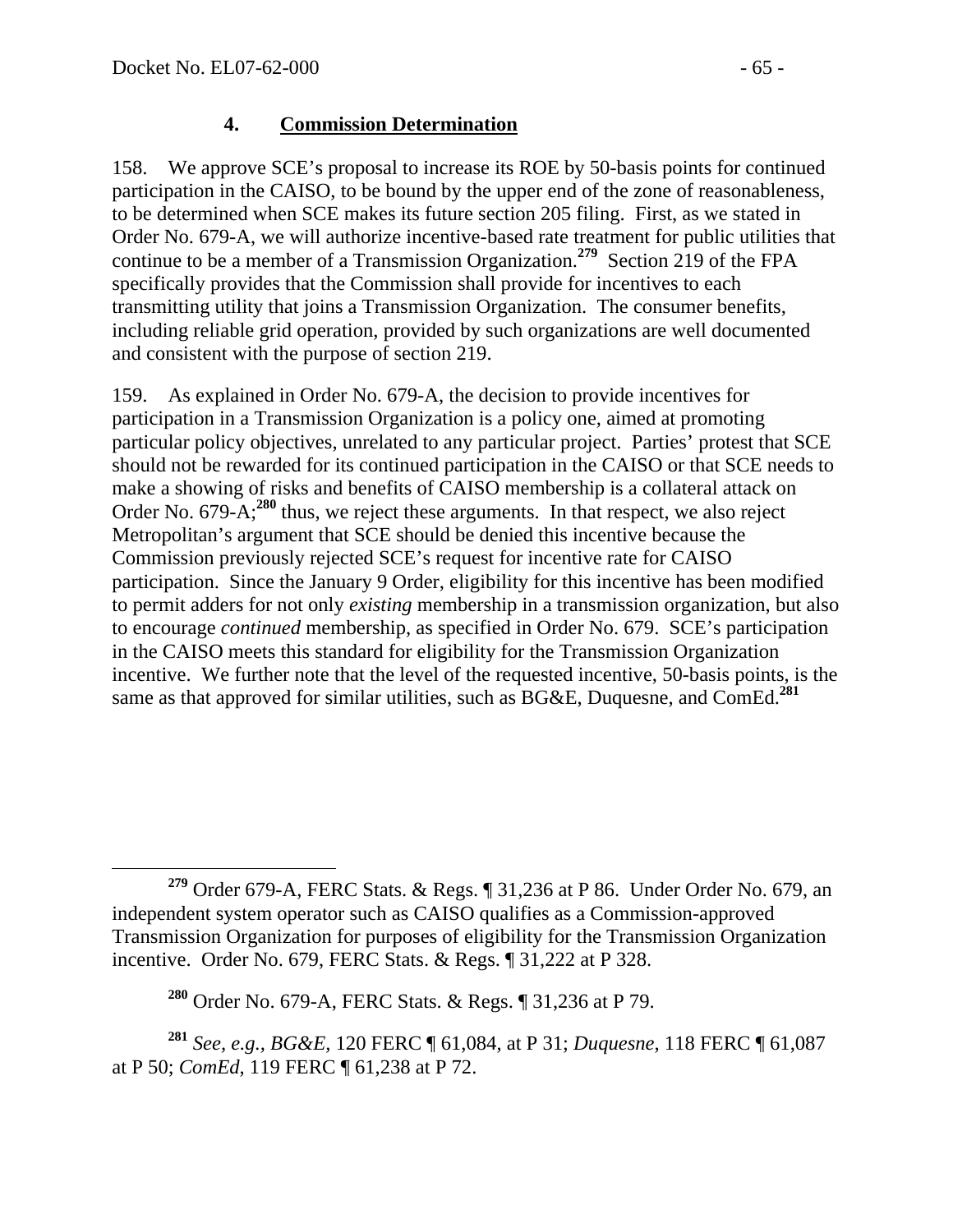### 4. **Commission Determination**

158. We approve SCE's proposal to increase its ROE by 50-basis points for continued participation in the CAISO, to be bound by the upper end of the zone of reasonableness, to be determined when SCE makes its future section 205 filing. First, as we stated in Order No. 679-A, we will authorize incentive-based rate treatment for public utilities that continue to be a member of a Transmission Organization.[279] Section 219 of the FPA specifically provides that the Commission shall provide for incentives to each transmitting utility that joins a Transmission Organization. The consumer benefits, including reliable grid operation, provided by such organizations are well documented and consistent with the purpose of section 219.

159. As explained in Order No. 679-A, the decision to provide incentives for participation in a Transmission Organization is a policy one, aimed at promoting particular policy objectives, unrelated to any particular project. Parties' protest that SCE should not be rewarded for its continued participation in the CAISO or that SCE needs to make a showing of risks and benefits of CAISO membership is a collateral attack on Order No. 679-A;[280] thus, we reject these arguments. In that respect, we also reject Metropolitan's argument that SCE should be denied this incentive because the Commission previously rejected SCE's request for incentive rate for CAISO participation. Since the January 9 Order, eligibility for this incentive has been modified to permit adders for not only *existing* membership in a transmission organization, but also to encourage *continued* membership, as specified in Order No. 679. SCE's participation in the CAISO meets this standard for eligibility for the Transmission Organization incentive. We further note that the level of the requested incentive, 50-basis points, is the same as that approved for similar utilities, such as BG&E, Duquesne, and ComEd.[281]

---

[279] Order 679-A, FERC Stats. & Regs. ¶ 31,236 at P 86. Under Order No. 679, an independent system operator such as CAISO qualifies as a Commission-approved Transmission Organization for purposes of eligibility for the Transmission Organization incentive. Order No. 679, FERC Stats. & Regs. ¶ 31,222 at P 328.

[280] Order No. 679-A, FERC Stats. & Regs. ¶ 31,236 at P 79.

[281] *See, e.g., BG&E,* 120 FERC ¶ 61,084, at P 31; *Duquesne*, 118 FERC ¶ 61,087 at P 50; *ComEd*, 119 FERC ¶ 61,238 at P 72.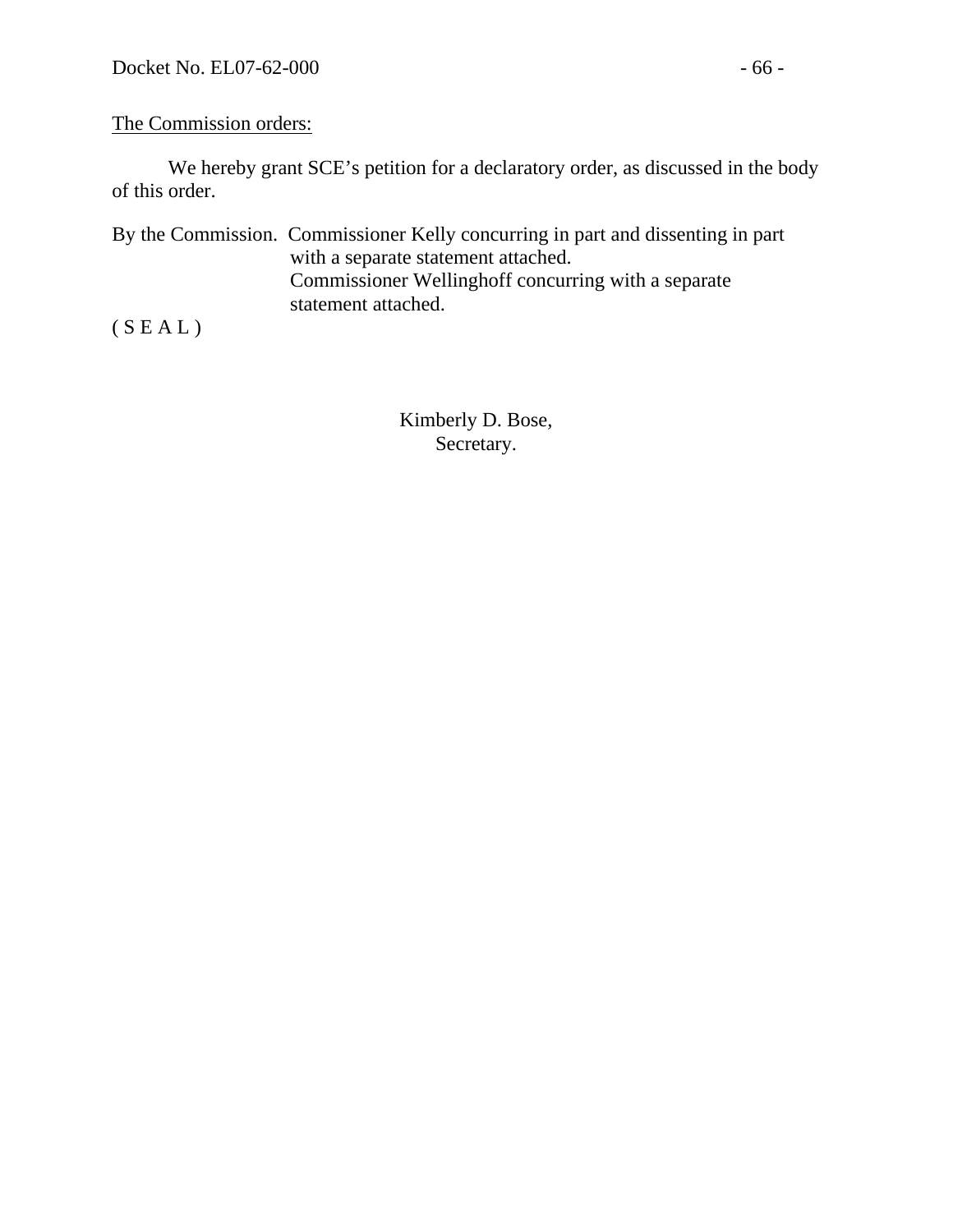The Commission orders:

We hereby grant SCE's petition for a declaratory order, as discussed in the body of this order.

By the Commission. Commissioner Kelly concurring in part and dissenting in part with a separate statement attached.
Commissioner Wellinghoff concurring with a separate statement attached.

( S E A L )

Kimberly D. Bose,
Secretary.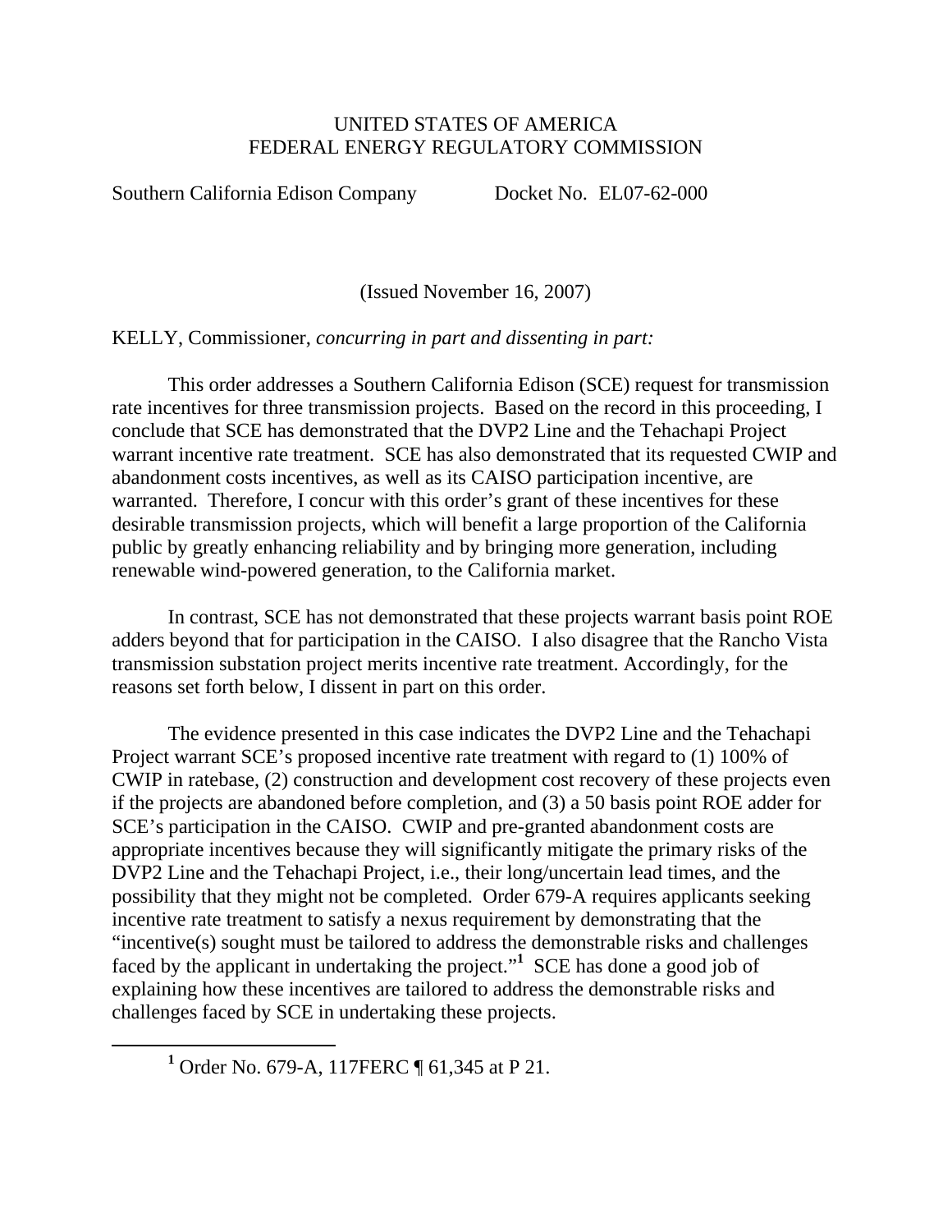UNITED STATES OF AMERICA
FEDERAL ENERGY REGULATORY COMMISSION

Southern California Edison Company Docket No. EL07-62-000

(Issued November 16, 2007)

KELLY, Commissioner, *concurring in part and dissenting in part:*

This order addresses a Southern California Edison (SCE) request for transmission rate incentives for three transmission projects. Based on the record in this proceeding, I conclude that SCE has demonstrated that the DVP2 Line and the Tehachapi Project warrant incentive rate treatment. SCE has also demonstrated that its requested CWIP and abandonment costs incentives, as well as its CAISO participation incentive, are warranted. Therefore, I concur with this order's grant of these incentives for these desirable transmission projects, which will benefit a large proportion of the California public by greatly enhancing reliability and by bringing more generation, including renewable wind-powered generation, to the California market.

In contrast, SCE has not demonstrated that these projects warrant basis point ROE adders beyond that for participation in the CAISO. I also disagree that the Rancho Vista transmission substation project merits incentive rate treatment. Accordingly, for the reasons set forth below, I dissent in part on this order.

The evidence presented in this case indicates the DVP2 Line and the Tehachapi Project warrant SCE's proposed incentive rate treatment with regard to (1) 100% of CWIP in ratebase, (2) construction and development cost recovery of these projects even if the projects are abandoned before completion, and (3) a 50 basis point ROE adder for SCE's participation in the CAISO. CWIP and pre-granted abandonment costs are appropriate incentives because they will significantly mitigate the primary risks of the DVP2 Line and the Tehachapi Project, i.e., their long/uncertain lead times, and the possibility that they might not be completed. Order 679-A requires applicants seeking incentive rate treatment to satisfy a nexus requirement by demonstrating that the "incentive(s) sought must be tailored to address the demonstrable risks and challenges faced by the applicant in undertaking the project."[1] SCE has done a good job of explaining how these incentives are tailored to address the demonstrable risks and challenges faced by SCE in undertaking these projects.

[1] Order No. 679-A, 117FERC ¶ 61,345 at P 21.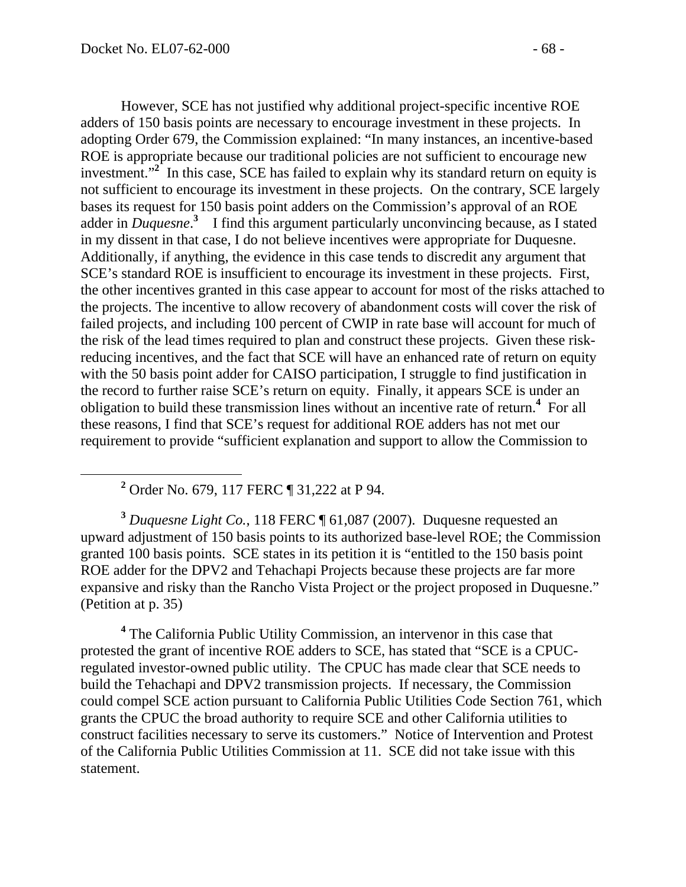However, SCE has not justified why additional project-specific incentive ROE adders of 150 basis points are necessary to encourage investment in these projects. In adopting Order 679, the Commission explained: "In many instances, an incentive-based ROE is appropriate because our traditional policies are not sufficient to encourage new investment."[2] In this case, SCE has failed to explain why its standard return on equity is not sufficient to encourage its investment in these projects. On the contrary, SCE largely bases its request for 150 basis point adders on the Commission's approval of an ROE adder in *Duquesne*.[3] I find this argument particularly unconvincing because, as I stated in my dissent in that case, I do not believe incentives were appropriate for Duquesne. Additionally, if anything, the evidence in this case tends to discredit any argument that SCE's standard ROE is insufficient to encourage its investment in these projects. First, the other incentives granted in this case appear to account for most of the risks attached to the projects. The incentive to allow recovery of abandonment costs will cover the risk of failed projects, and including 100 percent of CWIP in rate base will account for much of the risk of the lead times required to plan and construct these projects. Given these risk-reducing incentives, and the fact that SCE will have an enhanced rate of return on equity with the 50 basis point adder for CAISO participation, I struggle to find justification in the record to further raise SCE's return on equity. Finally, it appears SCE is under an obligation to build these transmission lines without an incentive rate of return.[4] For all these reasons, I find that SCE's request for additional ROE adders has not met our requirement to provide "sufficient explanation and support to allow the Commission to

---

[2] Order No. 679, 117 FERC ¶ 31,222 at P 94.

[3] *Duquesne Light Co.*, 118 FERC ¶ 61,087 (2007). Duquesne requested an upward adjustment of 150 basis points to its authorized base-level ROE; the Commission granted 100 basis points. SCE states in its petition it is "entitled to the 150 basis point ROE adder for the DPV2 and Tehachapi Projects because these projects are far more expansive and risky than the Rancho Vista Project or the project proposed in Duquesne." (Petition at p. 35)

[4] The California Public Utility Commission, an intervenor in this case that protested the grant of incentive ROE adders to SCE, has stated that "SCE is a CPUC-regulated investor-owned public utility. The CPUC has made clear that SCE needs to build the Tehachapi and DPV2 transmission projects. If necessary, the Commission could compel SCE action pursuant to California Public Utilities Code Section 761, which grants the CPUC the broad authority to require SCE and other California utilities to construct facilities necessary to serve its customers." Notice of Intervention and Protest of the California Public Utilities Commission at 11. SCE did not take issue with this statement.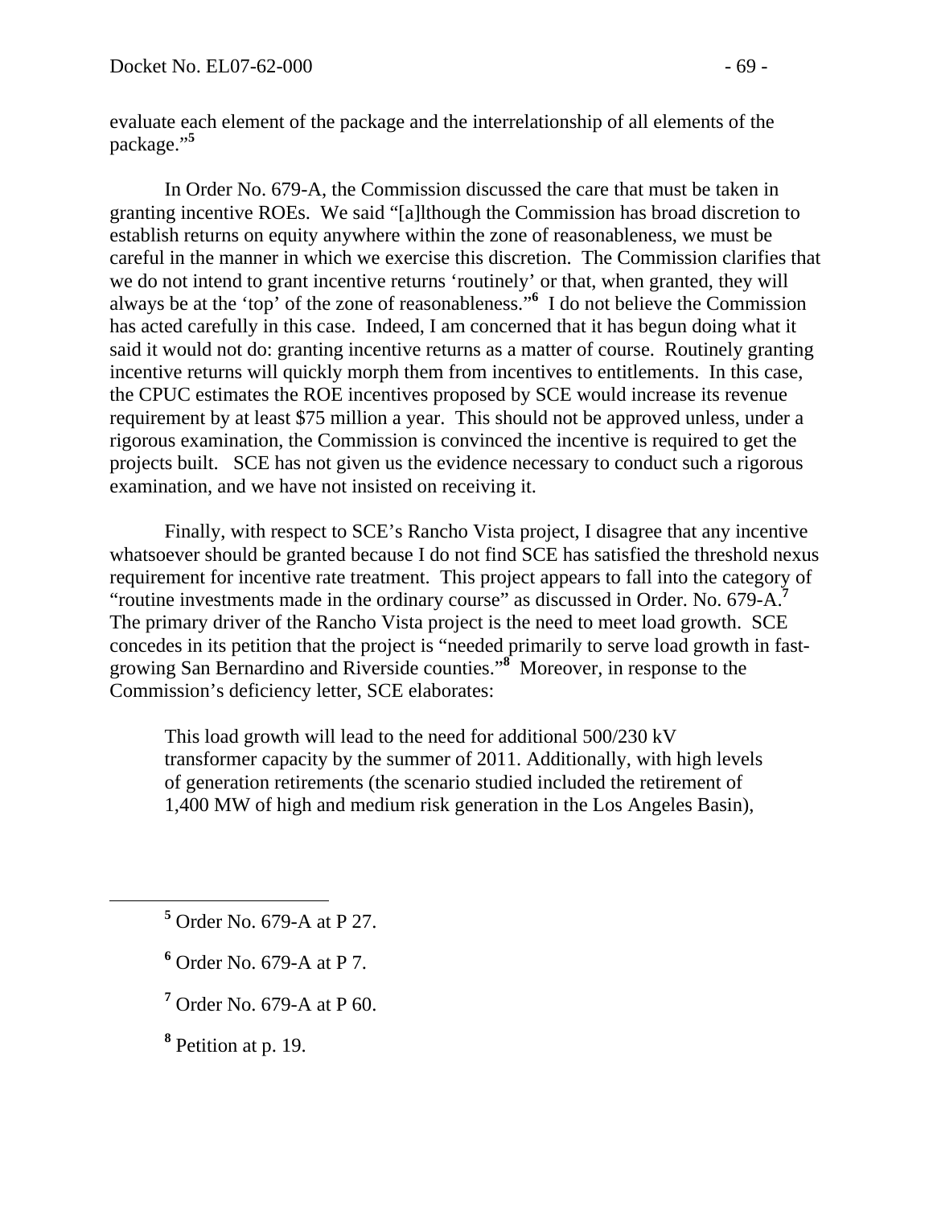evaluate each element of the package and the interrelationship of all elements of the package."[5]

In Order No. 679-A, the Commission discussed the care that must be taken in granting incentive ROEs. We said "[a]lthough the Commission has broad discretion to establish returns on equity anywhere within the zone of reasonableness, we must be careful in the manner in which we exercise this discretion. The Commission clarifies that we do not intend to grant incentive returns 'routinely' or that, when granted, they will always be at the 'top' of the zone of reasonableness."[6] I do not believe the Commission has acted carefully in this case. Indeed, I am concerned that it has begun doing what it said it would not do: granting incentive returns as a matter of course. Routinely granting incentive returns will quickly morph them from incentives to entitlements. In this case, the CPUC estimates the ROE incentives proposed by SCE would increase its revenue requirement by at least $75 million a year. This should not be approved unless, under a rigorous examination, the Commission is convinced the incentive is required to get the projects built. SCE has not given us the evidence necessary to conduct such a rigorous examination, and we have not insisted on receiving it.

Finally, with respect to SCE's Rancho Vista project, I disagree that any incentive whatsoever should be granted because I do not find SCE has satisfied the threshold nexus requirement for incentive rate treatment. This project appears to fall into the category of "routine investments made in the ordinary course" as discussed in Order. No. 679-A.[7] The primary driver of the Rancho Vista project is the need to meet load growth. SCE concedes in its petition that the project is "needed primarily to serve load growth in fast-growing San Bernardino and Riverside counties."[8] Moreover, in response to the Commission's deficiency letter, SCE elaborates:

> This load growth will lead to the need for additional 500/230 kV transformer capacity by the summer of 2011. Additionally, with high levels of generation retirements (the scenario studied included the retirement of 1,400 MW of high and medium risk generation in the Los Angeles Basin),

---

[5] Order No. 679-A at P 27.

[6] Order No. 679-A at P 7.

[7] Order No. 679-A at P 60.

[8] Petition at p. 19.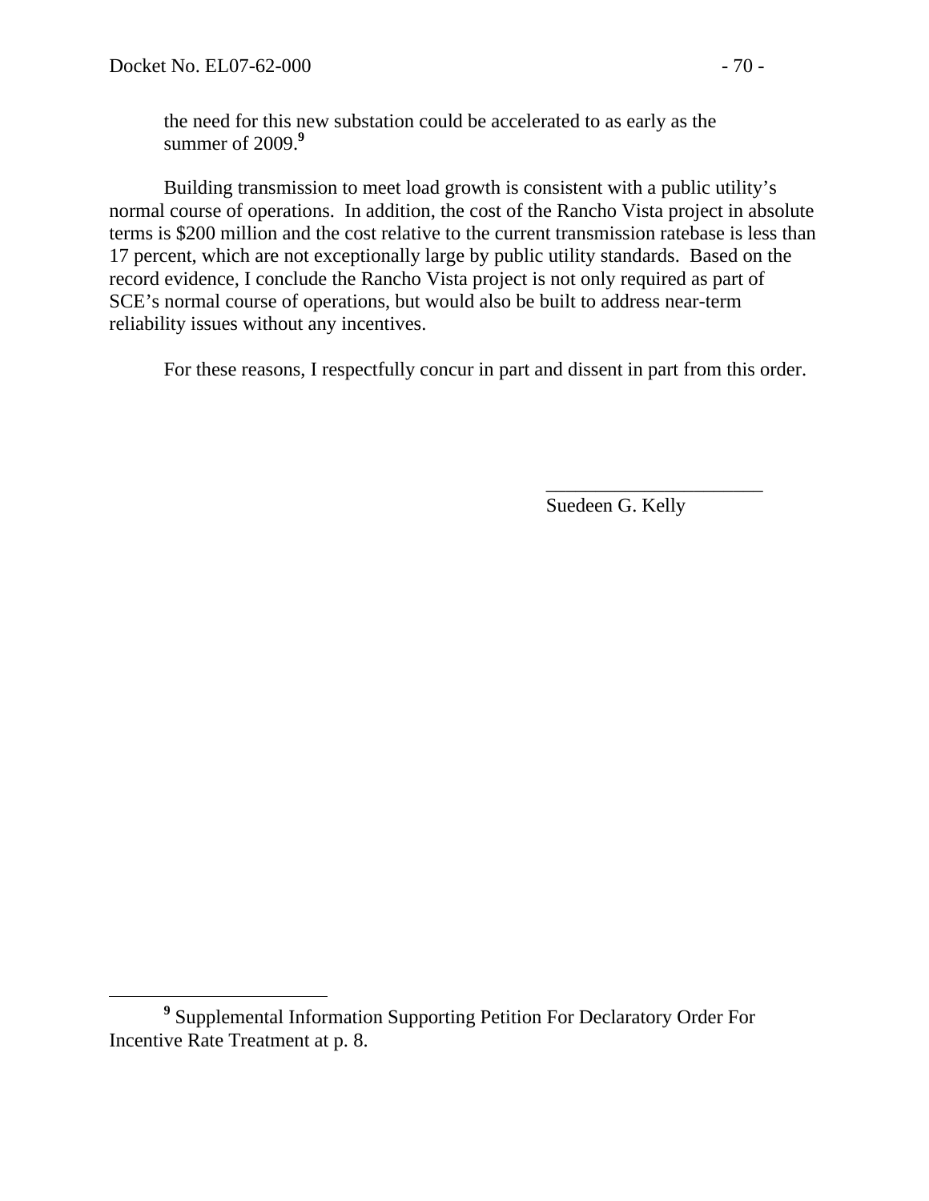the need for this new substation could be accelerated to as early as the summer of 2009.[9]

Building transmission to meet load growth is consistent with a public utility's normal course of operations. In addition, the cost of the Rancho Vista project in absolute terms is $200 million and the cost relative to the current transmission ratebase is less than 17 percent, which are not exceptionally large by public utility standards. Based on the record evidence, I conclude the Rancho Vista project is not only required as part of SCE's normal course of operations, but would also be built to address near-term reliability issues without any incentives.

For these reasons, I respectfully concur in part and dissent in part from this order.

______________________
Suedeen G. Kelly

---

[9] Supplemental Information Supporting Petition For Declaratory Order For Incentive Rate Treatment at p. 8.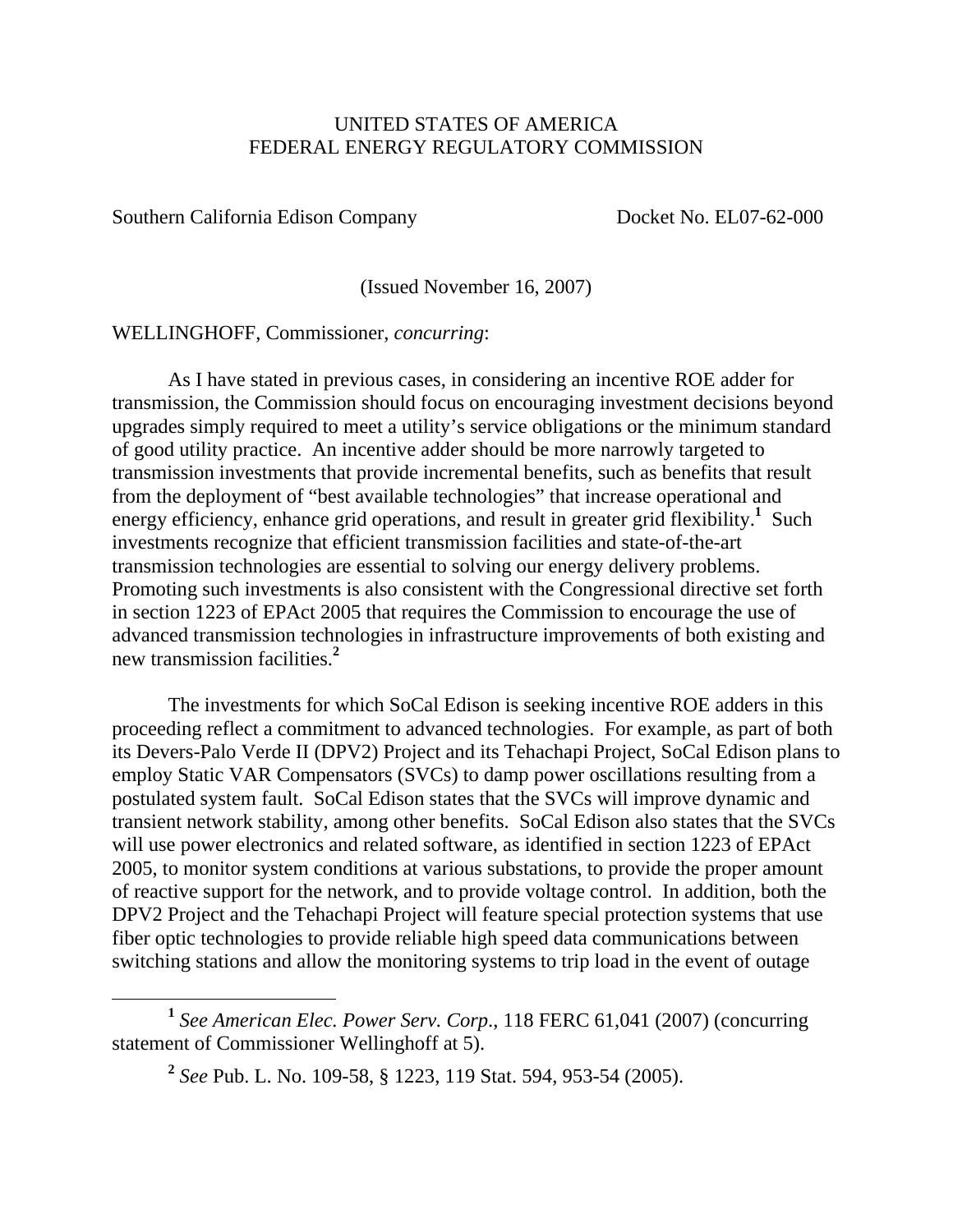UNITED STATES OF AMERICA
FEDERAL ENERGY REGULATORY COMMISSION

Southern California Edison Company Docket No. EL07-62-000

(Issued November 16, 2007)

WELLINGHOFF, Commissioner, *concurring*:

As I have stated in previous cases, in considering an incentive ROE adder for transmission, the Commission should focus on encouraging investment decisions beyond upgrades simply required to meet a utility's service obligations or the minimum standard of good utility practice. An incentive adder should be more narrowly targeted to transmission investments that provide incremental benefits, such as benefits that result from the deployment of "best available technologies" that increase operational and energy efficiency, enhance grid operations, and result in greater grid flexibility.[1] Such investments recognize that efficient transmission facilities and state-of-the-art transmission technologies are essential to solving our energy delivery problems. Promoting such investments is also consistent with the Congressional directive set forth in section 1223 of EPAct 2005 that requires the Commission to encourage the use of advanced transmission technologies in infrastructure improvements of both existing and new transmission facilities.[2]

The investments for which SoCal Edison is seeking incentive ROE adders in this proceeding reflect a commitment to advanced technologies. For example, as part of both its Devers-Palo Verde II (DPV2) Project and its Tehachapi Project, SoCal Edison plans to employ Static VAR Compensators (SVCs) to damp power oscillations resulting from a postulated system fault. SoCal Edison states that the SVCs will improve dynamic and transient network stability, among other benefits. SoCal Edison also states that the SVCs will use power electronics and related software, as identified in section 1223 of EPAct 2005, to monitor system conditions at various substations, to provide the proper amount of reactive support for the network, and to provide voltage control. In addition, both the DPV2 Project and the Tehachapi Project will feature special protection systems that use fiber optic technologies to provide reliable high speed data communications between switching stations and allow the monitoring systems to trip load in the event of outage

---

[1] *See American Elec. Power Serv. Corp.*, 118 FERC 61,041 (2007) (concurring statement of Commissioner Wellinghoff at 5).

[2] *See* Pub. L. No. 109-58, § 1223, 119 Stat. 594, 953-54 (2005).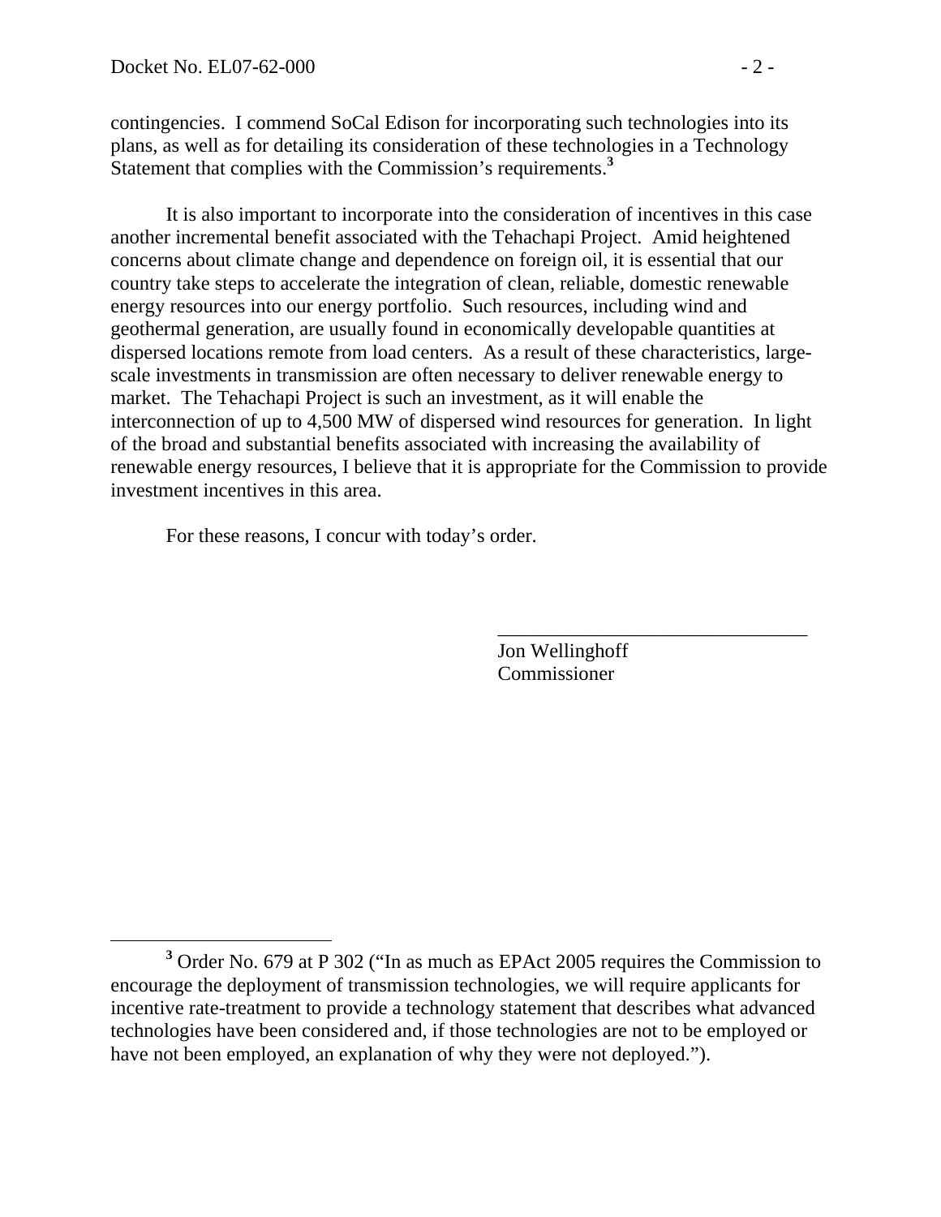contingencies. I commend SoCal Edison for incorporating such technologies into its plans, as well as for detailing its consideration of these technologies in a Technology Statement that complies with the Commission's requirements.[3]

It is also important to incorporate into the consideration of incentives in this case another incremental benefit associated with the Tehachapi Project. Amid heightened concerns about climate change and dependence on foreign oil, it is essential that our country take steps to accelerate the integration of clean, reliable, domestic renewable energy resources into our energy portfolio. Such resources, including wind and geothermal generation, are usually found in economically developable quantities at dispersed locations remote from load centers. As a result of these characteristics, large-scale investments in transmission are often necessary to deliver renewable energy to market. The Tehachapi Project is such an investment, as it will enable the interconnection of up to 4,500 MW of dispersed wind resources for generation. In light of the broad and substantial benefits associated with increasing the availability of renewable energy resources, I believe that it is appropriate for the Commission to provide investment incentives in this area.

For these reasons, I concur with today's order.

______________________________
Jon Wellinghoff
Commissioner

[3] Order No. 679 at P 302 ("In as much as EPAct 2005 requires the Commission to encourage the deployment of transmission technologies, we will require applicants for incentive rate-treatment to provide a technology statement that describes what advanced technologies have been considered and, if those technologies are not to be employed or have not been employed, an explanation of why they were not deployed.").